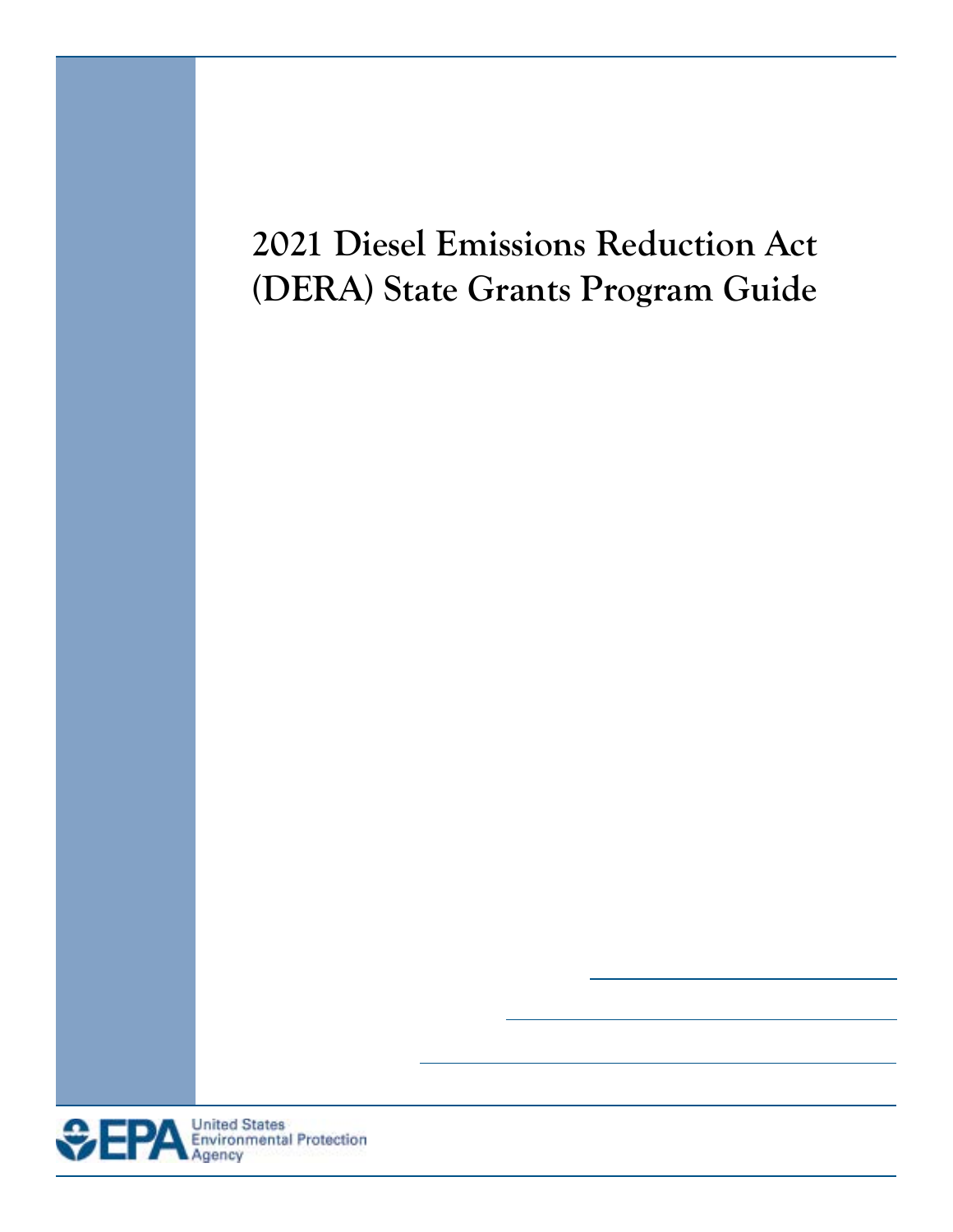# 2021 Diesel Emissions Reduction Act (DERA) State Grants Program Guide

United States Environmental Protection Agency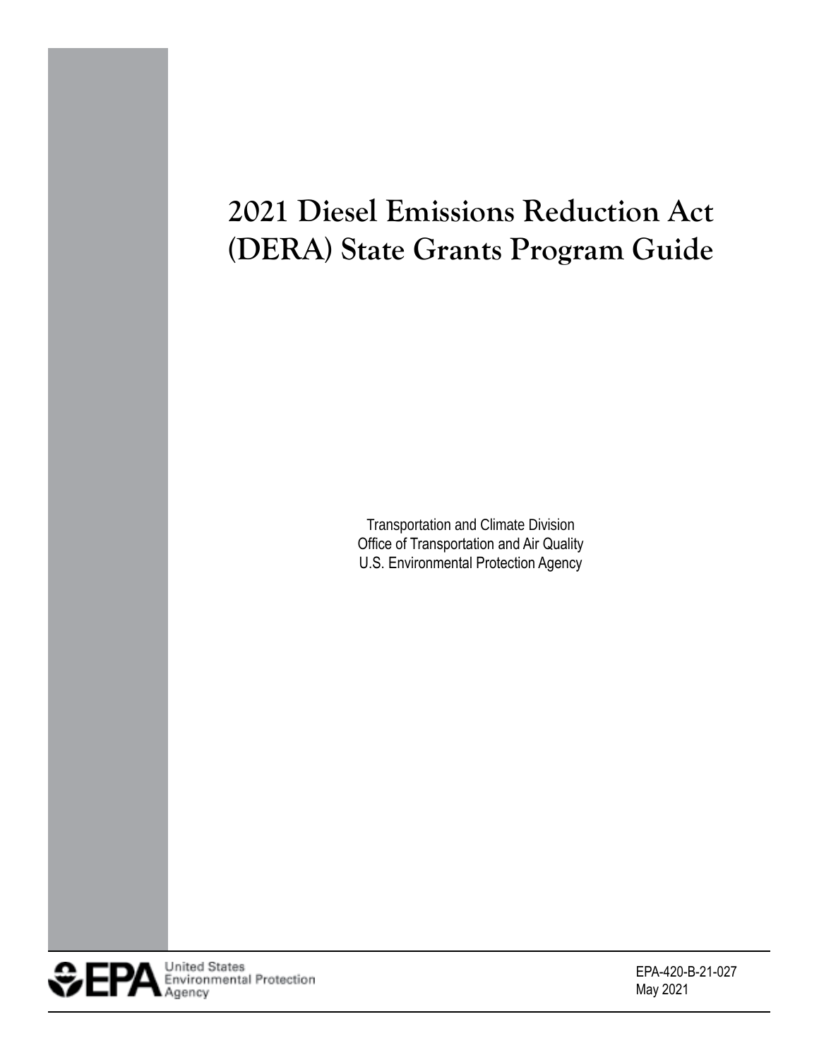# 2021 Diesel Emissions Reduction Act (DERA) State Grants Program Guide

Transportation and Climate Division
Office of Transportation and Air Quality
U.S. Environmental Protection Agency

United States Environmental Protection Agency

EPA-420-B-21-027
May 2021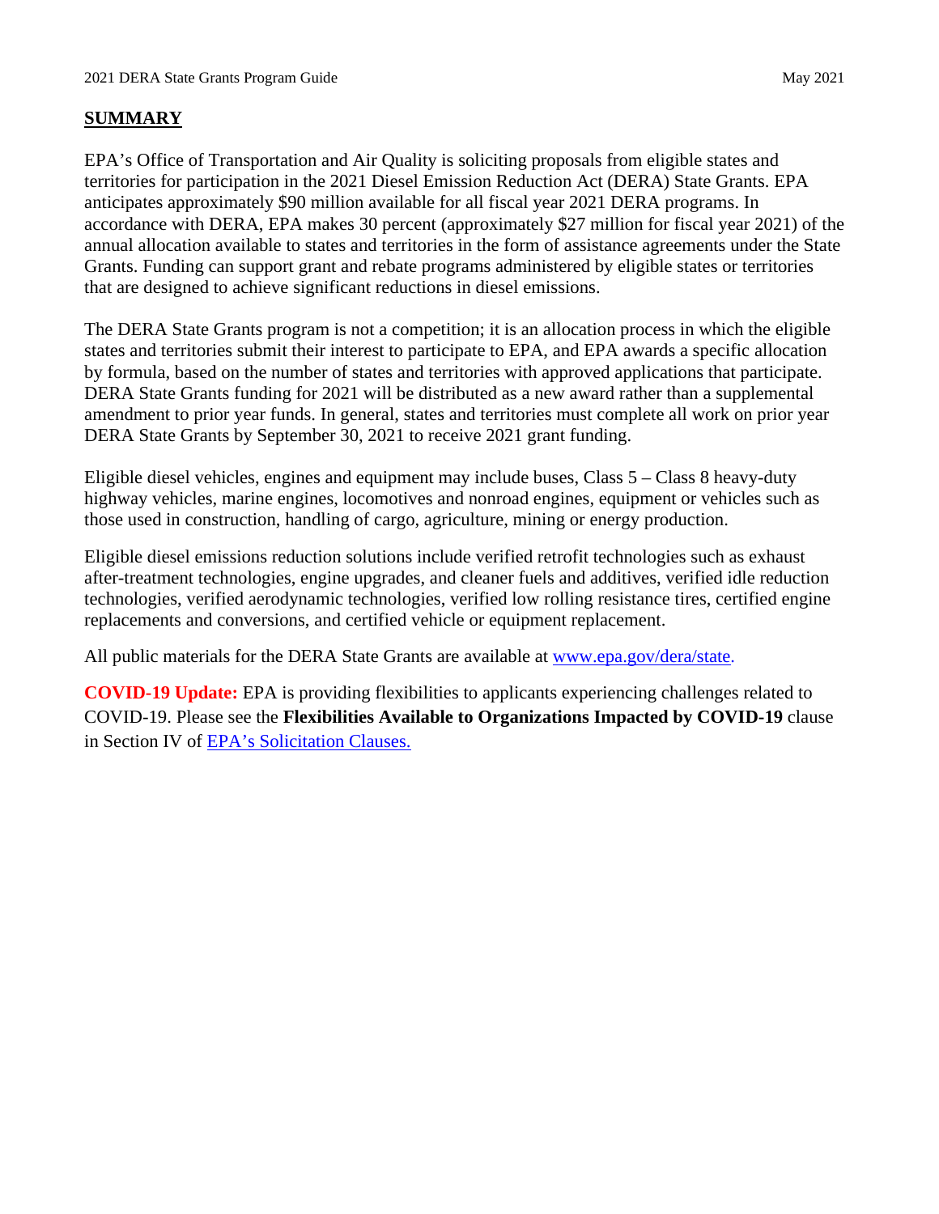## SUMMARY

EPA's Office of Transportation and Air Quality is soliciting proposals from eligible states and territories for participation in the 2021 Diesel Emission Reduction Act (DERA) State Grants. EPA anticipates approximately $90 million available for all fiscal year 2021 DERA programs. In accordance with DERA, EPA makes 30 percent (approximately $27 million for fiscal year 2021) of the annual allocation available to states and territories in the form of assistance agreements under the State Grants. Funding can support grant and rebate programs administered by eligible states or territories that are designed to achieve significant reductions in diesel emissions.

The DERA State Grants program is not a competition; it is an allocation process in which the eligible states and territories submit their interest to participate to EPA, and EPA awards a specific allocation by formula, based on the number of states and territories with approved applications that participate. DERA State Grants funding for 2021 will be distributed as a new award rather than a supplemental amendment to prior year funds. In general, states and territories must complete all work on prior year DERA State Grants by September 30, 2021 to receive 2021 grant funding.

Eligible diesel vehicles, engines and equipment may include buses, Class 5 – Class 8 heavy-duty highway vehicles, marine engines, locomotives and nonroad engines, equipment or vehicles such as those used in construction, handling of cargo, agriculture, mining or energy production.

Eligible diesel emissions reduction solutions include verified retrofit technologies such as exhaust after-treatment technologies, engine upgrades, and cleaner fuels and additives, verified idle reduction technologies, verified aerodynamic technologies, verified low rolling resistance tires, certified engine replacements and conversions, and certified vehicle or equipment replacement.

All public materials for the DERA State Grants are available at [www.epa.gov/dera/state](www.epa.gov/dera/state).

**COVID-19 Update:** EPA is providing flexibilities to applicants experiencing challenges related to COVID-19. Please see the **Flexibilities Available to Organizations Impacted by COVID-19** clause in Section IV of EPA's Solicitation Clauses.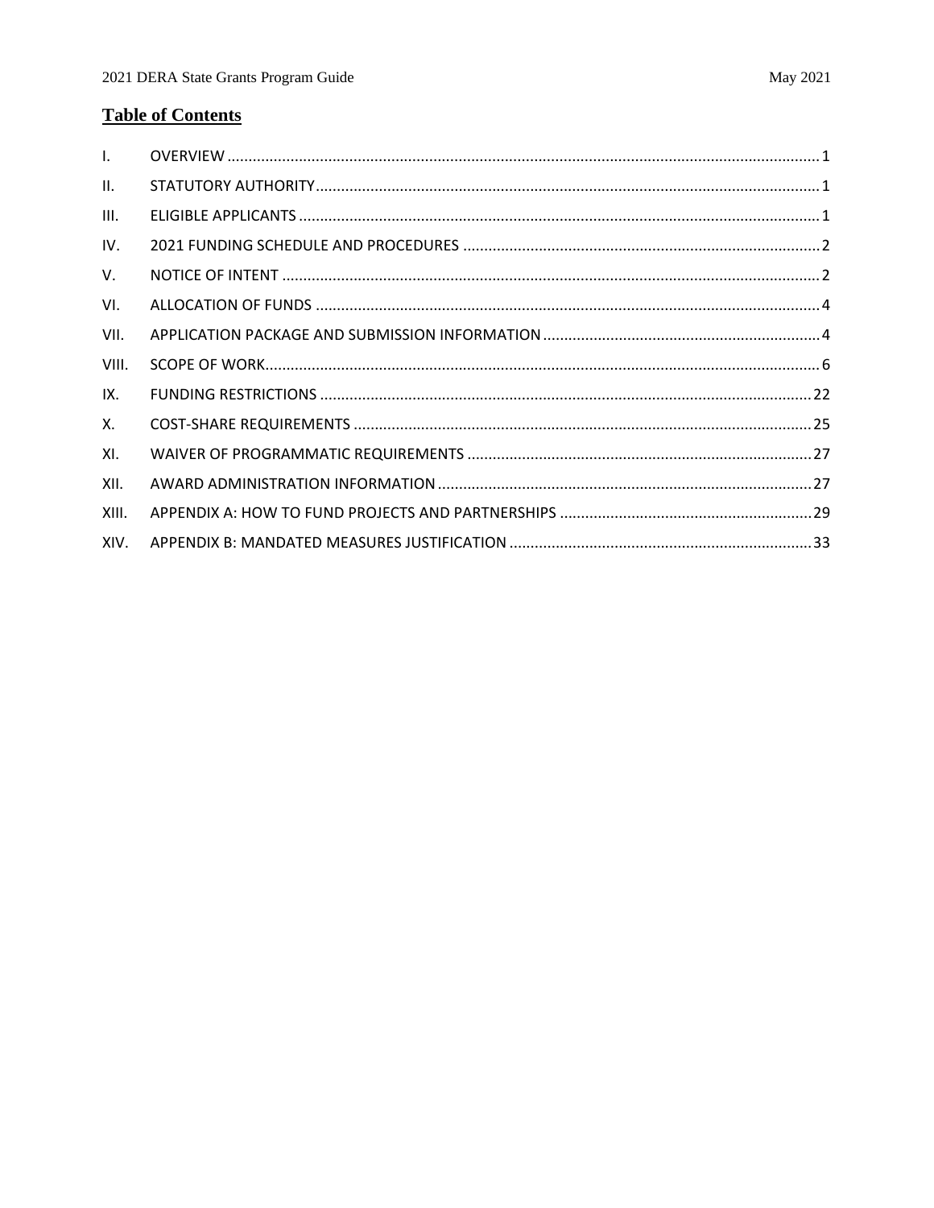## Table of Contents

| | | |
|---|---|---|
| I. | OVERVIEW | 1 |
| II. | STATUTORY AUTHORITY | 1 |
| III. | ELIGIBLE APPLICANTS | 1 |
| IV. | 2021 FUNDING SCHEDULE AND PROCEDURES | 2 |
| V. | NOTICE OF INTENT | 2 |
| VI. | ALLOCATION OF FUNDS | 4 |
| VII. | APPLICATION PACKAGE AND SUBMISSION INFORMATION | 4 |
| VIII. | SCOPE OF WORK | 6 |
| IX. | FUNDING RESTRICTIONS | 22 |
| X. | COST-SHARE REQUIREMENTS | 25 |
| XI. | WAIVER OF PROGRAMMATIC REQUIREMENTS | 27 |
| XII. | AWARD ADMINISTRATION INFORMATION | 27 |
| XIII. | APPENDIX A: HOW TO FUND PROJECTS AND PARTNERSHIPS | 29 |
| XIV. | APPENDIX B: MANDATED MEASURES JUSTIFICATION | 33 |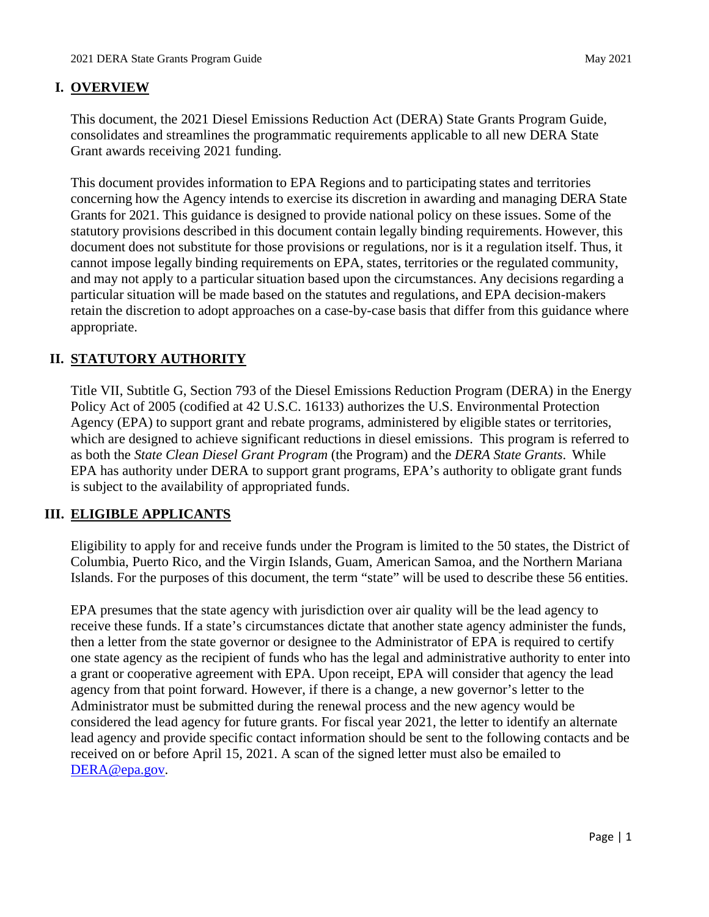## I. OVERVIEW

This document, the 2021 Diesel Emissions Reduction Act (DERA) State Grants Program Guide, consolidates and streamlines the programmatic requirements applicable to all new DERA State Grant awards receiving 2021 funding.

This document provides information to EPA Regions and to participating states and territories concerning how the Agency intends to exercise its discretion in awarding and managing DERA State Grants for 2021. This guidance is designed to provide national policy on these issues. Some of the statutory provisions described in this document contain legally binding requirements. However, this document does not substitute for those provisions or regulations, nor is it a regulation itself. Thus, it cannot impose legally binding requirements on EPA, states, territories or the regulated community, and may not apply to a particular situation based upon the circumstances. Any decisions regarding a particular situation will be made based on the statutes and regulations, and EPA decision-makers retain the discretion to adopt approaches on a case-by-case basis that differ from this guidance where appropriate.

## II. STATUTORY AUTHORITY

Title VII, Subtitle G, Section 793 of the Diesel Emissions Reduction Program (DERA) in the Energy Policy Act of 2005 (codified at 42 U.S.C. 16133) authorizes the U.S. Environmental Protection Agency (EPA) to support grant and rebate programs, administered by eligible states or territories, which are designed to achieve significant reductions in diesel emissions. This program is referred to as both the *State Clean Diesel Grant Program* (the Program) and the *DERA State Grants*. While EPA has authority under DERA to support grant programs, EPA's authority to obligate grant funds is subject to the availability of appropriated funds.

## III. ELIGIBLE APPLICANTS

Eligibility to apply for and receive funds under the Program is limited to the 50 states, the District of Columbia, Puerto Rico, and the Virgin Islands, Guam, American Samoa, and the Northern Mariana Islands. For the purposes of this document, the term "state" will be used to describe these 56 entities.

EPA presumes that the state agency with jurisdiction over air quality will be the lead agency to receive these funds. If a state's circumstances dictate that another state agency administer the funds, then a letter from the state governor or designee to the Administrator of EPA is required to certify one state agency as the recipient of funds who has the legal and administrative authority to enter into a grant or cooperative agreement with EPA. Upon receipt, EPA will consider that agency the lead agency from that point forward. However, if there is a change, a new governor's letter to the Administrator must be submitted during the renewal process and the new agency would be considered the lead agency for future grants. For fiscal year 2021, the letter to identify an alternate lead agency and provide specific contact information should be sent to the following contacts and be received on or before April 15, 2021. A scan of the signed letter must also be emailed to DERA@epa.gov.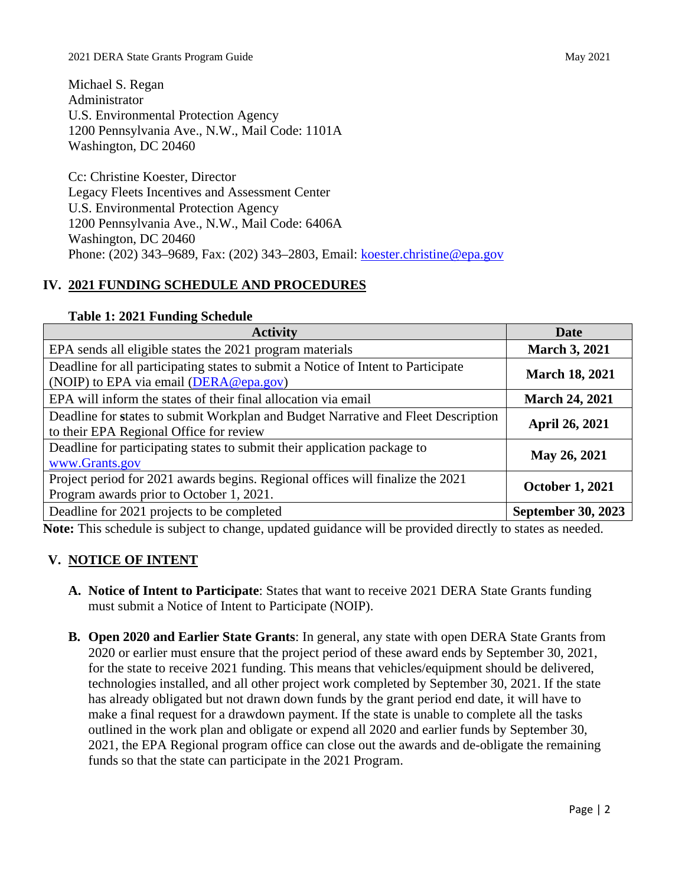Michael S. Regan
Administrator
U.S. Environmental Protection Agency
1200 Pennsylvania Ave., N.W., Mail Code: 1101A
Washington, DC 20460

Cc: Christine Koester, Director
Legacy Fleets Incentives and Assessment Center
U.S. Environmental Protection Agency
1200 Pennsylvania Ave., N.W., Mail Code: 6406A
Washington, DC 20460
Phone: (202) 343–9689, Fax: (202) 343–2803, Email: koester.christine@epa.gov

## IV. 2021 FUNDING SCHEDULE AND PROCEDURES

**Table 1: 2021 Funding Schedule**

| Activity | Date |
|---|---|
| EPA sends all eligible states the 2021 program materials | **March 3, 2021** |
| Deadline for all participating states to submit a Notice of Intent to Participate (NOIP) to EPA via email (DERA@epa.gov) | **March 18, 2021** |
| EPA will inform the states of their final allocation via email | **March 24, 2021** |
| Deadline for states to submit Workplan and Budget Narrative and Fleet Description to their EPA Regional Office for review | **April 26, 2021** |
| Deadline for participating states to submit their application package to www.Grants.gov | **May 26, 2021** |
| Project period for 2021 awards begins. Regional offices will finalize the 2021 Program awards prior to October 1, 2021. | **October 1, 2021** |
| Deadline for 2021 projects to be completed | **September 30, 2023** |

**Note:** This schedule is subject to change, updated guidance will be provided directly to states as needed.

## V. NOTICE OF INTENT

**A. Notice of Intent to Participate**: States that want to receive 2021 DERA State Grants funding must submit a Notice of Intent to Participate (NOIP).

**B. Open 2020 and Earlier State Grants**: In general, any state with open DERA State Grants from 2020 or earlier must ensure that the project period of these award ends by September 30, 2021, for the state to receive 2021 funding. This means that vehicles/equipment should be delivered, technologies installed, and all other project work completed by September 30, 2021. If the state has already obligated but not drawn down funds by the grant period end date, it will have to make a final request for a drawdown payment. If the state is unable to complete all the tasks outlined in the work plan and obligate or expend all 2020 and earlier funds by September 30, 2021, the EPA Regional program office can close out the awards and de-obligate the remaining funds so that the state can participate in the 2021 Program.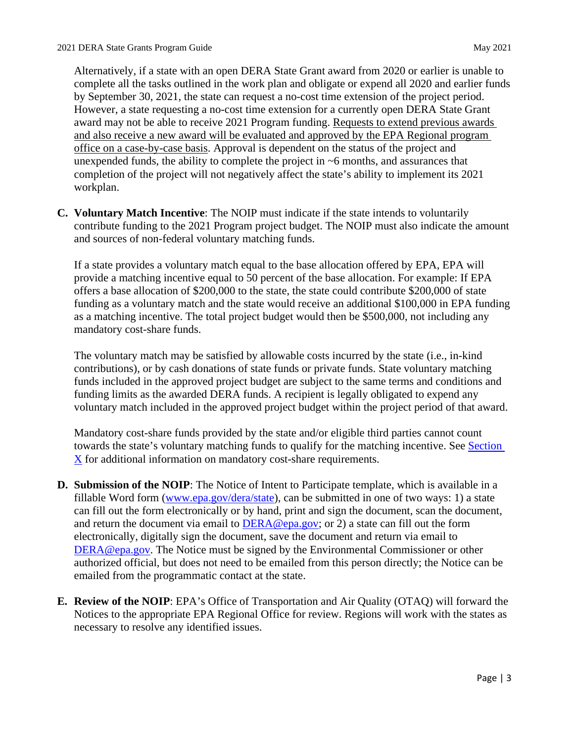Alternatively, if a state with an open DERA State Grant award from 2020 or earlier is unable to complete all the tasks outlined in the work plan and obligate or expend all 2020 and earlier funds by September 30, 2021, the state can request a no-cost time extension of the project period. However, a state requesting a no-cost time extension for a currently open DERA State Grant award may not be able to receive 2021 Program funding. Requests to extend previous awards and also receive a new award will be evaluated and approved by the EPA Regional program office on a case-by-case basis. Approval is dependent on the status of the project and unexpended funds, the ability to complete the project in ~6 months, and assurances that completion of the project will not negatively affect the state's ability to implement its 2021 workplan.

**C. Voluntary Match Incentive**: The NOIP must indicate if the state intends to voluntarily contribute funding to the 2021 Program project budget. The NOIP must also indicate the amount and sources of non-federal voluntary matching funds.

If a state provides a voluntary match equal to the base allocation offered by EPA, EPA will provide a matching incentive equal to 50 percent of the base allocation. For example: If EPA offers a base allocation of $200,000 to the state, the state could contribute $200,000 of state funding as a voluntary match and the state would receive an additional $100,000 in EPA funding as a matching incentive. The total project budget would then be $500,000, not including any mandatory cost-share funds.

The voluntary match may be satisfied by allowable costs incurred by the state (i.e., in-kind contributions), or by cash donations of state funds or private funds. State voluntary matching funds included in the approved project budget are subject to the same terms and conditions and funding limits as the awarded DERA funds. A recipient is legally obligated to expend any voluntary match included in the approved project budget within the project period of that award.

Mandatory cost-share funds provided by the state and/or eligible third parties cannot count towards the state's voluntary matching funds to qualify for the matching incentive. See Section X for additional information on mandatory cost-share requirements.

**D. Submission of the NOIP**: The Notice of Intent to Participate template, which is available in a fillable Word form (www.epa.gov/dera/state), can be submitted in one of two ways: 1) a state can fill out the form electronically or by hand, print and sign the document, scan the document, and return the document via email to DERA@epa.gov; or 2) a state can fill out the form electronically, digitally sign the document, save the document and return via email to DERA@epa.gov. The Notice must be signed by the Environmental Commissioner or other authorized official, but does not need to be emailed from this person directly; the Notice can be emailed from the programmatic contact at the state.

**E. Review of the NOIP**: EPA's Office of Transportation and Air Quality (OTAQ) will forward the Notices to the appropriate EPA Regional Office for review. Regions will work with the states as necessary to resolve any identified issues.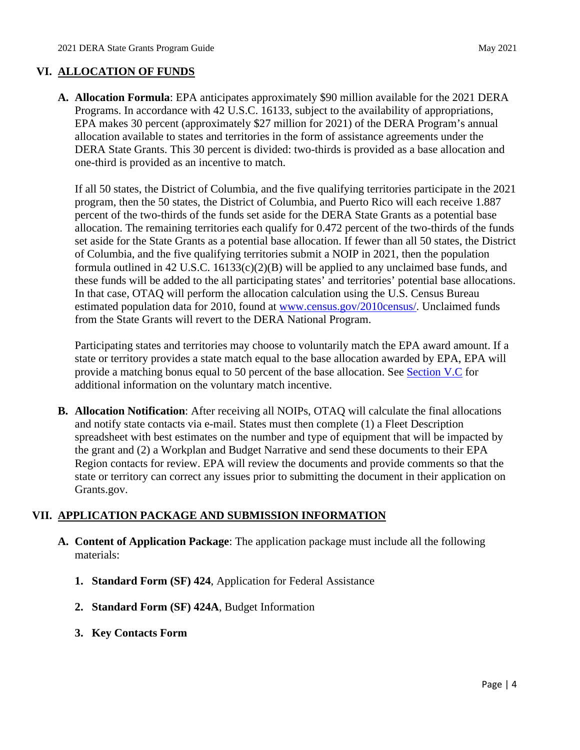## VI. ALLOCATION OF FUNDS

**A. Allocation Formula**: EPA anticipates approximately $90 million available for the 2021 DERA Programs. In accordance with 42 U.S.C. 16133, subject to the availability of appropriations, EPA makes 30 percent (approximately $27 million for 2021) of the DERA Program's annual allocation available to states and territories in the form of assistance agreements under the DERA State Grants. This 30 percent is divided: two-thirds is provided as a base allocation and one-third is provided as an incentive to match.

If all 50 states, the District of Columbia, and the five qualifying territories participate in the 2021 program, then the 50 states, the District of Columbia, and Puerto Rico will each receive 1.887 percent of the two-thirds of the funds set aside for the DERA State Grants as a potential base allocation. The remaining territories each qualify for 0.472 percent of the two-thirds of the funds set aside for the State Grants as a potential base allocation. If fewer than all 50 states, the District of Columbia, and the five qualifying territories submit a NOIP in 2021, then the population formula outlined in 42 U.S.C. 16133(c)(2)(B) will be applied to any unclaimed base funds, and these funds will be added to the all participating states' and territories' potential base allocations. In that case, OTAQ will perform the allocation calculation using the U.S. Census Bureau estimated population data for 2010, found at [www.census.gov/2010census/](www.census.gov/2010census/). Unclaimed funds from the State Grants will revert to the DERA National Program.

Participating states and territories may choose to voluntarily match the EPA award amount. If a state or territory provides a state match equal to the base allocation awarded by EPA, EPA will provide a matching bonus equal to 50 percent of the base allocation. See Section V.C for additional information on the voluntary match incentive.

**B. Allocation Notification**: After receiving all NOIPs, OTAQ will calculate the final allocations and notify state contacts via e-mail. States must then complete (1) a Fleet Description spreadsheet with best estimates on the number and type of equipment that will be impacted by the grant and (2) a Workplan and Budget Narrative and send these documents to their EPA Region contacts for review. EPA will review the documents and provide comments so that the state or territory can correct any issues prior to submitting the document in their application on Grants.gov.

## VII. APPLICATION PACKAGE AND SUBMISSION INFORMATION

**A. Content of Application Package**: The application package must include all the following materials:

1. **Standard Form (SF) 424**, Application for Federal Assistance
2. **Standard Form (SF) 424A**, Budget Information
3. **Key Contacts Form**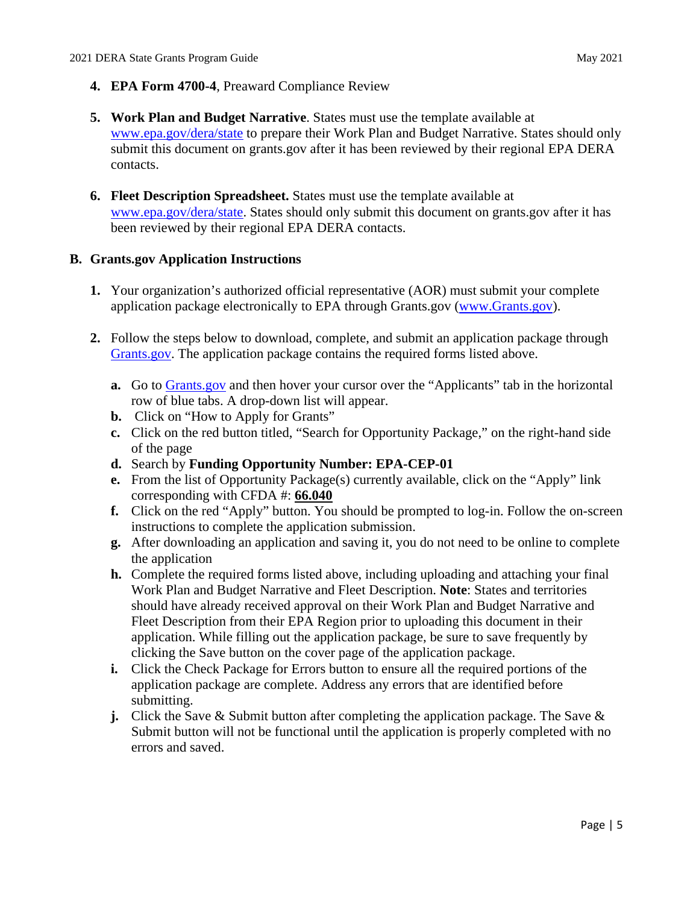4. **EPA Form 4700-4**, Preaward Compliance Review

5. **Work Plan and Budget Narrative**. States must use the template available at www.epa.gov/dera/state to prepare their Work Plan and Budget Narrative. States should only submit this document on grants.gov after it has been reviewed by their regional EPA DERA contacts.

6. **Fleet Description Spreadsheet.** States must use the template available at www.epa.gov/dera/state. States should only submit this document on grants.gov after it has been reviewed by their regional EPA DERA contacts.

## B. Grants.gov Application Instructions

1. Your organization's authorized official representative (AOR) must submit your complete application package electronically to EPA through Grants.gov (www.Grants.gov).

2. Follow the steps below to download, complete, and submit an application package through Grants.gov. The application package contains the required forms listed above.

   a. Go to Grants.gov and then hover your cursor over the "Applicants" tab in the horizontal row of blue tabs. A drop-down list will appear.
   b. Click on "How to Apply for Grants"
   c. Click on the red button titled, "Search for Opportunity Package," on the right-hand side of the page
   d. Search by **Funding Opportunity Number: EPA-CEP-01**
   e. From the list of Opportunity Package(s) currently available, click on the "Apply" link corresponding with CFDA #: **66.040**
   f. Click on the red "Apply" button. You should be prompted to log-in. Follow the on-screen instructions to complete the application submission.
   g. After downloading an application and saving it, you do not need to be online to complete the application
   h. Complete the required forms listed above, including uploading and attaching your final Work Plan and Budget Narrative and Fleet Description. **Note**: States and territories should have already received approval on their Work Plan and Budget Narrative and Fleet Description from their EPA Region prior to uploading this document in their application. While filling out the application package, be sure to save frequently by clicking the Save button on the cover page of the application package.
   i. Click the Check Package for Errors button to ensure all the required portions of the application package are complete. Address any errors that are identified before submitting.
   j. Click the Save & Submit button after completing the application package. The Save & Submit button will not be functional until the application is properly completed with no errors and saved.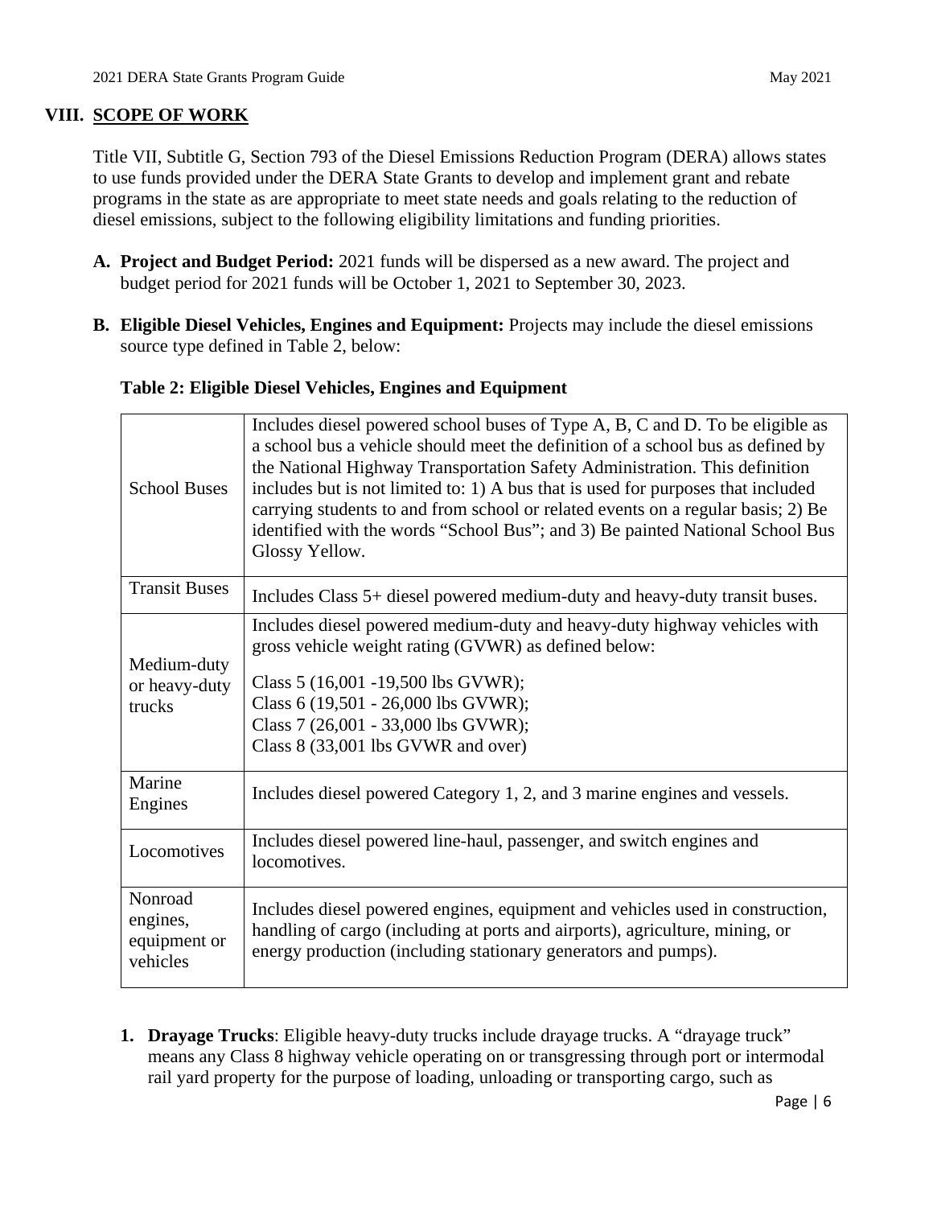## VIII. SCOPE OF WORK

Title VII, Subtitle G, Section 793 of the Diesel Emissions Reduction Program (DERA) allows states to use funds provided under the DERA State Grants to develop and implement grant and rebate programs in the state as are appropriate to meet state needs and goals relating to the reduction of diesel emissions, subject to the following eligibility limitations and funding priorities.

**A. Project and Budget Period:** 2021 funds will be dispersed as a new award. The project and budget period for 2021 funds will be October 1, 2021 to September 30, 2023.

**B. Eligible Diesel Vehicles, Engines and Equipment:** Projects may include the diesel emissions source type defined in Table 2, below:

**Table 2: Eligible Diesel Vehicles, Engines and Equipment**

| | |
|---|---|
| School Buses | Includes diesel powered school buses of Type A, B, C and D. To be eligible as a school bus a vehicle should meet the definition of a school bus as defined by the National Highway Transportation Safety Administration. This definition includes but is not limited to: 1) A bus that is used for purposes that included carrying students to and from school or related events on a regular basis; 2) Be identified with the words "School Bus"; and 3) Be painted National School Bus Glossy Yellow. |
| Transit Buses | Includes Class 5+ diesel powered medium-duty and heavy-duty transit buses. |
| Medium-duty or heavy-duty trucks | Includes diesel powered medium-duty and heavy-duty highway vehicles with gross vehicle weight rating (GVWR) as defined below:<br>Class 5 (16,001 -19,500 lbs GVWR);<br>Class 6 (19,501 - 26,000 lbs GVWR);<br>Class 7 (26,001 - 33,000 lbs GVWR);<br>Class 8 (33,001 lbs GVWR and over) |
| Marine Engines | Includes diesel powered Category 1, 2, and 3 marine engines and vessels. |
| Locomotives | Includes diesel powered line-haul, passenger, and switch engines and locomotives. |
| Nonroad engines, equipment or vehicles | Includes diesel powered engines, equipment and vehicles used in construction, handling of cargo (including at ports and airports), agriculture, mining, or energy production (including stationary generators and pumps). |

1. **Drayage Trucks**: Eligible heavy-duty trucks include drayage trucks. A "drayage truck" means any Class 8 highway vehicle operating on or transgressing through port or intermodal rail yard property for the purpose of loading, unloading or transporting cargo, such as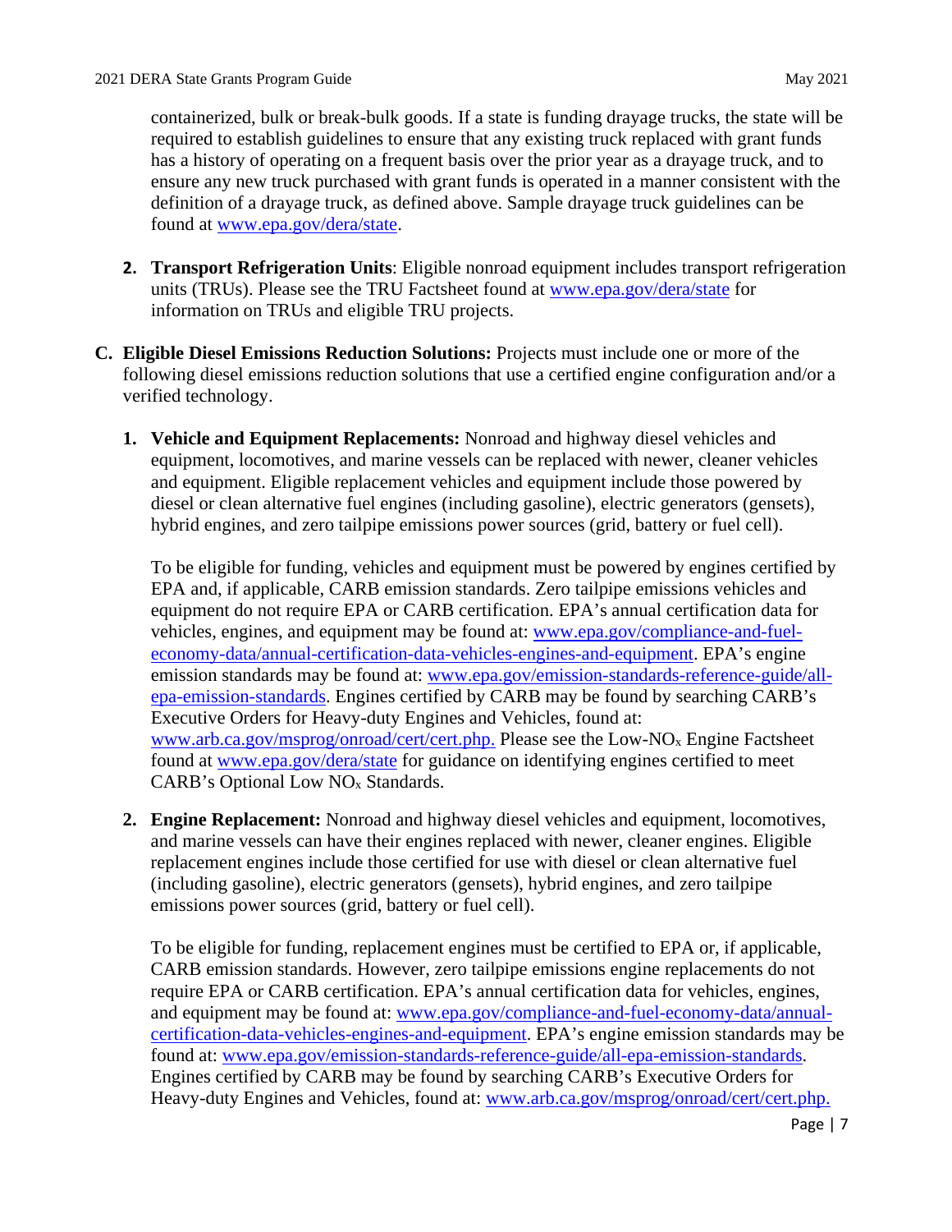containerized, bulk or break-bulk goods. If a state is funding drayage trucks, the state will be required to establish guidelines to ensure that any existing truck replaced with grant funds has a history of operating on a frequent basis over the prior year as a drayage truck, and to ensure any new truck purchased with grant funds is operated in a manner consistent with the definition of a drayage truck, as defined above. Sample drayage truck guidelines can be found at www.epa.gov/dera/state.

2. **Transport Refrigeration Units**: Eligible nonroad equipment includes transport refrigeration units (TRUs). Please see the TRU Factsheet found at www.epa.gov/dera/state for information on TRUs and eligible TRU projects.

**C. Eligible Diesel Emissions Reduction Solutions:** Projects must include one or more of the following diesel emissions reduction solutions that use a certified engine configuration and/or a verified technology.

1. **Vehicle and Equipment Replacements:** Nonroad and highway diesel vehicles and equipment, locomotives, and marine vessels can be replaced with newer, cleaner vehicles and equipment. Eligible replacement vehicles and equipment include those powered by diesel or clean alternative fuel engines (including gasoline), electric generators (gensets), hybrid engines, and zero tailpipe emissions power sources (grid, battery or fuel cell).

   To be eligible for funding, vehicles and equipment must be powered by engines certified by EPA and, if applicable, CARB emission standards. Zero tailpipe emissions vehicles and equipment do not require EPA or CARB certification. EPA's annual certification data for vehicles, engines, and equipment may be found at: www.epa.gov/compliance-and-fuel-economy-data/annual-certification-data-vehicles-engines-and-equipment. EPA's engine emission standards may be found at: www.epa.gov/emission-standards-reference-guide/all-epa-emission-standards. Engines certified by CARB may be found by searching CARB's Executive Orders for Heavy-duty Engines and Vehicles, found at: www.arb.ca.gov/msprog/onroad/cert/cert.php. Please see the Low-$NO_x$ Engine Factsheet found at www.epa.gov/dera/state for guidance on identifying engines certified to meet CARB's Optional Low $NO_x$ Standards.

2. **Engine Replacement:** Nonroad and highway diesel vehicles and equipment, locomotives, and marine vessels can have their engines replaced with newer, cleaner engines. Eligible replacement engines include those certified for use with diesel or clean alternative fuel (including gasoline), electric generators (gensets), hybrid engines, and zero tailpipe emissions power sources (grid, battery or fuel cell).

   To be eligible for funding, replacement engines must be certified to EPA or, if applicable, CARB emission standards. However, zero tailpipe emissions engine replacements do not require EPA or CARB certification. EPA's annual certification data for vehicles, engines, and equipment may be found at: www.epa.gov/compliance-and-fuel-economy-data/annual-certification-data-vehicles-engines-and-equipment. EPA's engine emission standards may be found at: www.epa.gov/emission-standards-reference-guide/all-epa-emission-standards. Engines certified by CARB may be found by searching CARB's Executive Orders for Heavy-duty Engines and Vehicles, found at: www.arb.ca.gov/msprog/onroad/cert/cert.php.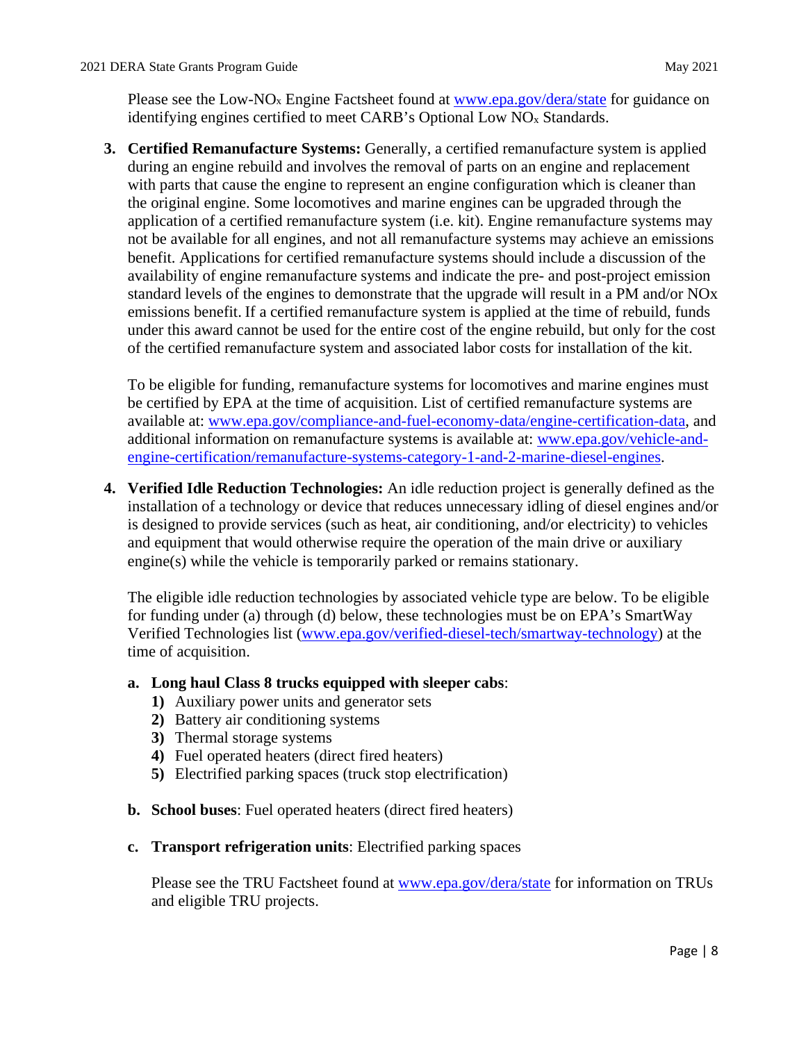Please see the Low-$NO_x$ Engine Factsheet found at www.epa.gov/dera/state for guidance on identifying engines certified to meet CARB's Optional Low $NO_x$ Standards.

3. **Certified Remanufacture Systems:** Generally, a certified remanufacture system is applied during an engine rebuild and involves the removal of parts on an engine and replacement with parts that cause the engine to represent an engine configuration which is cleaner than the original engine. Some locomotives and marine engines can be upgraded through the application of a certified remanufacture system (i.e. kit). Engine remanufacture systems may not be available for all engines, and not all remanufacture systems may achieve an emissions benefit. Applications for certified remanufacture systems should include a discussion of the availability of engine remanufacture systems and indicate the pre- and post-project emission standard levels of the engines to demonstrate that the upgrade will result in a PM and/or NOx emissions benefit. If a certified remanufacture system is applied at the time of rebuild, funds under this award cannot be used for the entire cost of the engine rebuild, but only for the cost of the certified remanufacture system and associated labor costs for installation of the kit.

   To be eligible for funding, remanufacture systems for locomotives and marine engines must be certified by EPA at the time of acquisition. List of certified remanufacture systems are available at: www.epa.gov/compliance-and-fuel-economy-data/engine-certification-data, and additional information on remanufacture systems is available at: www.epa.gov/vehicle-and-engine-certification/remanufacture-systems-category-1-and-2-marine-diesel-engines.

4. **Verified Idle Reduction Technologies:** An idle reduction project is generally defined as the installation of a technology or device that reduces unnecessary idling of diesel engines and/or is designed to provide services (such as heat, air conditioning, and/or electricity) to vehicles and equipment that would otherwise require the operation of the main drive or auxiliary engine(s) while the vehicle is temporarily parked or remains stationary.

   The eligible idle reduction technologies by associated vehicle type are below. To be eligible for funding under (a) through (d) below, these technologies must be on EPA's SmartWay Verified Technologies list (www.epa.gov/verified-diesel-tech/smartway-technology) at the time of acquisition.

   a. **Long haul Class 8 trucks equipped with sleeper cabs**:
      1) Auxiliary power units and generator sets
      2) Battery air conditioning systems
      3) Thermal storage systems
      4) Fuel operated heaters (direct fired heaters)
      5) Electrified parking spaces (truck stop electrification)

   b. **School buses**: Fuel operated heaters (direct fired heaters)

   c. **Transport refrigeration units**: Electrified parking spaces

      Please see the TRU Factsheet found at www.epa.gov/dera/state for information on TRUs and eligible TRU projects.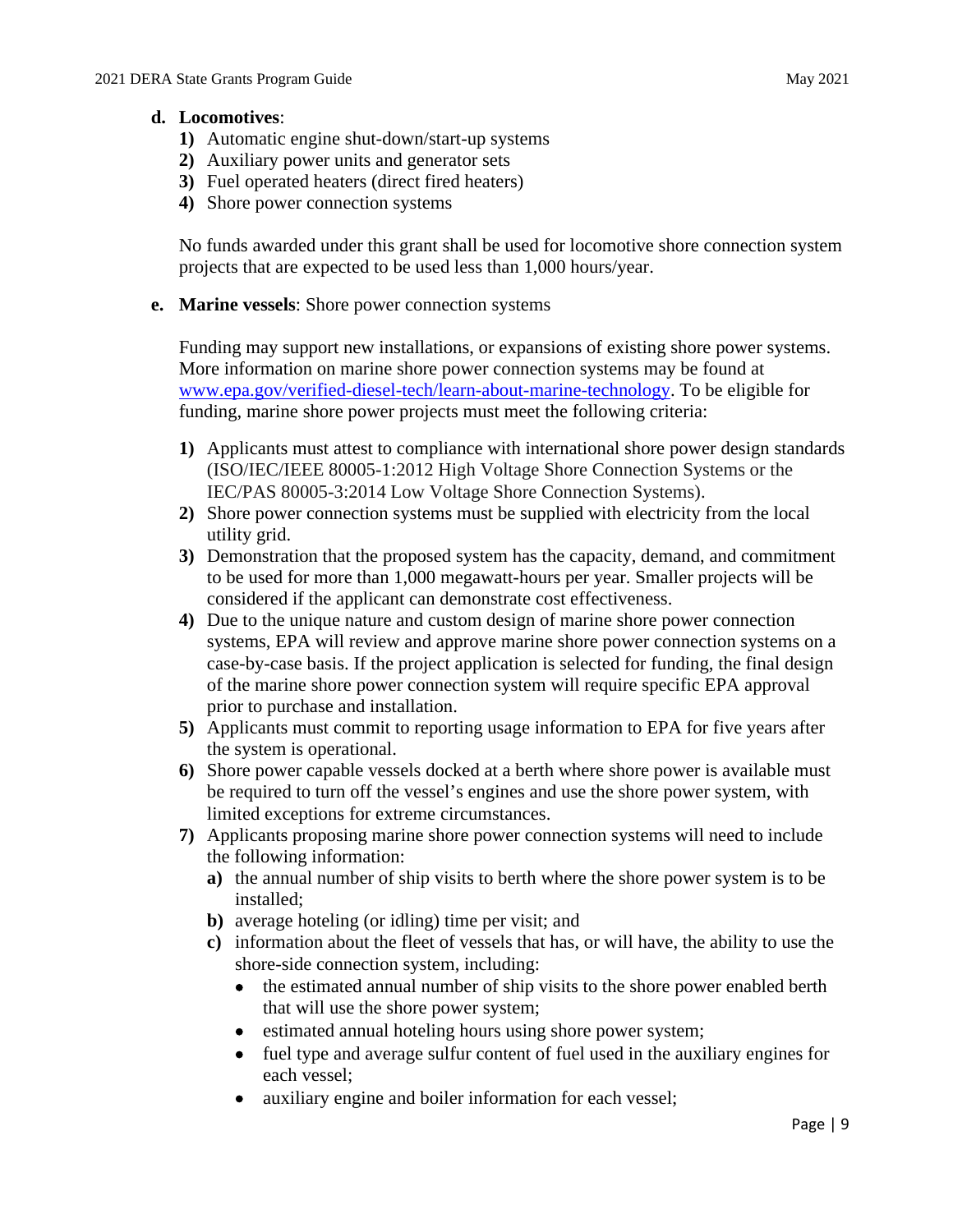**d. Locomotives**:

1) Automatic engine shut-down/start-up systems
2) Auxiliary power units and generator sets
3) Fuel operated heaters (direct fired heaters)
4) Shore power connection systems

No funds awarded under this grant shall be used for locomotive shore connection system projects that are expected to be used less than 1,000 hours/year.

**e. Marine vessels**: Shore power connection systems

Funding may support new installations, or expansions of existing shore power systems. More information on marine shore power connection systems may be found at [www.epa.gov/verified-diesel-tech/learn-about-marine-technology](www.epa.gov/verified-diesel-tech/learn-about-marine-technology). To be eligible for funding, marine shore power projects must meet the following criteria:

1) Applicants must attest to compliance with international shore power design standards (ISO/IEC/IEEE 80005-1:2012 High Voltage Shore Connection Systems or the IEC/PAS 80005-3:2014 Low Voltage Shore Connection Systems).
2) Shore power connection systems must be supplied with electricity from the local utility grid.
3) Demonstration that the proposed system has the capacity, demand, and commitment to be used for more than 1,000 megawatt-hours per year. Smaller projects will be considered if the applicant can demonstrate cost effectiveness.
4) Due to the unique nature and custom design of marine shore power connection systems, EPA will review and approve marine shore power connection systems on a case-by-case basis. If the project application is selected for funding, the final design of the marine shore power connection system will require specific EPA approval prior to purchase and installation.
5) Applicants must commit to reporting usage information to EPA for five years after the system is operational.
6) Shore power capable vessels docked at a berth where shore power is available must be required to turn off the vessel's engines and use the shore power system, with limited exceptions for extreme circumstances.
7) Applicants proposing marine shore power connection systems will need to include the following information:
   a) the annual number of ship visits to berth where the shore power system is to be installed;
   b) average hoteling (or idling) time per visit; and
   c) information about the fleet of vessels that has, or will have, the ability to use the shore-side connection system, including:
      - the estimated annual number of ship visits to the shore power enabled berth that will use the shore power system;
      - estimated annual hoteling hours using shore power system;
      - fuel type and average sulfur content of fuel used in the auxiliary engines for each vessel;
      - auxiliary engine and boiler information for each vessel;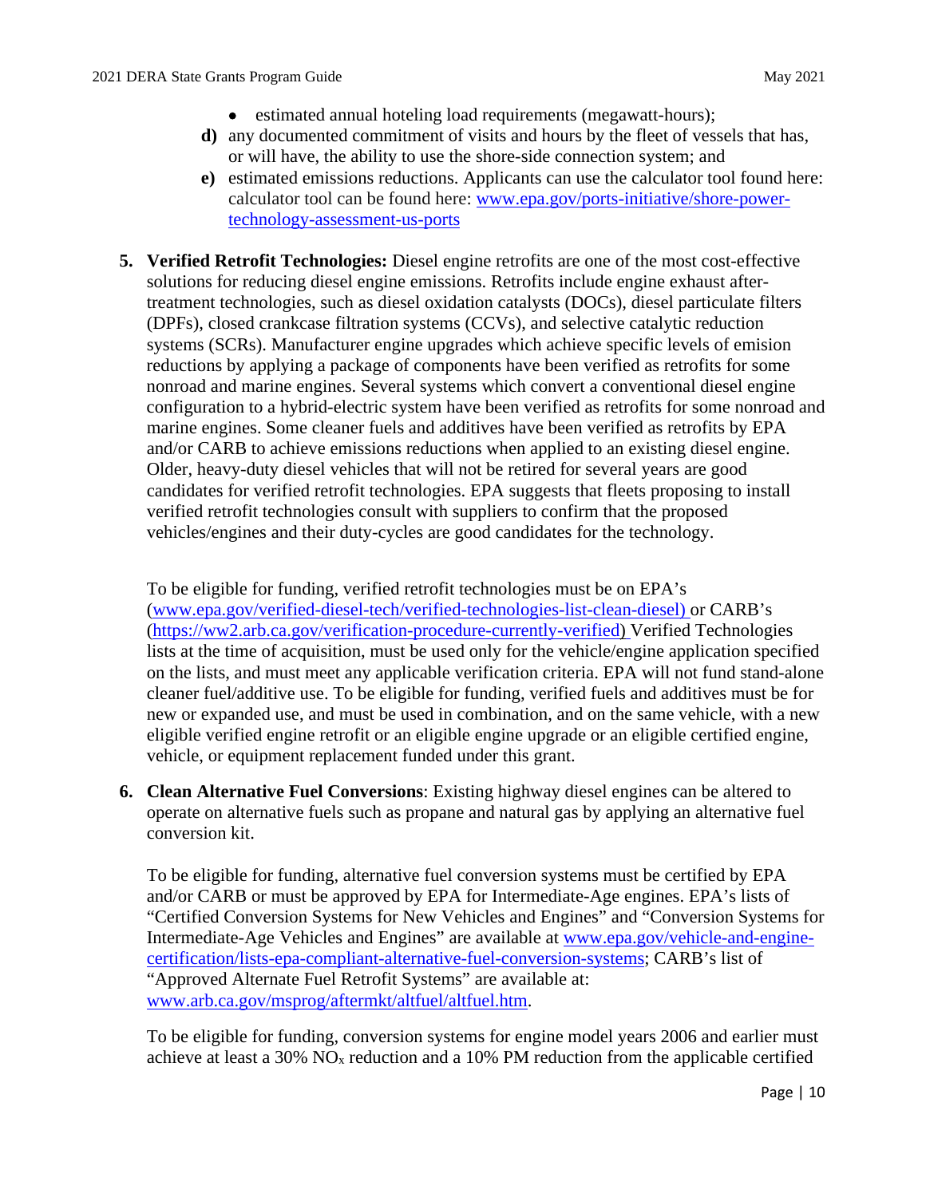- estimated annual hoteling load requirements (megawatt-hours);

**d)** any documented commitment of visits and hours by the fleet of vessels that has, or will have, the ability to use the shore-side connection system; and

**e)** estimated emissions reductions. Applicants can use the calculator tool found here: calculator tool can be found here: www.epa.gov/ports-initiative/shore-power-technology-assessment-us-ports

**5. Verified Retrofit Technologies:** Diesel engine retrofits are one of the most cost-effective solutions for reducing diesel engine emissions. Retrofits include engine exhaust after-treatment technologies, such as diesel oxidation catalysts (DOCs), diesel particulate filters (DPFs), closed crankcase filtration systems (CCVs), and selective catalytic reduction systems (SCRs). Manufacturer engine upgrades which achieve specific levels of emision reductions by applying a package of components have been verified as retrofits for some nonroad and marine engines. Several systems which convert a conventional diesel engine configuration to a hybrid-electric system have been verified as retrofits for some nonroad and marine engines. Some cleaner fuels and additives have been verified as retrofits by EPA and/or CARB to achieve emissions reductions when applied to an existing diesel engine. Older, heavy-duty diesel vehicles that will not be retired for several years are good candidates for verified retrofit technologies. EPA suggests that fleets proposing to install verified retrofit technologies consult with suppliers to confirm that the proposed vehicles/engines and their duty-cycles are good candidates for the technology.

To be eligible for funding, verified retrofit technologies must be on EPA's (www.epa.gov/verified-diesel-tech/verified-technologies-list-clean-diesel) or CARB's (https://ww2.arb.ca.gov/verification-procedure-currently-verified) Verified Technologies lists at the time of acquisition, must be used only for the vehicle/engine application specified on the lists, and must meet any applicable verification criteria. EPA will not fund stand-alone cleaner fuel/additive use. To be eligible for funding, verified fuels and additives must be for new or expanded use, and must be used in combination, and on the same vehicle, with a new eligible verified engine retrofit or an eligible engine upgrade or an eligible certified engine, vehicle, or equipment replacement funded under this grant.

**6. Clean Alternative Fuel Conversions**: Existing highway diesel engines can be altered to operate on alternative fuels such as propane and natural gas by applying an alternative fuel conversion kit.

To be eligible for funding, alternative fuel conversion systems must be certified by EPA and/or CARB or must be approved by EPA for Intermediate-Age engines. EPA's lists of "Certified Conversion Systems for New Vehicles and Engines" and "Conversion Systems for Intermediate-Age Vehicles and Engines" are available at www.epa.gov/vehicle-and-engine-certification/lists-epa-compliant-alternative-fuel-conversion-systems; CARB's list of "Approved Alternate Fuel Retrofit Systems" are available at: www.arb.ca.gov/msprog/aftermkt/altfuel/altfuel.htm.

To be eligible for funding, conversion systems for engine model years 2006 and earlier must achieve at least a 30% $NO_x$ reduction and a 10% PM reduction from the applicable certified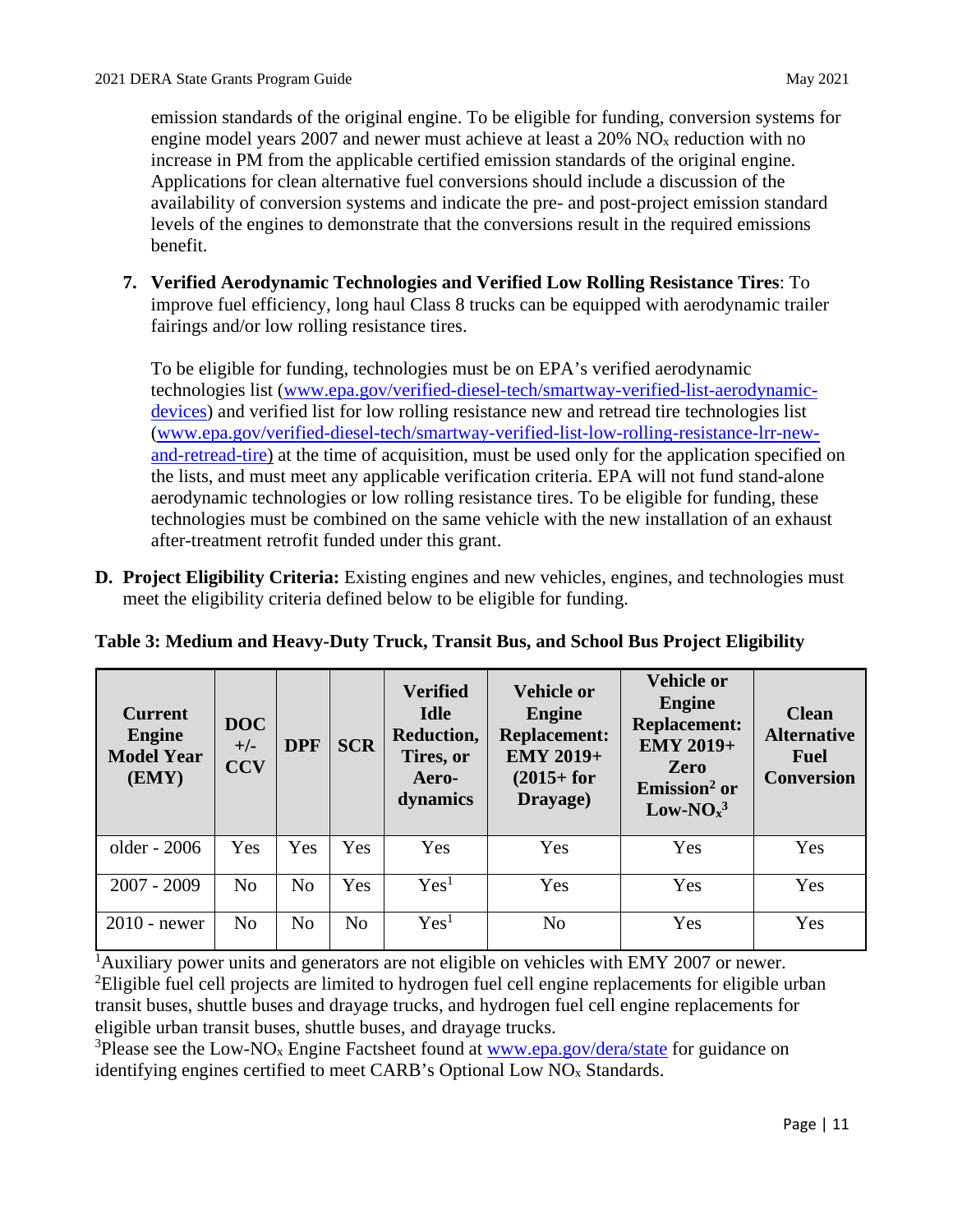emission standards of the original engine. To be eligible for funding, conversion systems for engine model years 2007 and newer must achieve at least a 20% $NO_x$ reduction with no increase in PM from the applicable certified emission standards of the original engine. Applications for clean alternative fuel conversions should include a discussion of the availability of conversion systems and indicate the pre- and post-project emission standard levels of the engines to demonstrate that the conversions result in the required emissions benefit.

7. **Verified Aerodynamic Technologies and Verified Low Rolling Resistance Tires**: To improve fuel efficiency, long haul Class 8 trucks can be equipped with aerodynamic trailer fairings and/or low rolling resistance tires.

   To be eligible for funding, technologies must be on EPA's verified aerodynamic technologies list (www.epa.gov/verified-diesel-tech/smartway-verified-list-aerodynamic-devices) and verified list for low rolling resistance new and retread tire technologies list (www.epa.gov/verified-diesel-tech/smartway-verified-list-low-rolling-resistance-lrr-new-and-retread-tire) at the time of acquisition, must be used only for the application specified on the lists, and must meet any applicable verification criteria. EPA will not fund stand-alone aerodynamic technologies or low rolling resistance tires. To be eligible for funding, these technologies must be combined on the same vehicle with the new installation of an exhaust after-treatment retrofit funded under this grant.

**D. Project Eligibility Criteria:** Existing engines and new vehicles, engines, and technologies must meet the eligibility criteria defined below to be eligible for funding.

**Table 3: Medium and Heavy-Duty Truck, Transit Bus, and School Bus Project Eligibility**

| Current Engine Model Year (EMY) | DOC +/- CCV | DPF | SCR | Verified Idle Reduction, Tires, or Aero-dynamics | Vehicle or Engine Replacement: EMY 2019+ (2015+ for Drayage) | Vehicle or Engine Replacement: EMY 2019+ Zero Emission[2] or Low-$NO_x$[3] | Clean Alternative Fuel Conversion |
|---|---|---|---|---|---|---|---|
| older - 2006 | Yes | Yes | Yes | Yes | Yes | Yes | Yes |
| 2007 - 2009 | No | No | Yes | Yes[1] | Yes | Yes | Yes |
| 2010 - newer | No | No | No | Yes[1] | No | Yes | Yes |

[1]Auxiliary power units and generators are not eligible on vehicles with EMY 2007 or newer.
[2]Eligible fuel cell projects are limited to hydrogen fuel cell engine replacements for eligible urban transit buses, shuttle buses and drayage trucks, and hydrogen fuel cell engine replacements for eligible urban transit buses, shuttle buses, and drayage trucks.
[3]Please see the Low-$NO_x$ Engine Factsheet found at www.epa.gov/dera/state for guidance on identifying engines certified to meet CARB's Optional Low $NO_x$ Standards.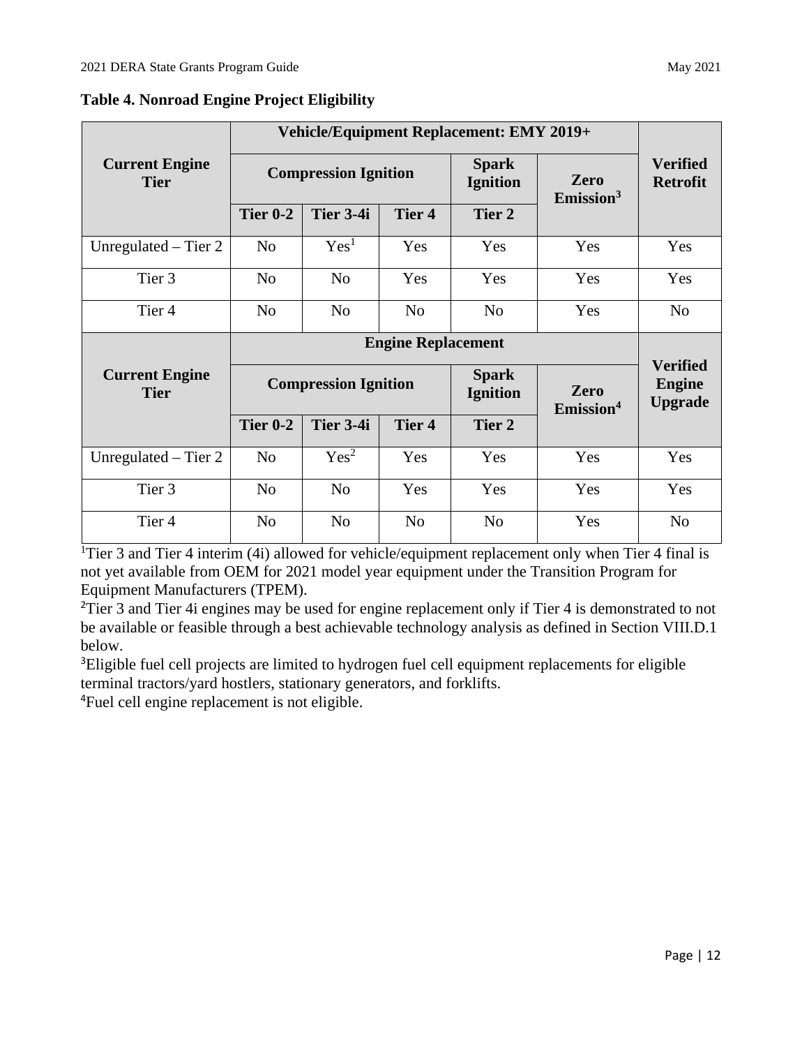**Table 4. Nonroad Engine Project Eligibility**

| Current Engine Tier | Vehicle/Equipment Replacement: EMY 2019+ | | | | | Verified Retrofit |
|---|---|---|---|---|---|---|
| | Compression Ignition | | | Spark Ignition | Zero Emission[3] | |
| | Tier 0-2 | Tier 3-4i | Tier 4 | Tier 2 | | |
| Unregulated – Tier 2 | No | Yes[1] | Yes | Yes | Yes | Yes |
| Tier 3 | No | No | Yes | Yes | Yes | Yes |
| Tier 4 | No | No | No | No | Yes | No |
| **Current Engine Tier** | **Engine Replacement** | | | | | **Verified Engine Upgrade** |
| | **Compression Ignition** | | | **Spark Ignition** | **Zero Emission[4]** | |
| | **Tier 0-2** | **Tier 3-4i** | **Tier 4** | **Tier 2** | | |
| Unregulated – Tier 2 | No | Yes[2] | Yes | Yes | Yes | Yes |
| Tier 3 | No | No | Yes | Yes | Yes | Yes |
| Tier 4 | No | No | No | No | Yes | No |

[1]Tier 3 and Tier 4 interim (4i) allowed for vehicle/equipment replacement only when Tier 4 final is not yet available from OEM for 2021 model year equipment under the Transition Program for Equipment Manufacturers (TPEM).

[2]Tier 3 and Tier 4i engines may be used for engine replacement only if Tier 4 is demonstrated to not be available or feasible through a best achievable technology analysis as defined in Section VIII.D.1 below.

[3]Eligible fuel cell projects are limited to hydrogen fuel cell equipment replacements for eligible terminal tractors/yard hostlers, stationary generators, and forklifts.

[4]Fuel cell engine replacement is not eligible.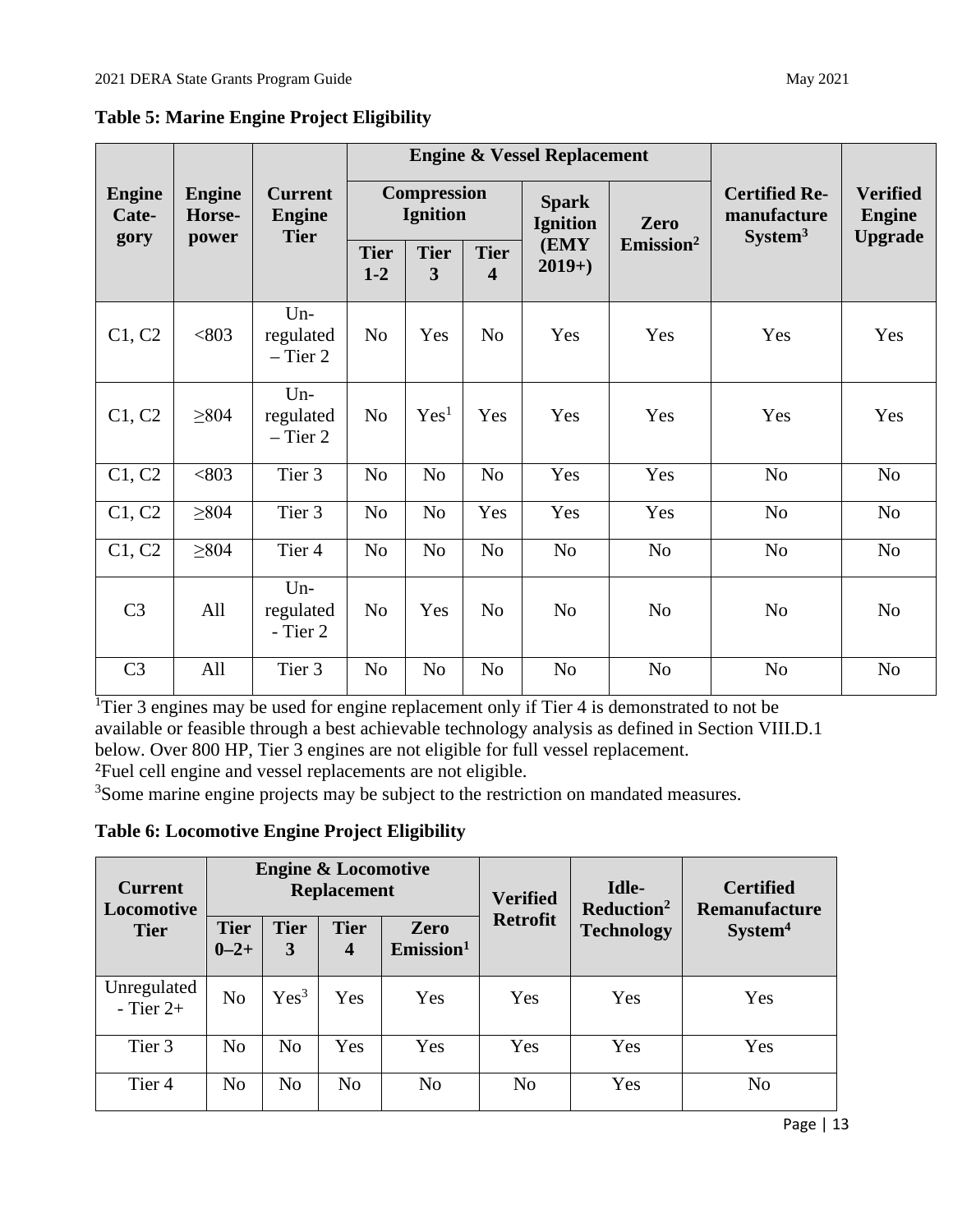**Table 5: Marine Engine Project Eligibility**

| Engine Category | Engine Horsepower | Current Engine Tier | Engine & Vessel Replacement | | | | | Certified Remanufacture System[3] | Verified Engine Upgrade |
|---|---|---|---|---|---|---|---|---|---|
| | | | Compression Ignition | | | Spark Ignition (EMY 2019+) | Zero Emission[2] | | |
| | | | Tier 1-2 | Tier 3 | Tier 4 | | | | |
| C1, C2 | <803 | Un-regulated – Tier 2 | No | Yes | No | Yes | Yes | Yes | Yes |
| C1, C2 | ≥804 | Un-regulated – Tier 2 | No | Yes[1] | Yes | Yes | Yes | Yes | Yes |
| C1, C2 | <803 | Tier 3 | No | No | No | Yes | Yes | No | No |
| C1, C2 | ≥804 | Tier 3 | No | No | Yes | Yes | Yes | No | No |
| C1, C2 | ≥804 | Tier 4 | No | No | No | No | No | No | No |
| C3 | All | Un-regulated - Tier 2 | No | Yes | No | No | No | No | No |
| C3 | All | Tier 3 | No | No | No | No | No | No | No |

[1]Tier 3 engines may be used for engine replacement only if Tier 4 is demonstrated to not be available or feasible through a best achievable technology analysis as defined in Section VIII.D.1 below. Over 800 HP, Tier 3 engines are not eligible for full vessel replacement.

[2]Fuel cell engine and vessel replacements are not eligible.

[3]Some marine engine projects may be subject to the restriction on mandated measures.

**Table 6: Locomotive Engine Project Eligibility**

| Current Locomotive Tier | Engine & Locomotive Replacement | | | | Verified Retrofit | Idle-Reduction[2] Technology | Certified Remanufacture System[4] |
|---|---|---|---|---|---|---|---|
| | Tier 0–2+ | Tier 3 | Tier 4 | Zero Emission[1] | | | |
| Unregulated - Tier 2+ | No | Yes[3] | Yes | Yes | Yes | Yes | Yes |
| Tier 3 | No | No | Yes | Yes | Yes | Yes | Yes |
| Tier 4 | No | No | No | No | No | Yes | No |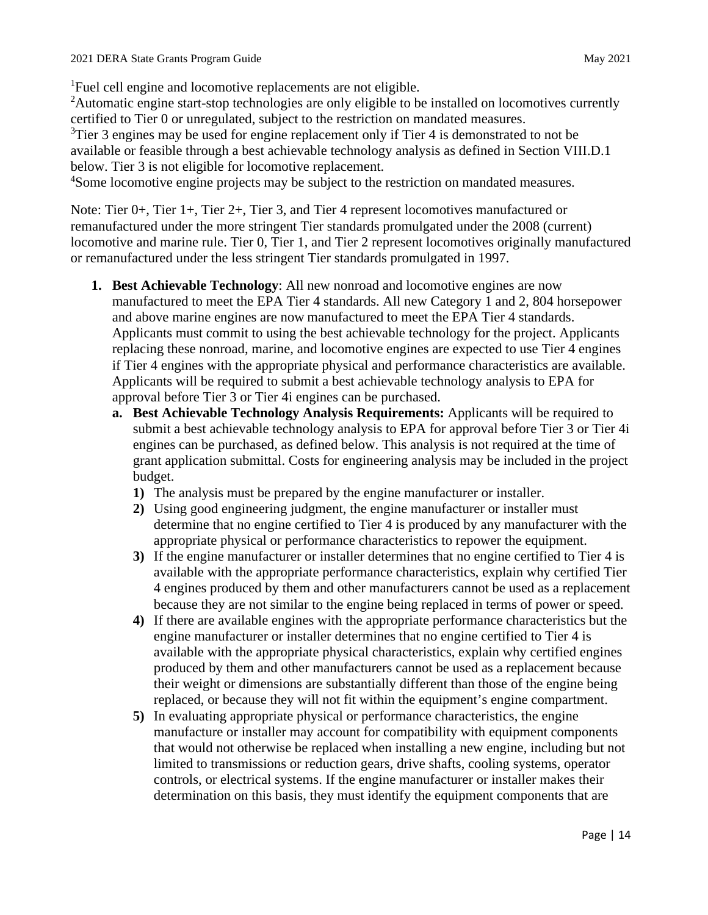[1]Fuel cell engine and locomotive replacements are not eligible.
[2]Automatic engine start-stop technologies are only eligible to be installed on locomotives currently certified to Tier 0 or unregulated, subject to the restriction on mandated measures.
[3]Tier 3 engines may be used for engine replacement only if Tier 4 is demonstrated to not be available or feasible through a best achievable technology analysis as defined in Section VIII.D.1 below. Tier 3 is not eligible for locomotive replacement.
[4]Some locomotive engine projects may be subject to the restriction on mandated measures.

Note: Tier 0+, Tier 1+, Tier 2+, Tier 3, and Tier 4 represent locomotives manufactured or remanufactured under the more stringent Tier standards promulgated under the 2008 (current) locomotive and marine rule. Tier 0, Tier 1, and Tier 2 represent locomotives originally manufactured or remanufactured under the less stringent Tier standards promulgated in 1997.

1. **Best Achievable Technology**: All new nonroad and locomotive engines are now manufactured to meet the EPA Tier 4 standards. All new Category 1 and 2, 804 horsepower and above marine engines are now manufactured to meet the EPA Tier 4 standards. Applicants must commit to using the best achievable technology for the project. Applicants replacing these nonroad, marine, and locomotive engines are expected to use Tier 4 engines if Tier 4 engines with the appropriate physical and performance characteristics are available. Applicants will be required to submit a best achievable technology analysis to EPA for approval before Tier 3 or Tier 4i engines can be purchased.
   a. **Best Achievable Technology Analysis Requirements:** Applicants will be required to submit a best achievable technology analysis to EPA for approval before Tier 3 or Tier 4i engines can be purchased, as defined below. This analysis is not required at the time of grant application submittal. Costs for engineering analysis may be included in the project budget.
      1) The analysis must be prepared by the engine manufacturer or installer.
      2) Using good engineering judgment, the engine manufacturer or installer must determine that no engine certified to Tier 4 is produced by any manufacturer with the appropriate physical or performance characteristics to repower the equipment.
      3) If the engine manufacturer or installer determines that no engine certified to Tier 4 is available with the appropriate performance characteristics, explain why certified Tier 4 engines produced by them and other manufacturers cannot be used as a replacement because they are not similar to the engine being replaced in terms of power or speed.
      4) If there are available engines with the appropriate performance characteristics but the engine manufacturer or installer determines that no engine certified to Tier 4 is available with the appropriate physical characteristics, explain why certified engines produced by them and other manufacturers cannot be used as a replacement because their weight or dimensions are substantially different than those of the engine being replaced, or because they will not fit within the equipment's engine compartment.
      5) In evaluating appropriate physical or performance characteristics, the engine manufacture or installer may account for compatibility with equipment components that would not otherwise be replaced when installing a new engine, including but not limited to transmissions or reduction gears, drive shafts, cooling systems, operator controls, or electrical systems. If the engine manufacturer or installer makes their determination on this basis, they must identify the equipment components that are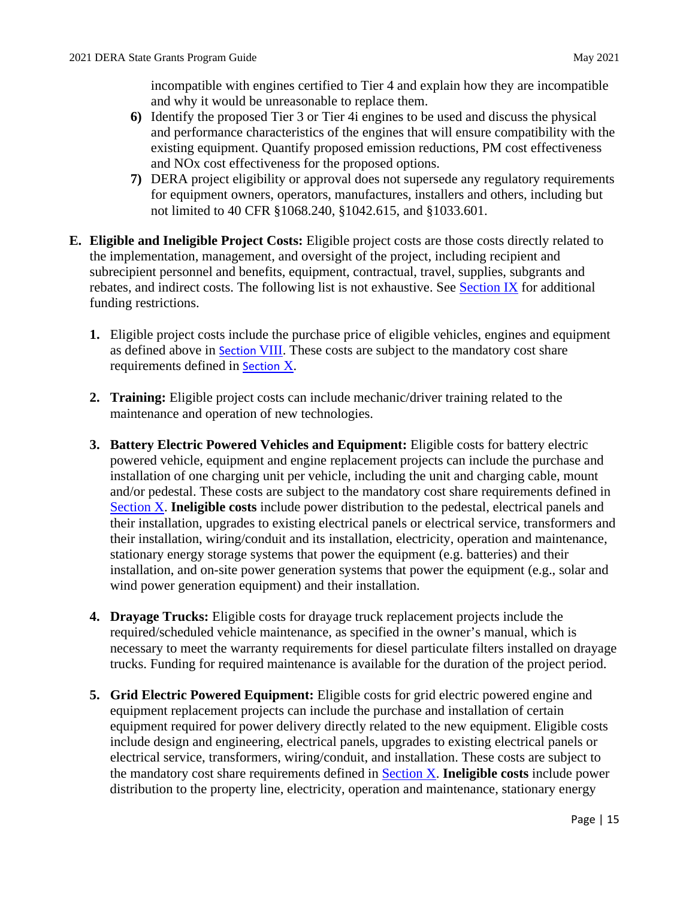incompatible with engines certified to Tier 4 and explain how they are incompatible and why it would be unreasonable to replace them.

6) Identify the proposed Tier 3 or Tier 4i engines to be used and discuss the physical and performance characteristics of the engines that will ensure compatibility with the existing equipment. Quantify proposed emission reductions, PM cost effectiveness and NOx cost effectiveness for the proposed options.

7) DERA project eligibility or approval does not supersede any regulatory requirements for equipment owners, operators, manufactures, installers and others, including but not limited to 40 CFR §1068.240, §1042.615, and §1033.601.

**E. Eligible and Ineligible Project Costs:** Eligible project costs are those costs directly related to the implementation, management, and oversight of the project, including recipient and subrecipient personnel and benefits, equipment, contractual, travel, supplies, subgrants and rebates, and indirect costs. The following list is not exhaustive. See Section IX for additional funding restrictions.

1. Eligible project costs include the purchase price of eligible vehicles, engines and equipment as defined above in Section VIII. These costs are subject to the mandatory cost share requirements defined in Section X.

2. **Training:** Eligible project costs can include mechanic/driver training related to the maintenance and operation of new technologies.

3. **Battery Electric Powered Vehicles and Equipment:** Eligible costs for battery electric powered vehicle, equipment and engine replacement projects can include the purchase and installation of one charging unit per vehicle, including the unit and charging cable, mount and/or pedestal. These costs are subject to the mandatory cost share requirements defined in Section X. **Ineligible costs** include power distribution to the pedestal, electrical panels and their installation, upgrades to existing electrical panels or electrical service, transformers and their installation, wiring/conduit and its installation, electricity, operation and maintenance, stationary energy storage systems that power the equipment (e.g. batteries) and their installation, and on-site power generation systems that power the equipment (e.g., solar and wind power generation equipment) and their installation.

4. **Drayage Trucks:** Eligible costs for drayage truck replacement projects include the required/scheduled vehicle maintenance, as specified in the owner's manual, which is necessary to meet the warranty requirements for diesel particulate filters installed on drayage trucks. Funding for required maintenance is available for the duration of the project period.

5. **Grid Electric Powered Equipment:** Eligible costs for grid electric powered engine and equipment replacement projects can include the purchase and installation of certain equipment required for power delivery directly related to the new equipment. Eligible costs include design and engineering, electrical panels, upgrades to existing electrical panels or electrical service, transformers, wiring/conduit, and installation. These costs are subject to the mandatory cost share requirements defined in Section X. **Ineligible costs** include power distribution to the property line, electricity, operation and maintenance, stationary energy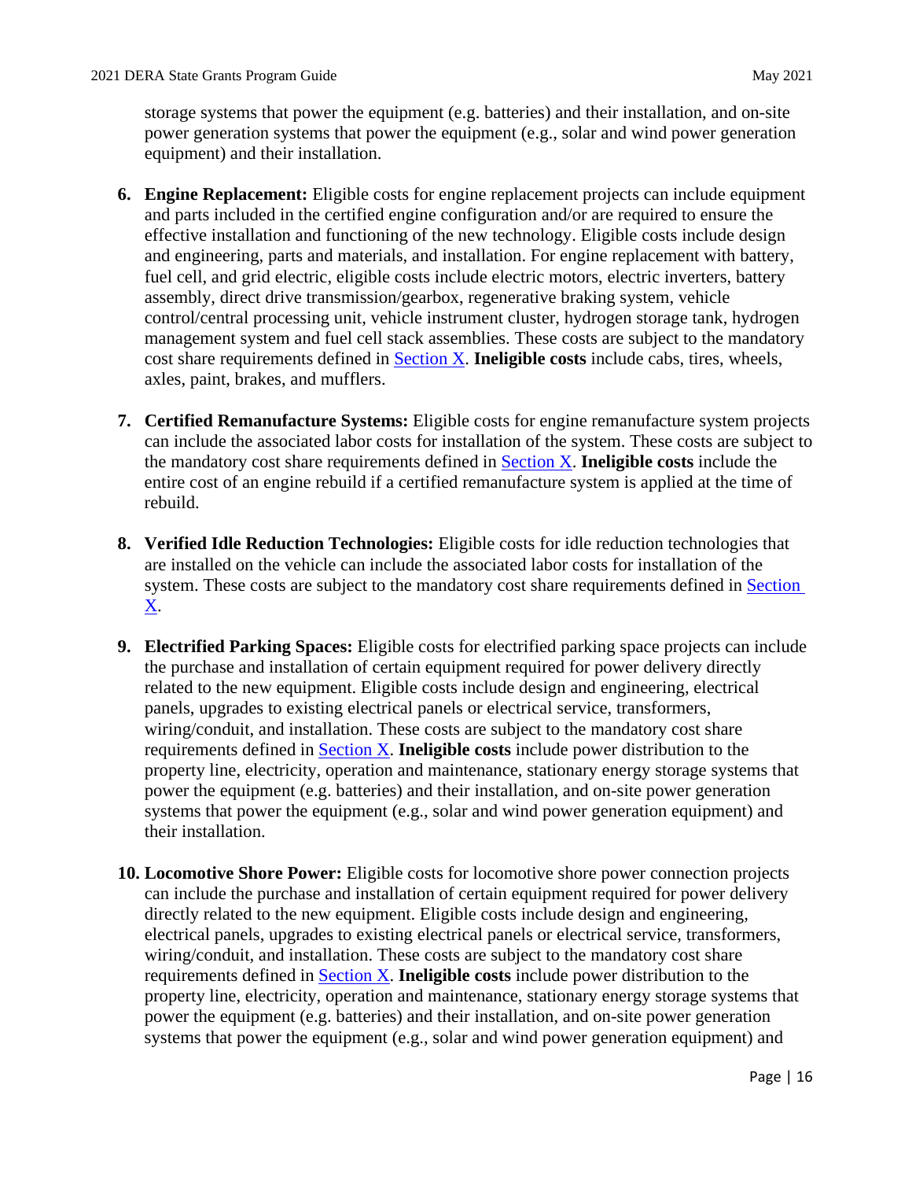storage systems that power the equipment (e.g. batteries) and their installation, and on-site power generation systems that power the equipment (e.g., solar and wind power generation equipment) and their installation.

6. **Engine Replacement:** Eligible costs for engine replacement projects can include equipment and parts included in the certified engine configuration and/or are required to ensure the effective installation and functioning of the new technology. Eligible costs include design and engineering, parts and materials, and installation. For engine replacement with battery, fuel cell, and grid electric, eligible costs include electric motors, electric inverters, battery assembly, direct drive transmission/gearbox, regenerative braking system, vehicle control/central processing unit, vehicle instrument cluster, hydrogen storage tank, hydrogen management system and fuel cell stack assemblies. These costs are subject to the mandatory cost share requirements defined in Section X. **Ineligible costs** include cabs, tires, wheels, axles, paint, brakes, and mufflers.

7. **Certified Remanufacture Systems:** Eligible costs for engine remanufacture system projects can include the associated labor costs for installation of the system. These costs are subject to the mandatory cost share requirements defined in Section X. **Ineligible costs** include the entire cost of an engine rebuild if a certified remanufacture system is applied at the time of rebuild.

8. **Verified Idle Reduction Technologies:** Eligible costs for idle reduction technologies that are installed on the vehicle can include the associated labor costs for installation of the system. These costs are subject to the mandatory cost share requirements defined in Section X.

9. **Electrified Parking Spaces:** Eligible costs for electrified parking space projects can include the purchase and installation of certain equipment required for power delivery directly related to the new equipment. Eligible costs include design and engineering, electrical panels, upgrades to existing electrical panels or electrical service, transformers, wiring/conduit, and installation. These costs are subject to the mandatory cost share requirements defined in Section X. **Ineligible costs** include power distribution to the property line, electricity, operation and maintenance, stationary energy storage systems that power the equipment (e.g. batteries) and their installation, and on-site power generation systems that power the equipment (e.g., solar and wind power generation equipment) and their installation.

10. **Locomotive Shore Power:** Eligible costs for locomotive shore power connection projects can include the purchase and installation of certain equipment required for power delivery directly related to the new equipment. Eligible costs include design and engineering, electrical panels, upgrades to existing electrical panels or electrical service, transformers, wiring/conduit, and installation. These costs are subject to the mandatory cost share requirements defined in Section X. **Ineligible costs** include power distribution to the property line, electricity, operation and maintenance, stationary energy storage systems that power the equipment (e.g. batteries) and their installation, and on-site power generation systems that power the equipment (e.g., solar and wind power generation equipment) and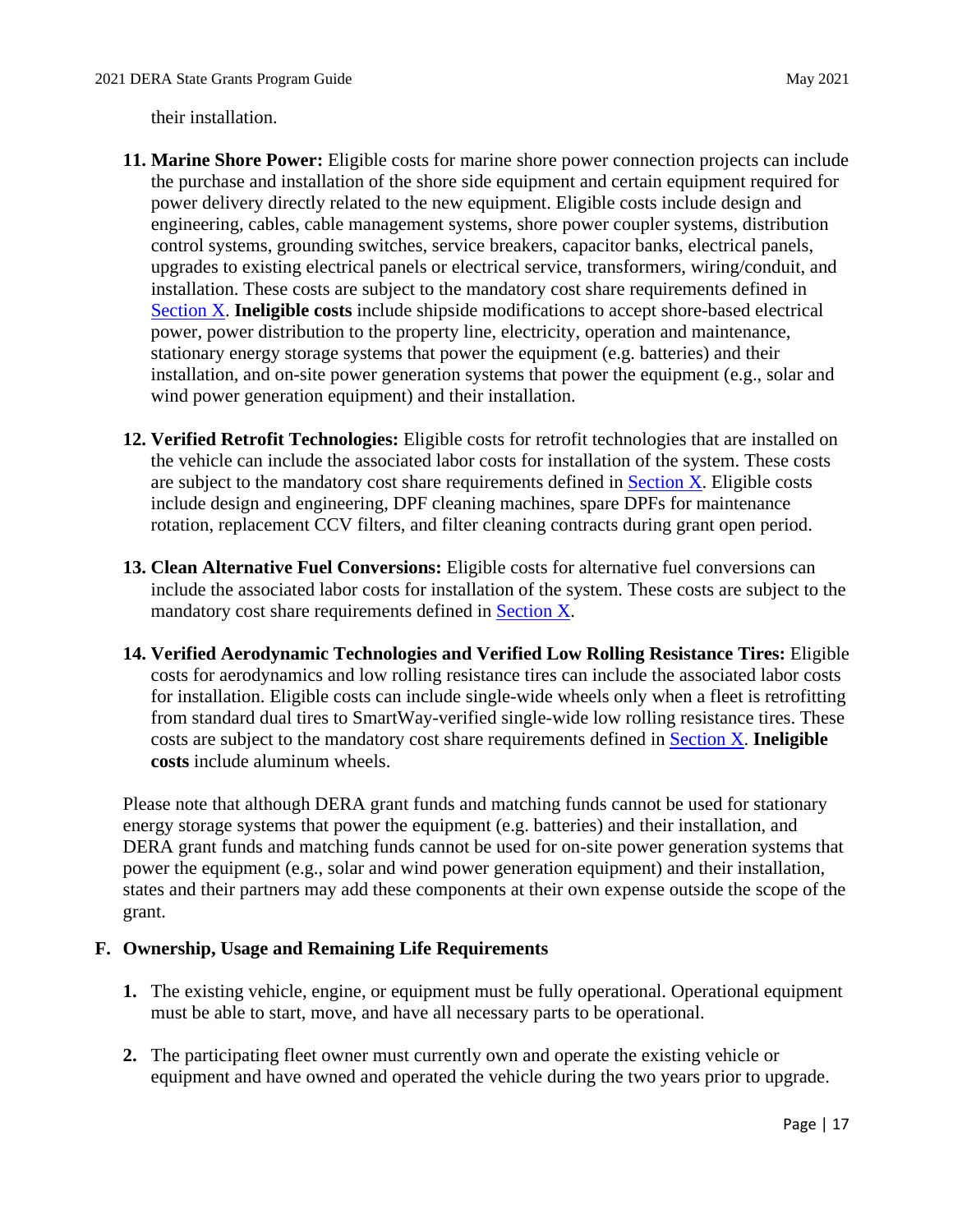their installation.

11. **Marine Shore Power:** Eligible costs for marine shore power connection projects can include the purchase and installation of the shore side equipment and certain equipment required for power delivery directly related to the new equipment. Eligible costs include design and engineering, cables, cable management systems, shore power coupler systems, distribution control systems, grounding switches, service breakers, capacitor banks, electrical panels, upgrades to existing electrical panels or electrical service, transformers, wiring/conduit, and installation. These costs are subject to the mandatory cost share requirements defined in Section X. **Ineligible costs** include shipside modifications to accept shore-based electrical power, power distribution to the property line, electricity, operation and maintenance, stationary energy storage systems that power the equipment (e.g. batteries) and their installation, and on-site power generation systems that power the equipment (e.g., solar and wind power generation equipment) and their installation.

12. **Verified Retrofit Technologies:** Eligible costs for retrofit technologies that are installed on the vehicle can include the associated labor costs for installation of the system. These costs are subject to the mandatory cost share requirements defined in Section X. Eligible costs include design and engineering, DPF cleaning machines, spare DPFs for maintenance rotation, replacement CCV filters, and filter cleaning contracts during grant open period.

13. **Clean Alternative Fuel Conversions:** Eligible costs for alternative fuel conversions can include the associated labor costs for installation of the system. These costs are subject to the mandatory cost share requirements defined in Section X.

14. **Verified Aerodynamic Technologies and Verified Low Rolling Resistance Tires:** Eligible costs for aerodynamics and low rolling resistance tires can include the associated labor costs for installation. Eligible costs can include single-wide wheels only when a fleet is retrofitting from standard dual tires to SmartWay-verified single-wide low rolling resistance tires. These costs are subject to the mandatory cost share requirements defined in Section X. **Ineligible costs** include aluminum wheels.

Please note that although DERA grant funds and matching funds cannot be used for stationary energy storage systems that power the equipment (e.g. batteries) and their installation, and DERA grant funds and matching funds cannot be used for on-site power generation systems that power the equipment (e.g., solar and wind power generation equipment) and their installation, states and their partners may add these components at their own expense outside the scope of the grant.

## F. Ownership, Usage and Remaining Life Requirements

1. The existing vehicle, engine, or equipment must be fully operational. Operational equipment must be able to start, move, and have all necessary parts to be operational.

2. The participating fleet owner must currently own and operate the existing vehicle or equipment and have owned and operated the vehicle during the two years prior to upgrade.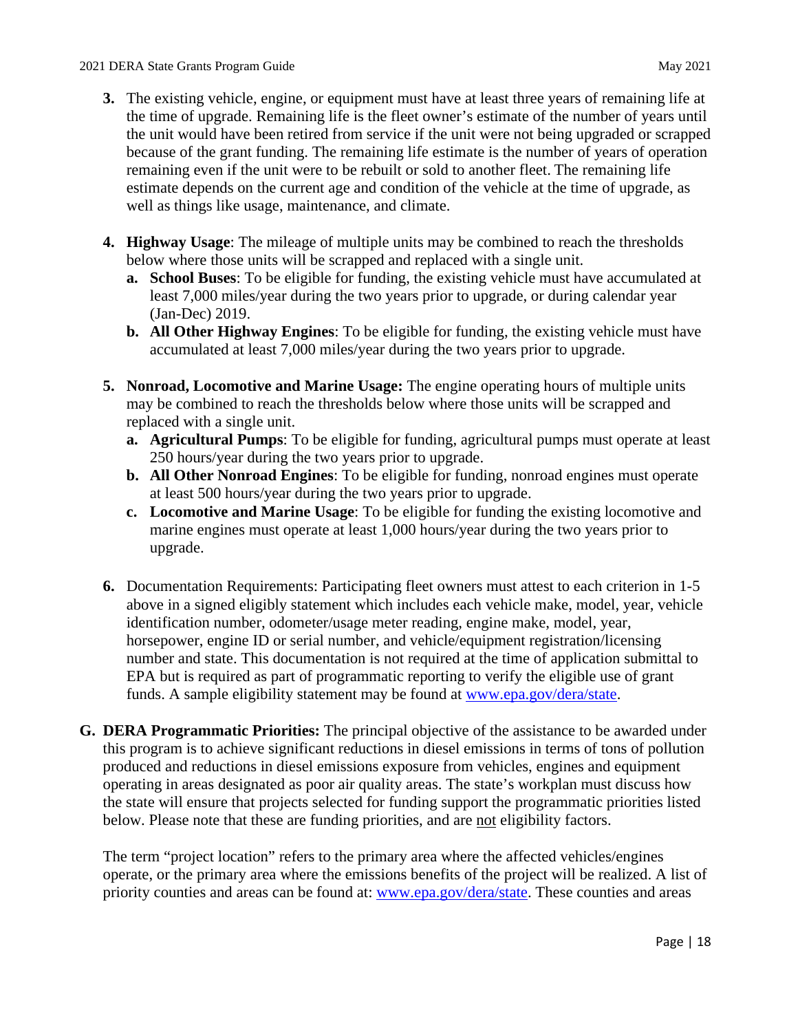3. The existing vehicle, engine, or equipment must have at least three years of remaining life at the time of upgrade. Remaining life is the fleet owner's estimate of the number of years until the unit would have been retired from service if the unit were not being upgraded or scrapped because of the grant funding. The remaining life estimate is the number of years of operation remaining even if the unit were to be rebuilt or sold to another fleet. The remaining life estimate depends on the current age and condition of the vehicle at the time of upgrade, as well as things like usage, maintenance, and climate.

4. **Highway Usage**: The mileage of multiple units may be combined to reach the thresholds below where those units will be scrapped and replaced with a single unit.
   a. **School Buses**: To be eligible for funding, the existing vehicle must have accumulated at least 7,000 miles/year during the two years prior to upgrade, or during calendar year (Jan-Dec) 2019.
   b. **All Other Highway Engines**: To be eligible for funding, the existing vehicle must have accumulated at least 7,000 miles/year during the two years prior to upgrade.

5. **Nonroad, Locomotive and Marine Usage:** The engine operating hours of multiple units may be combined to reach the thresholds below where those units will be scrapped and replaced with a single unit.
   a. **Agricultural Pumps**: To be eligible for funding, agricultural pumps must operate at least 250 hours/year during the two years prior to upgrade.
   b. **All Other Nonroad Engines**: To be eligible for funding, nonroad engines must operate at least 500 hours/year during the two years prior to upgrade.
   c. **Locomotive and Marine Usage**: To be eligible for funding the existing locomotive and marine engines must operate at least 1,000 hours/year during the two years prior to upgrade.

6. Documentation Requirements: Participating fleet owners must attest to each criterion in 1-5 above in a signed eligibly statement which includes each vehicle make, model, year, vehicle identification number, odometer/usage meter reading, engine make, model, year, horsepower, engine ID or serial number, and vehicle/equipment registration/licensing number and state. This documentation is not required at the time of application submittal to EPA but is required as part of programmatic reporting to verify the eligible use of grant funds. A sample eligibility statement may be found at [www.epa.gov/dera/state](www.epa.gov/dera/state).

**G. DERA Programmatic Priorities:** The principal objective of the assistance to be awarded under this program is to achieve significant reductions in diesel emissions in terms of tons of pollution produced and reductions in diesel emissions exposure from vehicles, engines and equipment operating in areas designated as poor air quality areas. The state's workplan must discuss how the state will ensure that projects selected for funding support the programmatic priorities listed below. Please note that these are funding priorities, and are not eligibility factors.

The term "project location" refers to the primary area where the affected vehicles/engines operate, or the primary area where the emissions benefits of the project will be realized. A list of priority counties and areas can be found at: [www.epa.gov/dera/state](www.epa.gov/dera/state). These counties and areas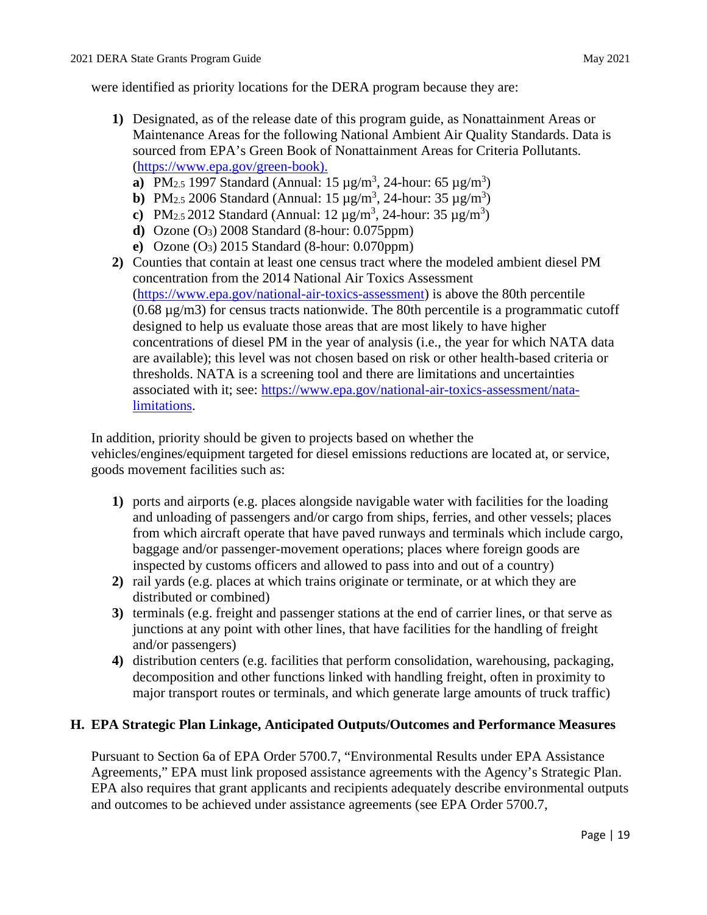were identified as priority locations for the DERA program because they are:

1) Designated, as of the release date of this program guide, as Nonattainment Areas or Maintenance Areas for the following National Ambient Air Quality Standards. Data is sourced from EPA's Green Book of Nonattainment Areas for Criteria Pollutants. (https://www.epa.gov/green-book).
   a) $PM_{2.5}$ 1997 Standard (Annual: 15 µg/$m^3$, 24-hour: 65 µg/$m^3$)
   b) $PM_{2.5}$ 2006 Standard (Annual: 15 µg/$m^3$, 24-hour: 35 µg/$m^3$)
   c) $PM_{2.5}$ 2012 Standard (Annual: 12 µg/$m^3$, 24-hour: 35 µg/$m^3$)
   d) Ozone ($O_3$) 2008 Standard (8-hour: 0.075ppm)
   e) Ozone ($O_3$) 2015 Standard (8-hour: 0.070ppm)
2) Counties that contain at least one census tract where the modeled ambient diesel PM concentration from the 2014 National Air Toxics Assessment (https://www.epa.gov/national-air-toxics-assessment) is above the 80th percentile (0.68 µg/m3) for census tracts nationwide. The 80th percentile is a programmatic cutoff designed to help us evaluate those areas that are most likely to have higher concentrations of diesel PM in the year of analysis (i.e., the year for which NATA data are available); this level was not chosen based on risk or other health-based criteria or thresholds. NATA is a screening tool and there are limitations and uncertainties associated with it; see: https://www.epa.gov/national-air-toxics-assessment/nata-limitations.

In addition, priority should be given to projects based on whether the vehicles/engines/equipment targeted for diesel emissions reductions are located at, or service, goods movement facilities such as:

1) ports and airports (e.g. places alongside navigable water with facilities for the loading and unloading of passengers and/or cargo from ships, ferries, and other vessels; places from which aircraft operate that have paved runways and terminals which include cargo, baggage and/or passenger-movement operations; places where foreign goods are inspected by customs officers and allowed to pass into and out of a country)
2) rail yards (e.g. places at which trains originate or terminate, or at which they are distributed or combined)
3) terminals (e.g. freight and passenger stations at the end of carrier lines, or that serve as junctions at any point with other lines, that have facilities for the handling of freight and/or passengers)
4) distribution centers (e.g. facilities that perform consolidation, warehousing, packaging, decomposition and other functions linked with handling freight, often in proximity to major transport routes or terminals, and which generate large amounts of truck traffic)

## H. EPA Strategic Plan Linkage, Anticipated Outputs/Outcomes and Performance Measures

Pursuant to Section 6a of EPA Order 5700.7, "Environmental Results under EPA Assistance Agreements," EPA must link proposed assistance agreements with the Agency's Strategic Plan. EPA also requires that grant applicants and recipients adequately describe environmental outputs and outcomes to be achieved under assistance agreements (see EPA Order 5700.7,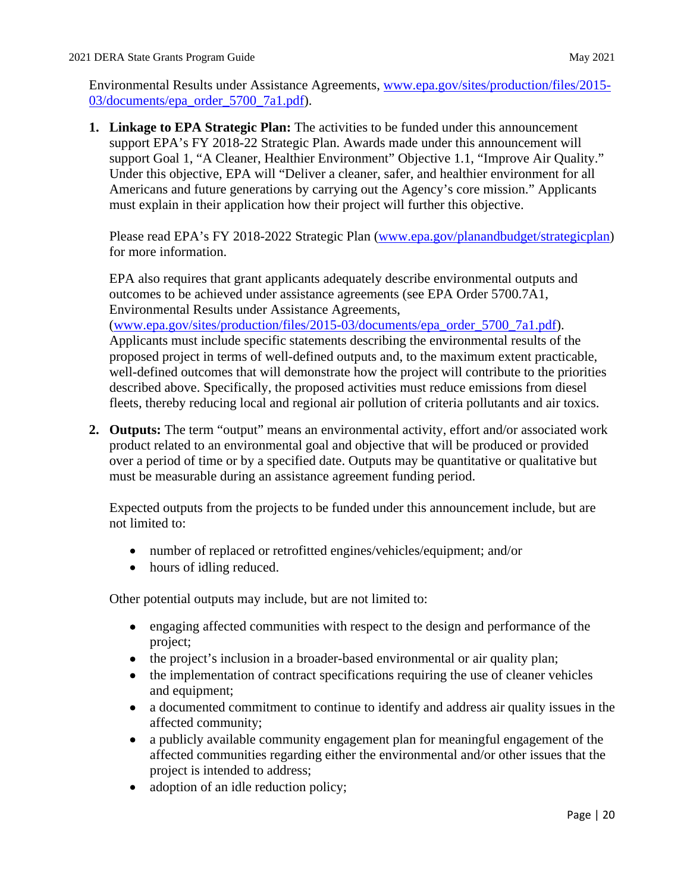Environmental Results under Assistance Agreements, [www.epa.gov/sites/production/files/2015-03/documents/epa_order_5700_7a1.pdf](www.epa.gov/sites/production/files/2015-03/documents/epa_order_5700_7a1.pdf)).

1. **Linkage to EPA Strategic Plan:** The activities to be funded under this announcement support EPA's FY 2018-22 Strategic Plan. Awards made under this announcement will support Goal 1, "A Cleaner, Healthier Environment" Objective 1.1, "Improve Air Quality." Under this objective, EPA will "Deliver a cleaner, safer, and healthier environment for all Americans and future generations by carrying out the Agency's core mission." Applicants must explain in their application how their project will further this objective.

   Please read EPA's FY 2018-2022 Strategic Plan ([www.epa.gov/planandbudget/strategicplan](www.epa.gov/planandbudget/strategicplan)) for more information.

   EPA also requires that grant applicants adequately describe environmental outputs and outcomes to be achieved under assistance agreements (see EPA Order 5700.7A1, Environmental Results under Assistance Agreements, ([www.epa.gov/sites/production/files/2015-03/documents/epa_order_5700_7a1.pdf](www.epa.gov/sites/production/files/2015-03/documents/epa_order_5700_7a1.pdf)). Applicants must include specific statements describing the environmental results of the proposed project in terms of well-defined outputs and, to the maximum extent practicable, well-defined outcomes that will demonstrate how the project will contribute to the priorities described above. Specifically, the proposed activities must reduce emissions from diesel fleets, thereby reducing local and regional air pollution of criteria pollutants and air toxics.

2. **Outputs:** The term "output" means an environmental activity, effort and/or associated work product related to an environmental goal and objective that will be produced or provided over a period of time or by a specified date. Outputs may be quantitative or qualitative but must be measurable during an assistance agreement funding period.

   Expected outputs from the projects to be funded under this announcement include, but are not limited to:

   - number of replaced or retrofitted engines/vehicles/equipment; and/or
   - hours of idling reduced.

   Other potential outputs may include, but are not limited to:

   - engaging affected communities with respect to the design and performance of the project;
   - the project's inclusion in a broader-based environmental or air quality plan;
   - the implementation of contract specifications requiring the use of cleaner vehicles and equipment;
   - a documented commitment to continue to identify and address air quality issues in the affected community;
   - a publicly available community engagement plan for meaningful engagement of the affected communities regarding either the environmental and/or other issues that the project is intended to address;
   - adoption of an idle reduction policy;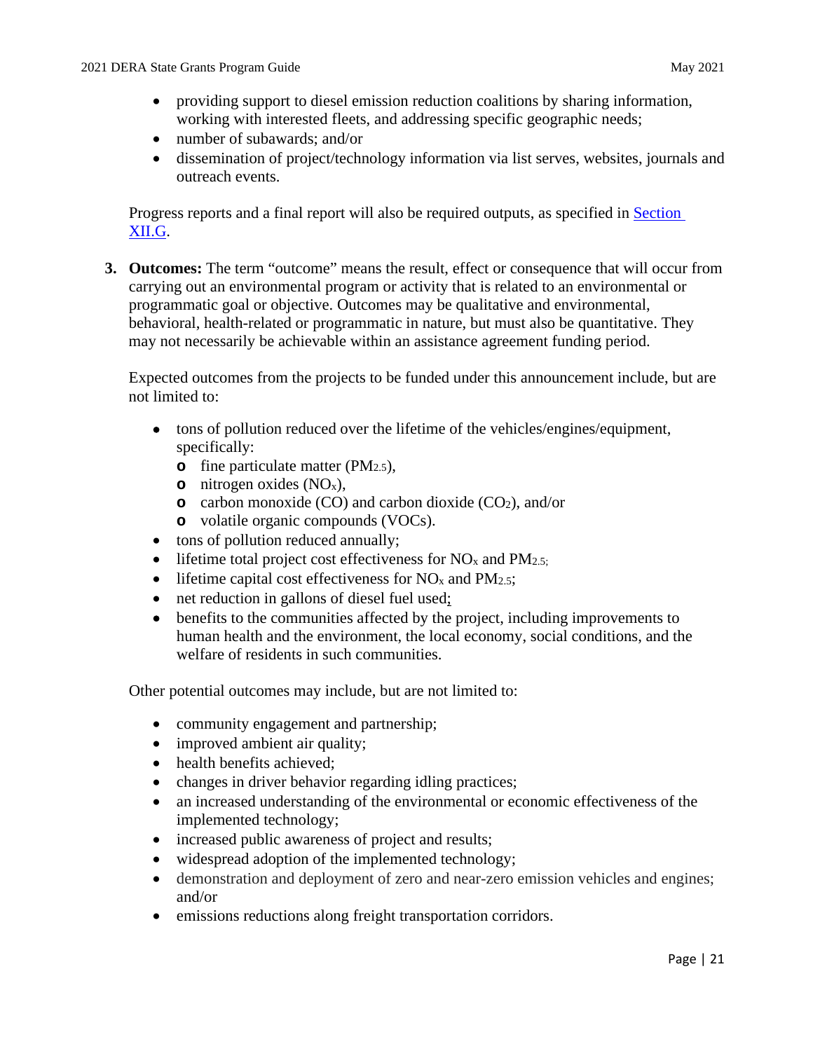- providing support to diesel emission reduction coalitions by sharing information, working with interested fleets, and addressing specific geographic needs;
- number of subawards; and/or
- dissemination of project/technology information via list serves, websites, journals and outreach events.

Progress reports and a final report will also be required outputs, as specified in Section XII.G.

3. **Outcomes:** The term "outcome" means the result, effect or consequence that will occur from carrying out an environmental program or activity that is related to an environmental or programmatic goal or objective. Outcomes may be qualitative and environmental, behavioral, health-related or programmatic in nature, but must also be quantitative. They may not necessarily be achievable within an assistance agreement funding period.

   Expected outcomes from the projects to be funded under this announcement include, but are not limited to:

   - tons of pollution reduced over the lifetime of the vehicles/engines/equipment, specifically:
     - fine particulate matter ($PM_{2.5}$),
     - nitrogen oxides ($NO_x$),
     - carbon monoxide (CO) and carbon dioxide ($CO_2$), and/or
     - volatile organic compounds (VOCs).
   - tons of pollution reduced annually;
   - lifetime total project cost effectiveness for $NO_x$ and $PM_{2.5}$;
   - lifetime capital cost effectiveness for $NO_x$ and $PM_{2.5}$;
   - net reduction in gallons of diesel fuel used;
   - benefits to the communities affected by the project, including improvements to human health and the environment, the local economy, social conditions, and the welfare of residents in such communities.

   Other potential outcomes may include, but are not limited to:

   - community engagement and partnership;
   - improved ambient air quality;
   - health benefits achieved;
   - changes in driver behavior regarding idling practices;
   - an increased understanding of the environmental or economic effectiveness of the implemented technology;
   - increased public awareness of project and results;
   - widespread adoption of the implemented technology;
   - demonstration and deployment of zero and near-zero emission vehicles and engines; and/or
   - emissions reductions along freight transportation corridors.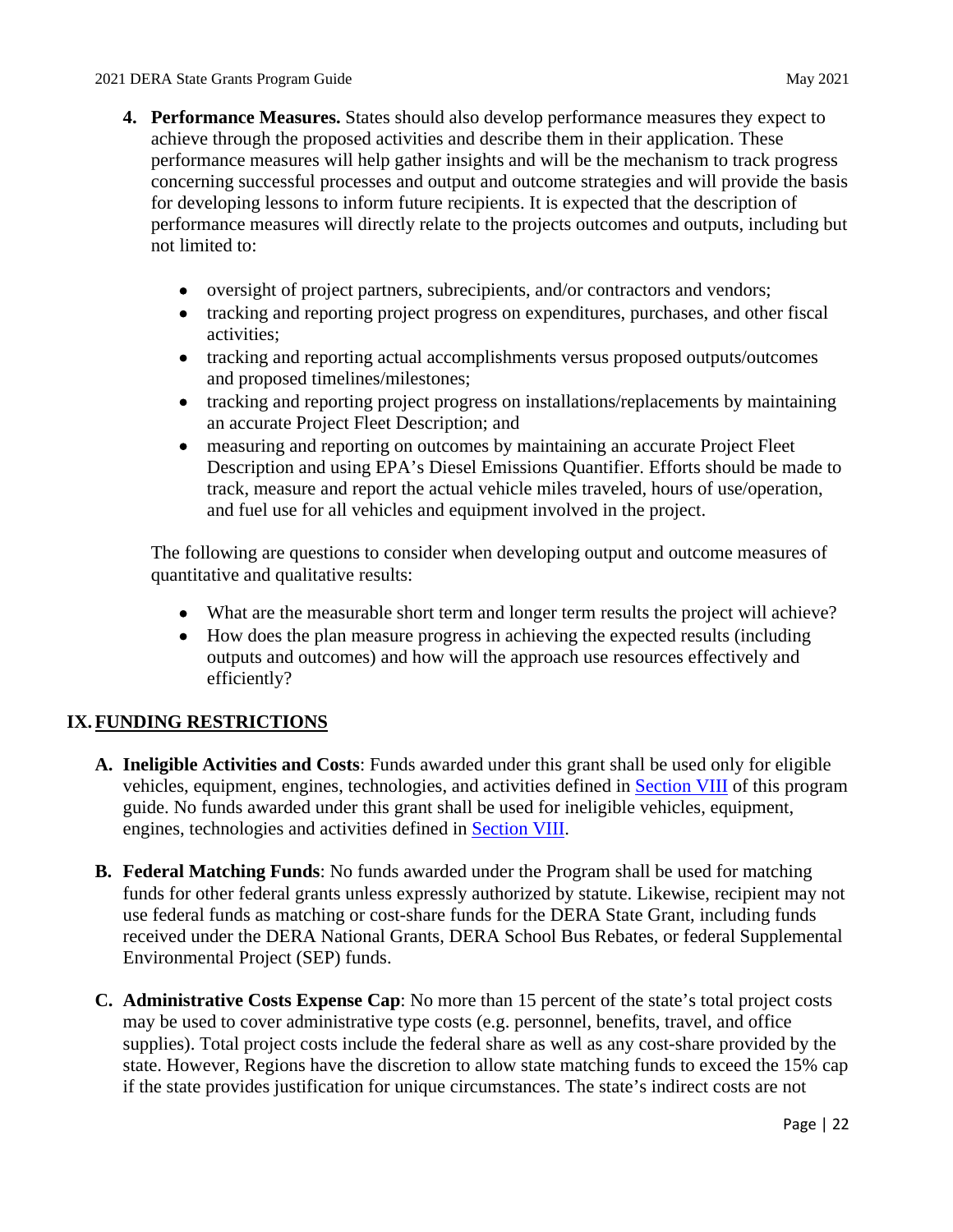4. **Performance Measures.** States should also develop performance measures they expect to achieve through the proposed activities and describe them in their application. These performance measures will help gather insights and will be the mechanism to track progress concerning successful processes and output and outcome strategies and will provide the basis for developing lessons to inform future recipients. It is expected that the description of performance measures will directly relate to the projects outcomes and outputs, including but not limited to:

   - oversight of project partners, subrecipients, and/or contractors and vendors;
   - tracking and reporting project progress on expenditures, purchases, and other fiscal activities;
   - tracking and reporting actual accomplishments versus proposed outputs/outcomes and proposed timelines/milestones;
   - tracking and reporting project progress on installations/replacements by maintaining an accurate Project Fleet Description; and
   - measuring and reporting on outcomes by maintaining an accurate Project Fleet Description and using EPA's Diesel Emissions Quantifier. Efforts should be made to track, measure and report the actual vehicle miles traveled, hours of use/operation, and fuel use for all vehicles and equipment involved in the project.

   The following are questions to consider when developing output and outcome measures of quantitative and qualitative results:

   - What are the measurable short term and longer term results the project will achieve?
   - How does the plan measure progress in achieving the expected results (including outputs and outcomes) and how will the approach use resources effectively and efficiently?

## IX. FUNDING RESTRICTIONS

**A. Ineligible Activities and Costs**: Funds awarded under this grant shall be used only for eligible vehicles, equipment, engines, technologies, and activities defined in Section VIII of this program guide. No funds awarded under this grant shall be used for ineligible vehicles, equipment, engines, technologies and activities defined in Section VIII.

**B. Federal Matching Funds**: No funds awarded under the Program shall be used for matching funds for other federal grants unless expressly authorized by statute. Likewise, recipient may not use federal funds as matching or cost-share funds for the DERA State Grant, including funds received under the DERA National Grants, DERA School Bus Rebates, or federal Supplemental Environmental Project (SEP) funds.

**C. Administrative Costs Expense Cap**: No more than 15 percent of the state's total project costs may be used to cover administrative type costs (e.g. personnel, benefits, travel, and office supplies). Total project costs include the federal share as well as any cost-share provided by the state. However, Regions have the discretion to allow state matching funds to exceed the 15% cap if the state provides justification for unique circumstances. The state's indirect costs are not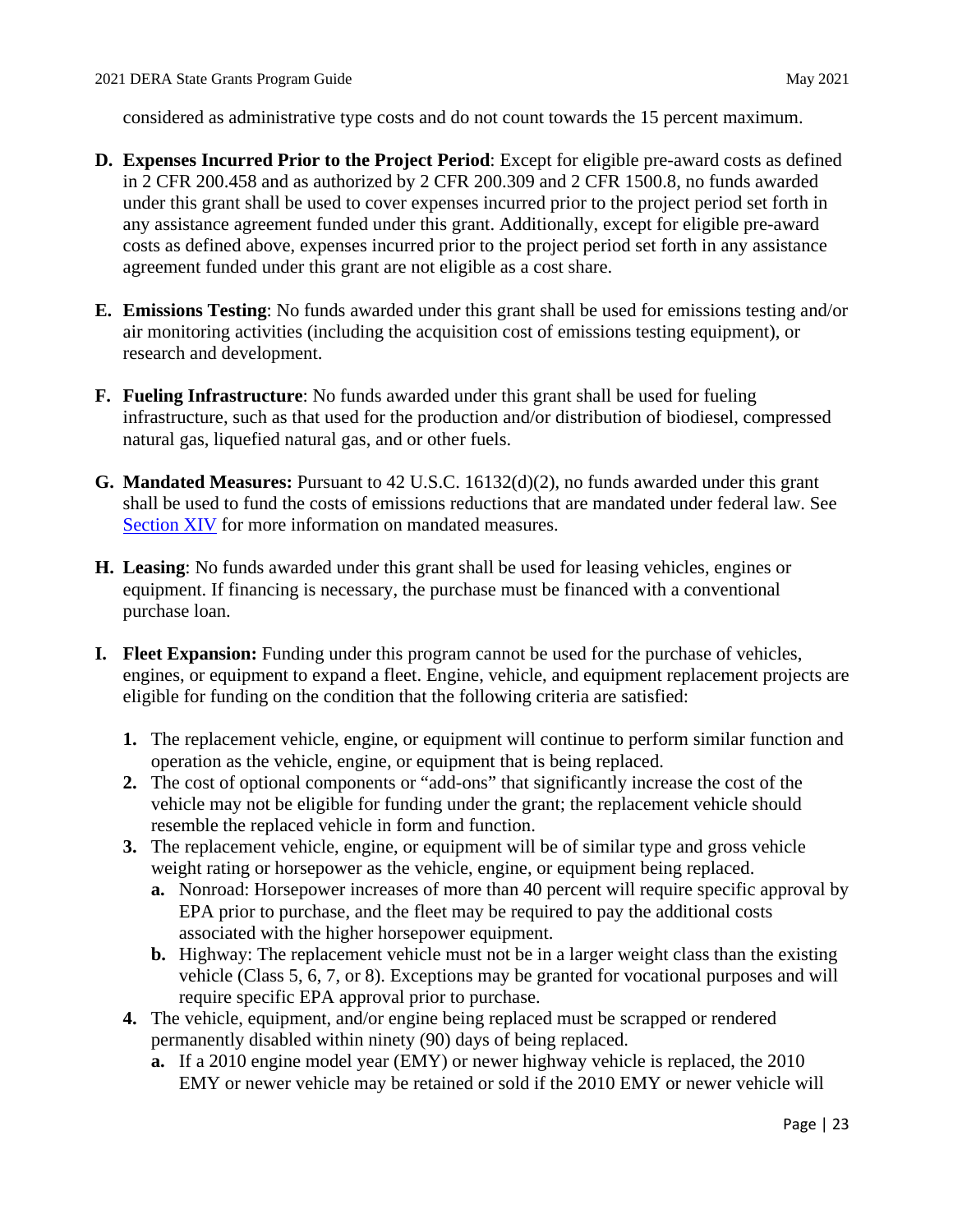considered as administrative type costs and do not count towards the 15 percent maximum.

**D. Expenses Incurred Prior to the Project Period**: Except for eligible pre-award costs as defined in 2 CFR 200.458 and as authorized by 2 CFR 200.309 and 2 CFR 1500.8, no funds awarded under this grant shall be used to cover expenses incurred prior to the project period set forth in any assistance agreement funded under this grant. Additionally, except for eligible pre-award costs as defined above, expenses incurred prior to the project period set forth in any assistance agreement funded under this grant are not eligible as a cost share.

**E. Emissions Testing**: No funds awarded under this grant shall be used for emissions testing and/or air monitoring activities (including the acquisition cost of emissions testing equipment), or research and development.

**F. Fueling Infrastructure**: No funds awarded under this grant shall be used for fueling infrastructure, such as that used for the production and/or distribution of biodiesel, compressed natural gas, liquefied natural gas, and or other fuels.

**G. Mandated Measures:** Pursuant to 42 U.S.C. 16132(d)(2), no funds awarded under this grant shall be used to fund the costs of emissions reductions that are mandated under federal law. See Section XIV for more information on mandated measures.

**H. Leasing**: No funds awarded under this grant shall be used for leasing vehicles, engines or equipment. If financing is necessary, the purchase must be financed with a conventional purchase loan.

**I. Fleet Expansion:** Funding under this program cannot be used for the purchase of vehicles, engines, or equipment to expand a fleet. Engine, vehicle, and equipment replacement projects are eligible for funding on the condition that the following criteria are satisfied:

1. The replacement vehicle, engine, or equipment will continue to perform similar function and operation as the vehicle, engine, or equipment that is being replaced.
2. The cost of optional components or "add-ons" that significantly increase the cost of the vehicle may not be eligible for funding under the grant; the replacement vehicle should resemble the replaced vehicle in form and function.
3. The replacement vehicle, engine, or equipment will be of similar type and gross vehicle weight rating or horsepower as the vehicle, engine, or equipment being replaced.
   a. Nonroad: Horsepower increases of more than 40 percent will require specific approval by EPA prior to purchase, and the fleet may be required to pay the additional costs associated with the higher horsepower equipment.
   b. Highway: The replacement vehicle must not be in a larger weight class than the existing vehicle (Class 5, 6, 7, or 8). Exceptions may be granted for vocational purposes and will require specific EPA approval prior to purchase.
4. The vehicle, equipment, and/or engine being replaced must be scrapped or rendered permanently disabled within ninety (90) days of being replaced.
   a. If a 2010 engine model year (EMY) or newer highway vehicle is replaced, the 2010 EMY or newer vehicle may be retained or sold if the 2010 EMY or newer vehicle will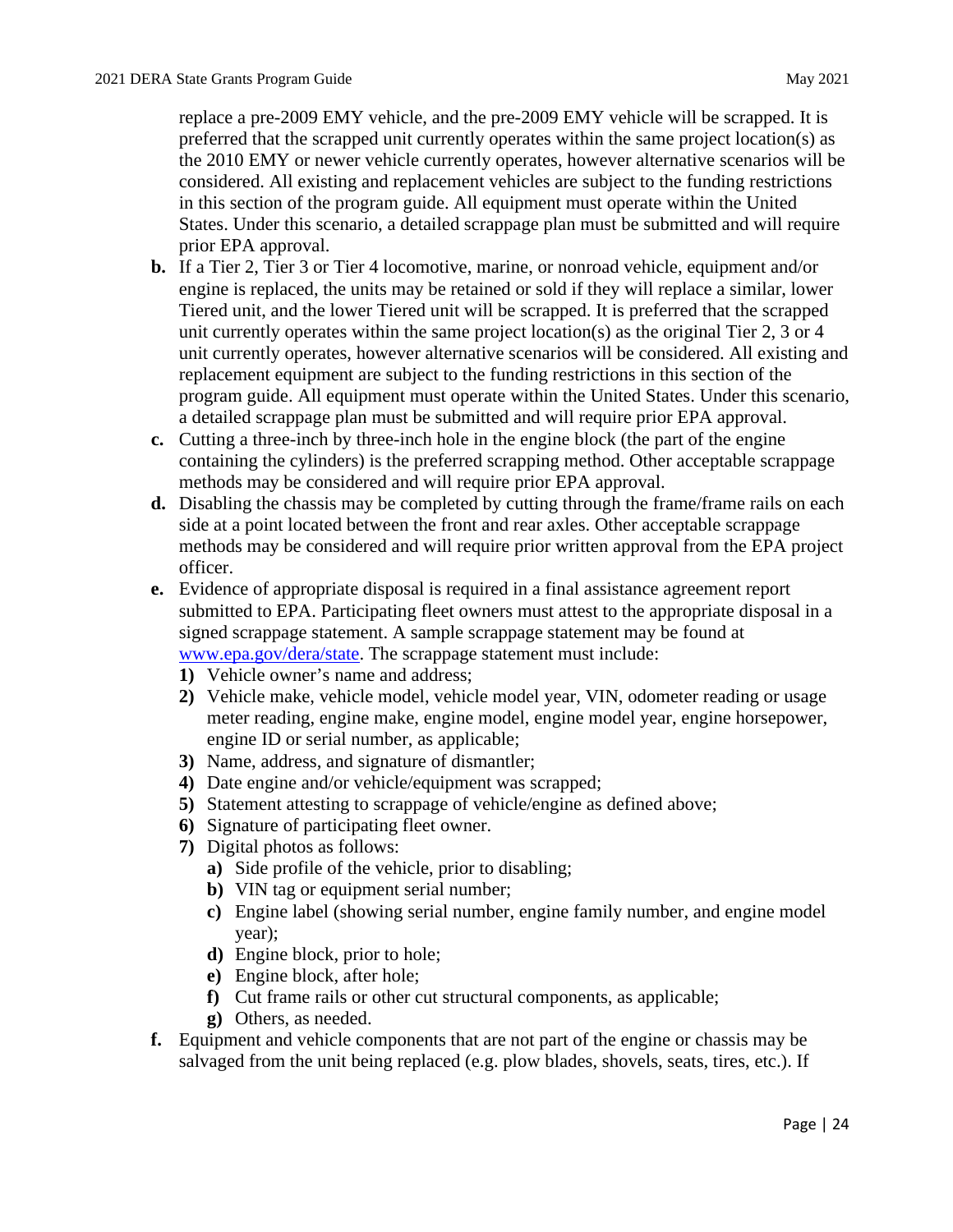replace a pre-2009 EMY vehicle, and the pre-2009 EMY vehicle will be scrapped. It is preferred that the scrapped unit currently operates within the same project location(s) as the 2010 EMY or newer vehicle currently operates, however alternative scenarios will be considered. All existing and replacement vehicles are subject to the funding restrictions in this section of the program guide. All equipment must operate within the United States. Under this scenario, a detailed scrappage plan must be submitted and will require prior EPA approval.

**b.** If a Tier 2, Tier 3 or Tier 4 locomotive, marine, or nonroad vehicle, equipment and/or engine is replaced, the units may be retained or sold if they will replace a similar, lower Tiered unit, and the lower Tiered unit will be scrapped. It is preferred that the scrapped unit currently operates within the same project location(s) as the original Tier 2, 3 or 4 unit currently operates, however alternative scenarios will be considered. All existing and replacement equipment are subject to the funding restrictions in this section of the program guide. All equipment must operate within the United States. Under this scenario, a detailed scrappage plan must be submitted and will require prior EPA approval.

**c.** Cutting a three-inch by three-inch hole in the engine block (the part of the engine containing the cylinders) is the preferred scrapping method. Other acceptable scrappage methods may be considered and will require prior EPA approval.

**d.** Disabling the chassis may be completed by cutting through the frame/frame rails on each side at a point located between the front and rear axles. Other acceptable scrappage methods may be considered and will require prior written approval from the EPA project officer.

**e.** Evidence of appropriate disposal is required in a final assistance agreement report submitted to EPA. Participating fleet owners must attest to the appropriate disposal in a signed scrappage statement. A sample scrappage statement may be found at www.epa.gov/dera/state. The scrappage statement must include:

1) Vehicle owner's name and address;
2) Vehicle make, vehicle model, vehicle model year, VIN, odometer reading or usage meter reading, engine make, engine model, engine model year, engine horsepower, engine ID or serial number, as applicable;
3) Name, address, and signature of dismantler;
4) Date engine and/or vehicle/equipment was scrapped;
5) Statement attesting to scrappage of vehicle/engine as defined above;
6) Signature of participating fleet owner.
7) Digital photos as follows:
    a) Side profile of the vehicle, prior to disabling;
    b) VIN tag or equipment serial number;
    c) Engine label (showing serial number, engine family number, and engine model year);
    d) Engine block, prior to hole;
    e) Engine block, after hole;
    f) Cut frame rails or other cut structural components, as applicable;
    g) Others, as needed.

**f.** Equipment and vehicle components that are not part of the engine or chassis may be salvaged from the unit being replaced (e.g. plow blades, shovels, seats, tires, etc.). If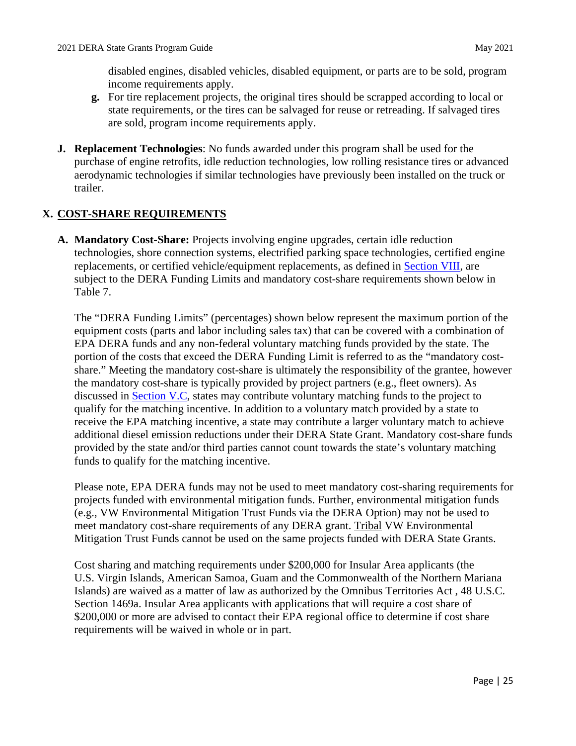disabled engines, disabled vehicles, disabled equipment, or parts are to be sold, program income requirements apply.

**g.** For tire replacement projects, the original tires should be scrapped according to local or state requirements, or the tires can be salvaged for reuse or retreading. If salvaged tires are sold, program income requirements apply.

**J. Replacement Technologies**: No funds awarded under this program shall be used for the purchase of engine retrofits, idle reduction technologies, low rolling resistance tires or advanced aerodynamic technologies if similar technologies have previously been installed on the truck or trailer.

## X. COST-SHARE REQUIREMENTS

**A. Mandatory Cost-Share:** Projects involving engine upgrades, certain idle reduction technologies, shore connection systems, electrified parking space technologies, certified engine replacements, or certified vehicle/equipment replacements, as defined in Section VIII, are subject to the DERA Funding Limits and mandatory cost-share requirements shown below in Table 7.

The "DERA Funding Limits" (percentages) shown below represent the maximum portion of the equipment costs (parts and labor including sales tax) that can be covered with a combination of EPA DERA funds and any non-federal voluntary matching funds provided by the state. The portion of the costs that exceed the DERA Funding Limit is referred to as the "mandatory cost-share." Meeting the mandatory cost-share is ultimately the responsibility of the grantee, however the mandatory cost-share is typically provided by project partners (e.g., fleet owners). As discussed in Section V.C, states may contribute voluntary matching funds to the project to qualify for the matching incentive. In addition to a voluntary match provided by a state to receive the EPA matching incentive, a state may contribute a larger voluntary match to achieve additional diesel emission reductions under their DERA State Grant. Mandatory cost-share funds provided by the state and/or third parties cannot count towards the state's voluntary matching funds to qualify for the matching incentive.

Please note, EPA DERA funds may not be used to meet mandatory cost-sharing requirements for projects funded with environmental mitigation funds. Further, environmental mitigation funds (e.g., VW Environmental Mitigation Trust Funds via the DERA Option) may not be used to meet mandatory cost-share requirements of any DERA grant. Tribal VW Environmental Mitigation Trust Funds cannot be used on the same projects funded with DERA State Grants.

Cost sharing and matching requirements under $200,000 for Insular Area applicants (the U.S. Virgin Islands, American Samoa, Guam and the Commonwealth of the Northern Mariana Islands) are waived as a matter of law as authorized by the Omnibus Territories Act , 48 U.S.C. Section 1469a. Insular Area applicants with applications that will require a cost share of $200,000 or more are advised to contact their EPA regional office to determine if cost share requirements will be waived in whole or in part.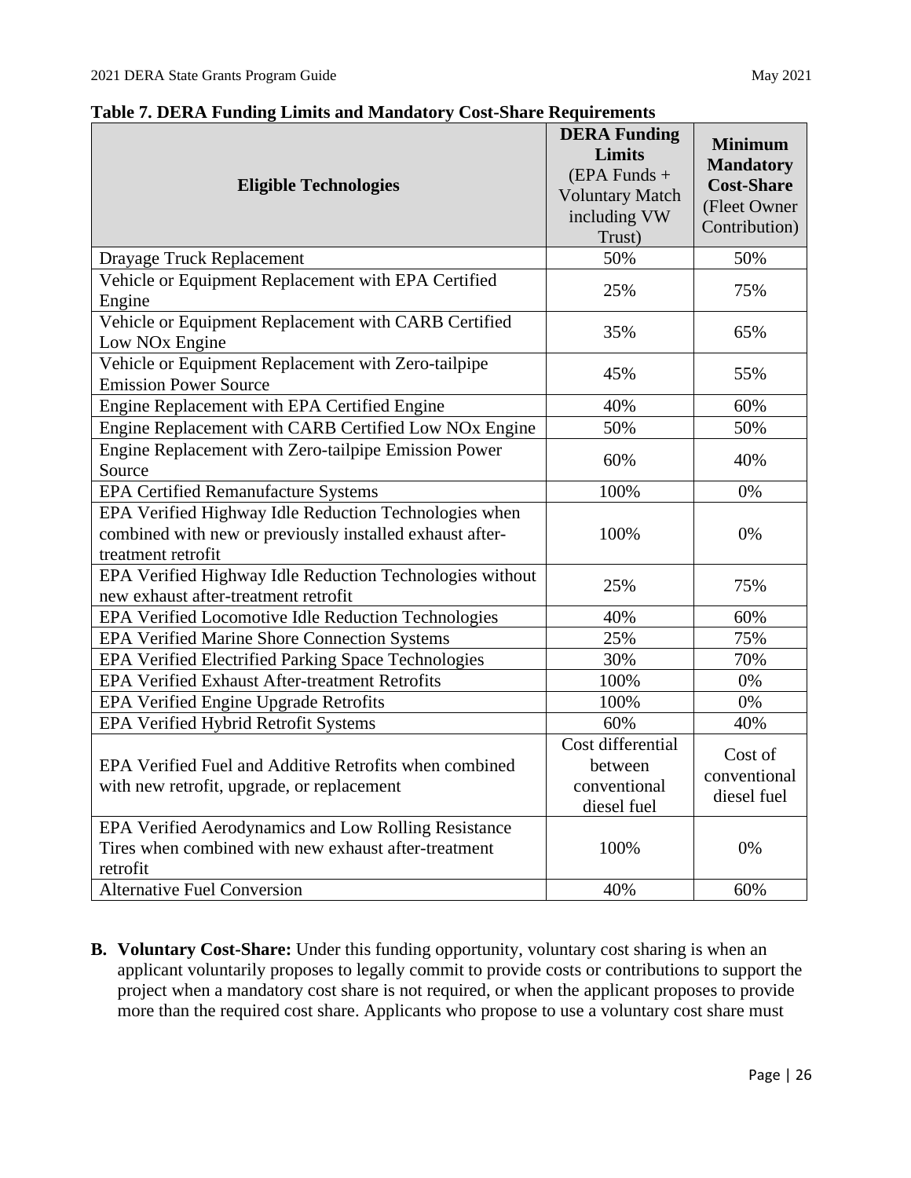**Table 7. DERA Funding Limits and Mandatory Cost-Share Requirements**

| Eligible Technologies | **DERA Funding Limits** (EPA Funds + Voluntary Match including VW Trust) | **Minimum Mandatory Cost-Share** (Fleet Owner Contribution) |
|---|---|---|
| Drayage Truck Replacement | 50% | 50% |
| Vehicle or Equipment Replacement with EPA Certified Engine | 25% | 75% |
| Vehicle or Equipment Replacement with CARB Certified Low NOx Engine | 35% | 65% |
| Vehicle or Equipment Replacement with Zero-tailpipe Emission Power Source | 45% | 55% |
| Engine Replacement with EPA Certified Engine | 40% | 60% |
| Engine Replacement with CARB Certified Low NOx Engine | 50% | 50% |
| Engine Replacement with Zero-tailpipe Emission Power Source | 60% | 40% |
| EPA Certified Remanufacture Systems | 100% | 0% |
| EPA Verified Highway Idle Reduction Technologies when combined with new or previously installed exhaust after-treatment retrofit | 100% | 0% |
| EPA Verified Highway Idle Reduction Technologies without new exhaust after-treatment retrofit | 25% | 75% |
| EPA Verified Locomotive Idle Reduction Technologies | 40% | 60% |
| EPA Verified Marine Shore Connection Systems | 25% | 75% |
| EPA Verified Electrified Parking Space Technologies | 30% | 70% |
| EPA Verified Exhaust After-treatment Retrofits | 100% | 0% |
| EPA Verified Engine Upgrade Retrofits | 100% | 0% |
| EPA Verified Hybrid Retrofit Systems | 60% | 40% |
| EPA Verified Fuel and Additive Retrofits when combined with new retrofit, upgrade, or replacement | Cost differential between conventional diesel fuel | Cost of conventional diesel fuel |
| EPA Verified Aerodynamics and Low Rolling Resistance Tires when combined with new exhaust after-treatment retrofit | 100% | 0% |
| Alternative Fuel Conversion | 40% | 60% |

**B. Voluntary Cost-Share:** Under this funding opportunity, voluntary cost sharing is when an applicant voluntarily proposes to legally commit to provide costs or contributions to support the project when a mandatory cost share is not required, or when the applicant proposes to provide more than the required cost share. Applicants who propose to use a voluntary cost share must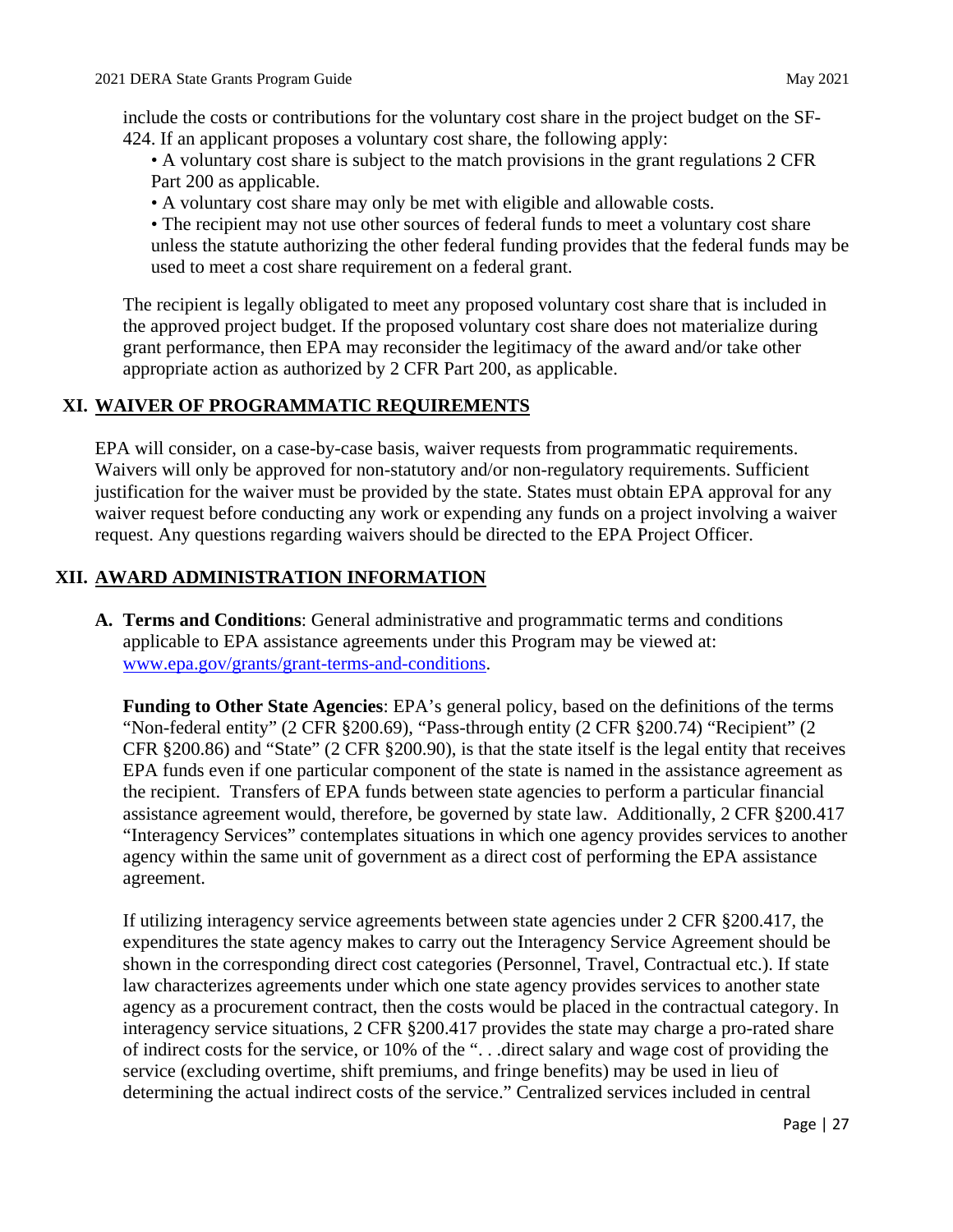include the costs or contributions for the voluntary cost share in the project budget on the SF-424. If an applicant proposes a voluntary cost share, the following apply:

- A voluntary cost share is subject to the match provisions in the grant regulations 2 CFR Part 200 as applicable.
- A voluntary cost share may only be met with eligible and allowable costs.
- The recipient may not use other sources of federal funds to meet a voluntary cost share unless the statute authorizing the other federal funding provides that the federal funds may be used to meet a cost share requirement on a federal grant.

The recipient is legally obligated to meet any proposed voluntary cost share that is included in the approved project budget. If the proposed voluntary cost share does not materialize during grant performance, then EPA may reconsider the legitimacy of the award and/or take other appropriate action as authorized by 2 CFR Part 200, as applicable.

## XI. WAIVER OF PROGRAMMATIC REQUIREMENTS

EPA will consider, on a case-by-case basis, waiver requests from programmatic requirements. Waivers will only be approved for non-statutory and/or non-regulatory requirements. Sufficient justification for the waiver must be provided by the state. States must obtain EPA approval for any waiver request before conducting any work or expending any funds on a project involving a waiver request. Any questions regarding waivers should be directed to the EPA Project Officer.

## XII. AWARD ADMINISTRATION INFORMATION

**A. Terms and Conditions**: General administrative and programmatic terms and conditions applicable to EPA assistance agreements under this Program may be viewed at: [www.epa.gov/grants/grant-terms-and-conditions](www.epa.gov/grants/grant-terms-and-conditions).

**Funding to Other State Agencies**: EPA's general policy, based on the definitions of the terms "Non-federal entity" (2 CFR §200.69), "Pass-through entity (2 CFR §200.74) "Recipient" (2 CFR §200.86) and "State" (2 CFR §200.90), is that the state itself is the legal entity that receives EPA funds even if one particular component of the state is named in the assistance agreement as the recipient. Transfers of EPA funds between state agencies to perform a particular financial assistance agreement would, therefore, be governed by state law. Additionally, 2 CFR §200.417 "Interagency Services" contemplates situations in which one agency provides services to another agency within the same unit of government as a direct cost of performing the EPA assistance agreement.

If utilizing interagency service agreements between state agencies under 2 CFR §200.417, the expenditures the state agency makes to carry out the Interagency Service Agreement should be shown in the corresponding direct cost categories (Personnel, Travel, Contractual etc.). If state law characterizes agreements under which one state agency provides services to another state agency as a procurement contract, then the costs would be placed in the contractual category. In interagency service situations, 2 CFR §200.417 provides the state may charge a pro-rated share of indirect costs for the service, or 10% of the ". . .direct salary and wage cost of providing the service (excluding overtime, shift premiums, and fringe benefits) may be used in lieu of determining the actual indirect costs of the service." Centralized services included in central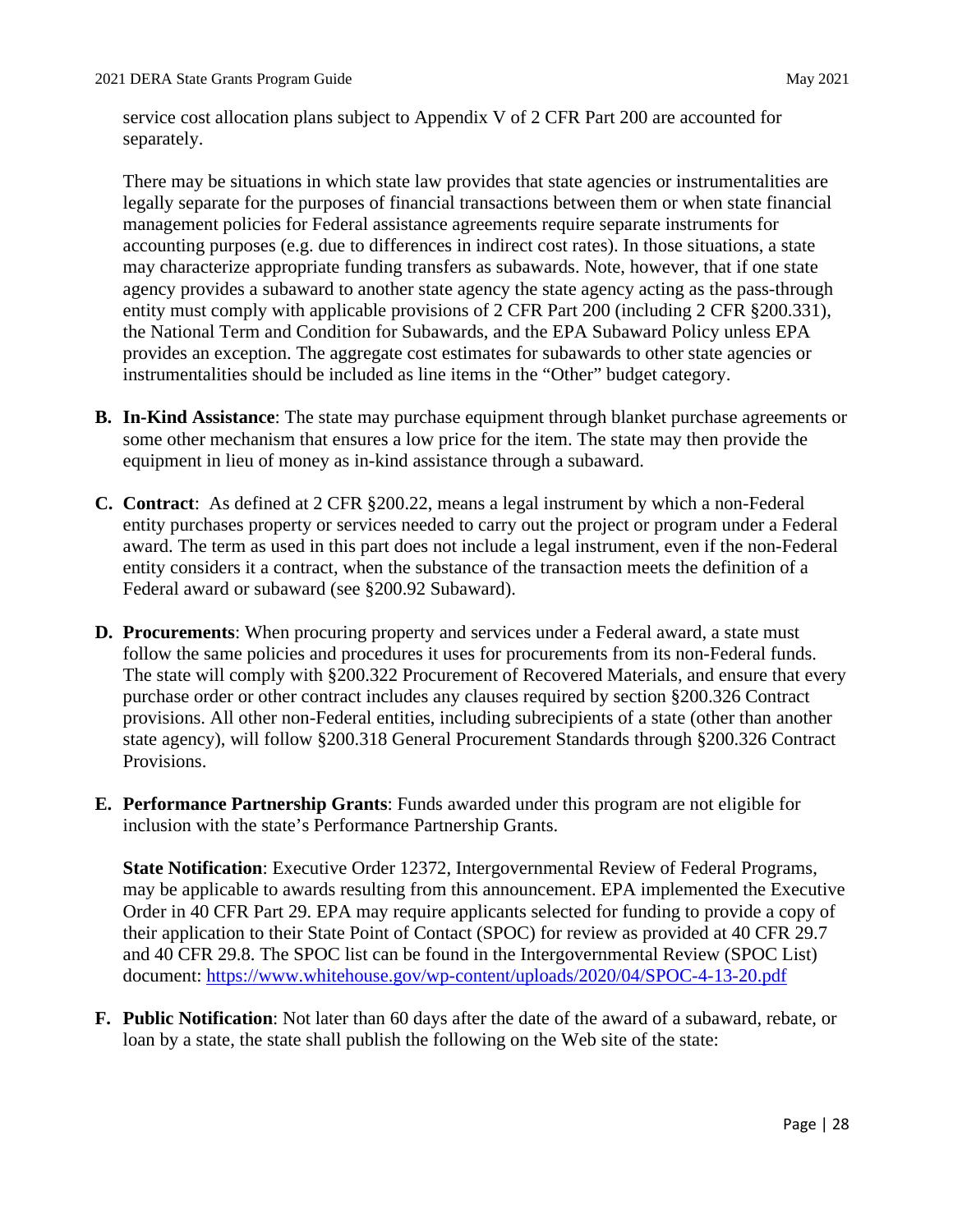service cost allocation plans subject to Appendix V of 2 CFR Part 200 are accounted for separately.

There may be situations in which state law provides that state agencies or instrumentalities are legally separate for the purposes of financial transactions between them or when state financial management policies for Federal assistance agreements require separate instruments for accounting purposes (e.g. due to differences in indirect cost rates). In those situations, a state may characterize appropriate funding transfers as subawards. Note, however, that if one state agency provides a subaward to another state agency the state agency acting as the pass-through entity must comply with applicable provisions of 2 CFR Part 200 (including 2 CFR §200.331), the National Term and Condition for Subawards, and the EPA Subaward Policy unless EPA provides an exception. The aggregate cost estimates for subawards to other state agencies or instrumentalities should be included as line items in the "Other" budget category.

**B. In-Kind Assistance**: The state may purchase equipment through blanket purchase agreements or some other mechanism that ensures a low price for the item. The state may then provide the equipment in lieu of money as in-kind assistance through a subaward.

**C. Contract**: As defined at 2 CFR §200.22, means a legal instrument by which a non-Federal entity purchases property or services needed to carry out the project or program under a Federal award. The term as used in this part does not include a legal instrument, even if the non-Federal entity considers it a contract, when the substance of the transaction meets the definition of a Federal award or subaward (see §200.92 Subaward).

**D. Procurements**: When procuring property and services under a Federal award, a state must follow the same policies and procedures it uses for procurements from its non-Federal funds. The state will comply with §200.322 Procurement of Recovered Materials, and ensure that every purchase order or other contract includes any clauses required by section §200.326 Contract provisions. All other non-Federal entities, including subrecipients of a state (other than another state agency), will follow §200.318 General Procurement Standards through §200.326 Contract Provisions.

**E. Performance Partnership Grants**: Funds awarded under this program are not eligible for inclusion with the state's Performance Partnership Grants.

**State Notification**: Executive Order 12372, Intergovernmental Review of Federal Programs, may be applicable to awards resulting from this announcement. EPA implemented the Executive Order in 40 CFR Part 29. EPA may require applicants selected for funding to provide a copy of their application to their State Point of Contact (SPOC) for review as provided at 40 CFR 29.7 and 40 CFR 29.8. The SPOC list can be found in the Intergovernmental Review (SPOC List) document: https://www.whitehouse.gov/wp-content/uploads/2020/04/SPOC-4-13-20.pdf

**F. Public Notification**: Not later than 60 days after the date of the award of a subaward, rebate, or loan by a state, the state shall publish the following on the Web site of the state: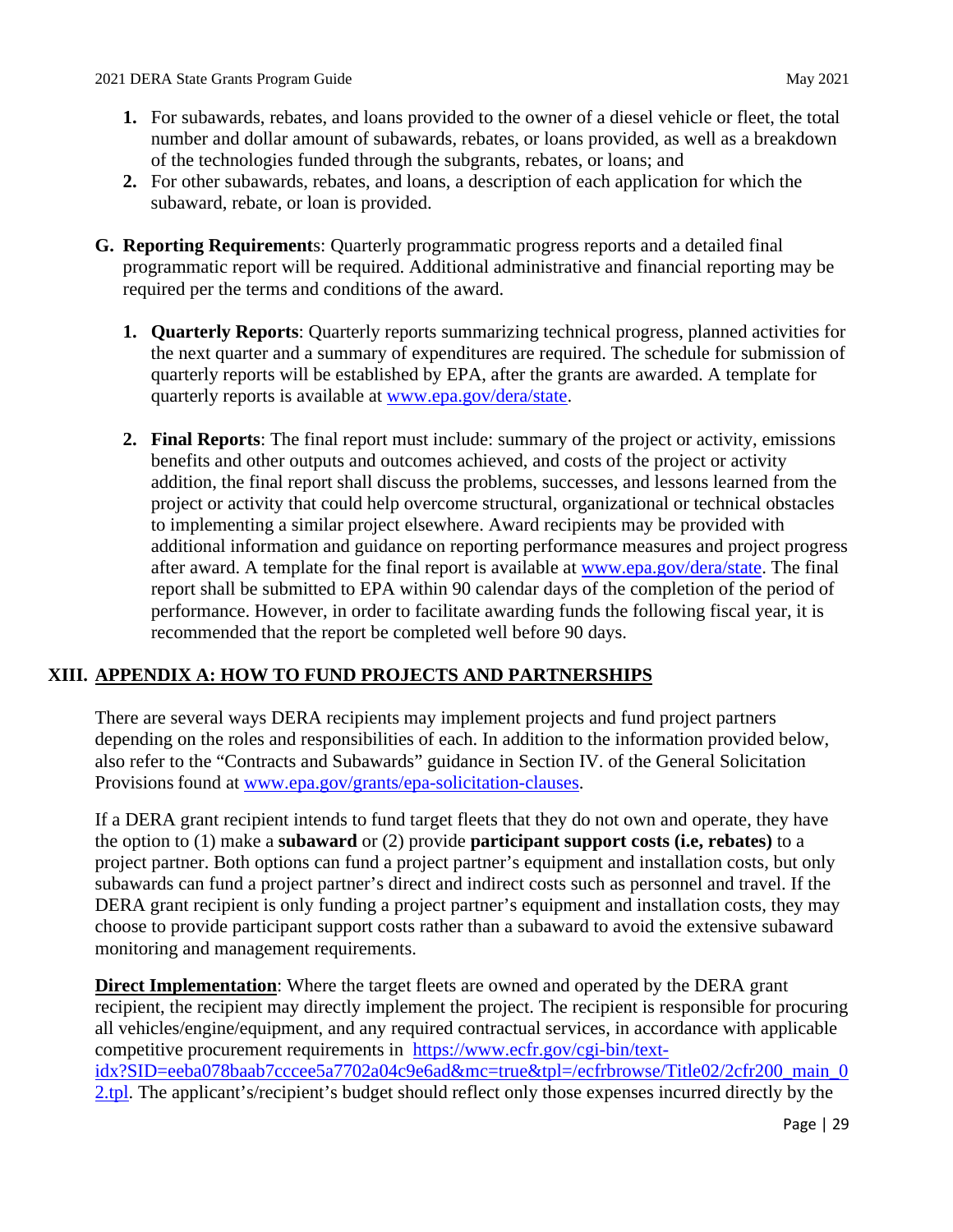1. For subawards, rebates, and loans provided to the owner of a diesel vehicle or fleet, the total number and dollar amount of subawards, rebates, or loans provided, as well as a breakdown of the technologies funded through the subgrants, rebates, or loans; and
2. For other subawards, rebates, and loans, a description of each application for which the subaward, rebate, or loan is provided.

**G. Reporting Requirements**: Quarterly programmatic progress reports and a detailed final programmatic report will be required. Additional administrative and financial reporting may be required per the terms and conditions of the award.

1. **Quarterly Reports**: Quarterly reports summarizing technical progress, planned activities for the next quarter and a summary of expenditures are required. The schedule for submission of quarterly reports will be established by EPA, after the grants are awarded. A template for quarterly reports is available at [www.epa.gov/dera/state](www.epa.gov/dera/state).

2. **Final Reports**: The final report must include: summary of the project or activity, emissions benefits and other outputs and outcomes achieved, and costs of the project or activity addition, the final report shall discuss the problems, successes, and lessons learned from the project or activity that could help overcome structural, organizational or technical obstacles to implementing a similar project elsewhere. Award recipients may be provided with additional information and guidance on reporting performance measures and project progress after award. A template for the final report is available at [www.epa.gov/dera/state](www.epa.gov/dera/state). The final report shall be submitted to EPA within 90 calendar days of the completion of the period of performance. However, in order to facilitate awarding funds the following fiscal year, it is recommended that the report be completed well before 90 days.

## XIII. APPENDIX A: HOW TO FUND PROJECTS AND PARTNERSHIPS

There are several ways DERA recipients may implement projects and fund project partners depending on the roles and responsibilities of each. In addition to the information provided below, also refer to the "Contracts and Subawards" guidance in Section IV. of the General Solicitation Provisions found at [www.epa.gov/grants/epa-solicitation-clauses](www.epa.gov/grants/epa-solicitation-clauses).

If a DERA grant recipient intends to fund target fleets that they do not own and operate, they have the option to (1) make a **subaward** or (2) provide **participant support costs (i.e, rebates)** to a project partner. Both options can fund a project partner's equipment and installation costs, but only subawards can fund a project partner's direct and indirect costs such as personnel and travel. If the DERA grant recipient is only funding a project partner's equipment and installation costs, they may choose to provide participant support costs rather than a subaward to avoid the extensive subaward monitoring and management requirements.

**Direct Implementation**: Where the target fleets are owned and operated by the DERA grant recipient, the recipient may directly implement the project. The recipient is responsible for procuring all vehicles/engine/equipment, and any required contractual services, in accordance with applicable competitive procurement requirements in [https://www.ecfr.gov/cgi-bin/text-idx?SID=eeba078baab7cccee5a7702a04c9e6ad&mc=true&tpl=/ecfrbrowse/Title02/2cfr200_main_02.tpl](https://www.ecfr.gov/cgi-bin/text-idx?SID=eeba078baab7cccee5a7702a04c9e6ad&mc=true&tpl=/ecfrbrowse/Title02/2cfr200_main_02.tpl). The applicant's/recipient's budget should reflect only those expenses incurred directly by the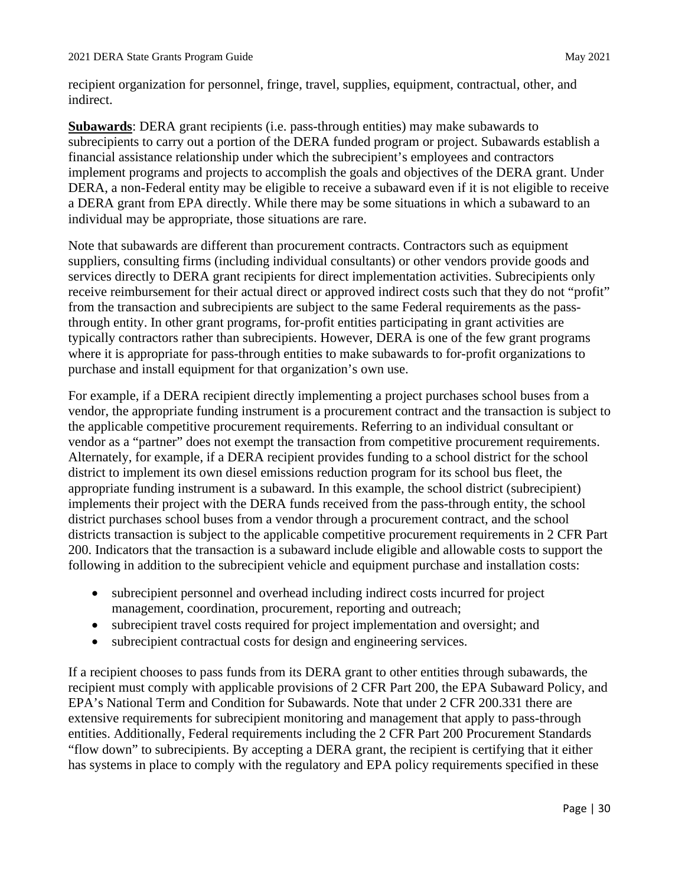recipient organization for personnel, fringe, travel, supplies, equipment, contractual, other, and indirect.

**Subawards**: DERA grant recipients (i.e. pass-through entities) may make subawards to subrecipients to carry out a portion of the DERA funded program or project. Subawards establish a financial assistance relationship under which the subrecipient's employees and contractors implement programs and projects to accomplish the goals and objectives of the DERA grant. Under DERA, a non-Federal entity may be eligible to receive a subaward even if it is not eligible to receive a DERA grant from EPA directly. While there may be some situations in which a subaward to an individual may be appropriate, those situations are rare.

Note that subawards are different than procurement contracts. Contractors such as equipment suppliers, consulting firms (including individual consultants) or other vendors provide goods and services directly to DERA grant recipients for direct implementation activities. Subrecipients only receive reimbursement for their actual direct or approved indirect costs such that they do not "profit" from the transaction and subrecipients are subject to the same Federal requirements as the pass-through entity. In other grant programs, for-profit entities participating in grant activities are typically contractors rather than subrecipients. However, DERA is one of the few grant programs where it is appropriate for pass-through entities to make subawards to for-profit organizations to purchase and install equipment for that organization's own use.

For example, if a DERA recipient directly implementing a project purchases school buses from a vendor, the appropriate funding instrument is a procurement contract and the transaction is subject to the applicable competitive procurement requirements. Referring to an individual consultant or vendor as a "partner" does not exempt the transaction from competitive procurement requirements. Alternately, for example, if a DERA recipient provides funding to a school district for the school district to implement its own diesel emissions reduction program for its school bus fleet, the appropriate funding instrument is a subaward. In this example, the school district (subrecipient) implements their project with the DERA funds received from the pass-through entity, the school district purchases school buses from a vendor through a procurement contract, and the school districts transaction is subject to the applicable competitive procurement requirements in 2 CFR Part 200. Indicators that the transaction is a subaward include eligible and allowable costs to support the following in addition to the subrecipient vehicle and equipment purchase and installation costs:

- subrecipient personnel and overhead including indirect costs incurred for project management, coordination, procurement, reporting and outreach;
- subrecipient travel costs required for project implementation and oversight; and
- subrecipient contractual costs for design and engineering services.

If a recipient chooses to pass funds from its DERA grant to other entities through subawards, the recipient must comply with applicable provisions of 2 CFR Part 200, the EPA Subaward Policy, and EPA's National Term and Condition for Subawards. Note that under 2 CFR 200.331 there are extensive requirements for subrecipient monitoring and management that apply to pass-through entities. Additionally, Federal requirements including the 2 CFR Part 200 Procurement Standards "flow down" to subrecipients. By accepting a DERA grant, the recipient is certifying that it either has systems in place to comply with the regulatory and EPA policy requirements specified in these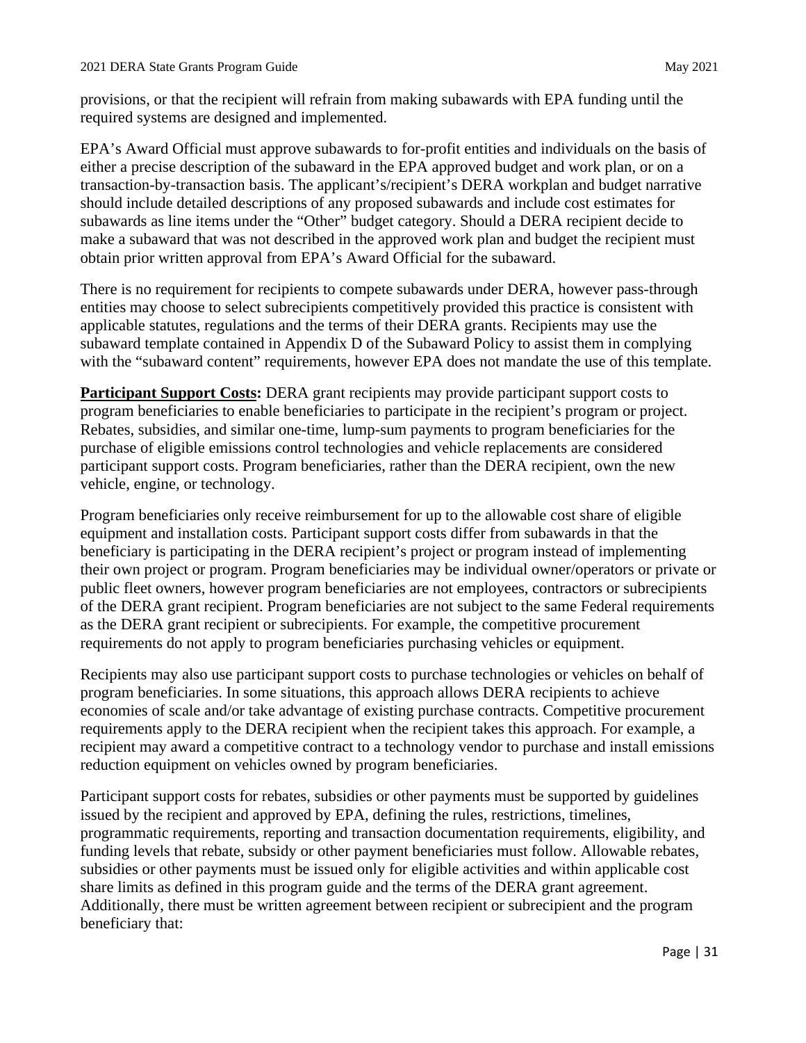provisions, or that the recipient will refrain from making subawards with EPA funding until the required systems are designed and implemented.

EPA's Award Official must approve subawards to for-profit entities and individuals on the basis of either a precise description of the subaward in the EPA approved budget and work plan, or on a transaction-by-transaction basis. The applicant's/recipient's DERA workplan and budget narrative should include detailed descriptions of any proposed subawards and include cost estimates for subawards as line items under the "Other" budget category. Should a DERA recipient decide to make a subaward that was not described in the approved work plan and budget the recipient must obtain prior written approval from EPA's Award Official for the subaward.

There is no requirement for recipients to compete subawards under DERA, however pass-through entities may choose to select subrecipients competitively provided this practice is consistent with applicable statutes, regulations and the terms of their DERA grants. Recipients may use the subaward template contained in Appendix D of the Subaward Policy to assist them in complying with the "subaward content" requirements, however EPA does not mandate the use of this template.

**Participant Support Costs:** DERA grant recipients may provide participant support costs to program beneficiaries to enable beneficiaries to participate in the recipient's program or project. Rebates, subsidies, and similar one-time, lump-sum payments to program beneficiaries for the purchase of eligible emissions control technologies and vehicle replacements are considered participant support costs. Program beneficiaries, rather than the DERA recipient, own the new vehicle, engine, or technology.

Program beneficiaries only receive reimbursement for up to the allowable cost share of eligible equipment and installation costs. Participant support costs differ from subawards in that the beneficiary is participating in the DERA recipient's project or program instead of implementing their own project or program. Program beneficiaries may be individual owner/operators or private or public fleet owners, however program beneficiaries are not employees, contractors or subrecipients of the DERA grant recipient. Program beneficiaries are not subject to the same Federal requirements as the DERA grant recipient or subrecipients. For example, the competitive procurement requirements do not apply to program beneficiaries purchasing vehicles or equipment.

Recipients may also use participant support costs to purchase technologies or vehicles on behalf of program beneficiaries. In some situations, this approach allows DERA recipients to achieve economies of scale and/or take advantage of existing purchase contracts. Competitive procurement requirements apply to the DERA recipient when the recipient takes this approach. For example, a recipient may award a competitive contract to a technology vendor to purchase and install emissions reduction equipment on vehicles owned by program beneficiaries.

Participant support costs for rebates, subsidies or other payments must be supported by guidelines issued by the recipient and approved by EPA, defining the rules, restrictions, timelines, programmatic requirements, reporting and transaction documentation requirements, eligibility, and funding levels that rebate, subsidy or other payment beneficiaries must follow. Allowable rebates, subsidies or other payments must be issued only for eligible activities and within applicable cost share limits as defined in this program guide and the terms of the DERA grant agreement. Additionally, there must be written agreement between recipient or subrecipient and the program beneficiary that: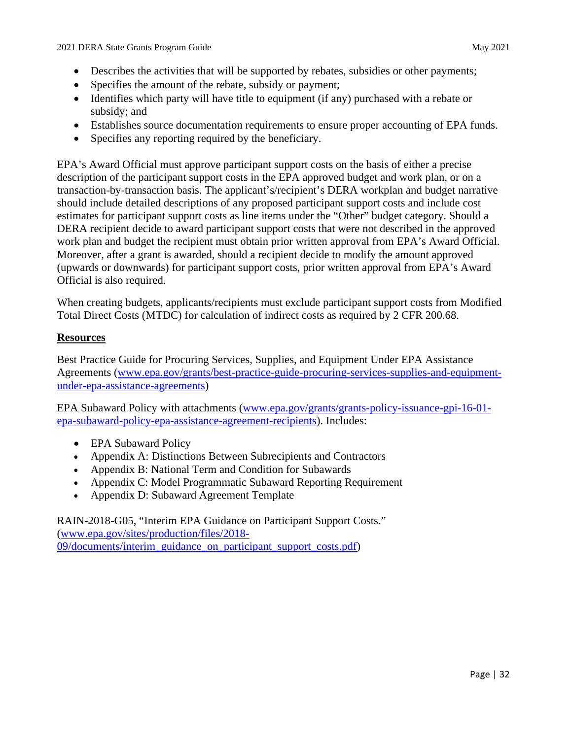- Describes the activities that will be supported by rebates, subsidies or other payments;
- Specifies the amount of the rebate, subsidy or payment;
- Identifies which party will have title to equipment (if any) purchased with a rebate or subsidy; and
- Establishes source documentation requirements to ensure proper accounting of EPA funds.
- Specifies any reporting required by the beneficiary.

EPA's Award Official must approve participant support costs on the basis of either a precise description of the participant support costs in the EPA approved budget and work plan, or on a transaction-by-transaction basis. The applicant's/recipient's DERA workplan and budget narrative should include detailed descriptions of any proposed participant support costs and include cost estimates for participant support costs as line items under the "Other" budget category. Should a DERA recipient decide to award participant support costs that were not described in the approved work plan and budget the recipient must obtain prior written approval from EPA's Award Official. Moreover, after a grant is awarded, should a recipient decide to modify the amount approved (upwards or downwards) for participant support costs, prior written approval from EPA's Award Official is also required.

When creating budgets, applicants/recipients must exclude participant support costs from Modified Total Direct Costs (MTDC) for calculation of indirect costs as required by 2 CFR 200.68.

**Resources**

Best Practice Guide for Procuring Services, Supplies, and Equipment Under EPA Assistance Agreements (www.epa.gov/grants/best-practice-guide-procuring-services-supplies-and-equipment-under-epa-assistance-agreements)

EPA Subaward Policy with attachments (www.epa.gov/grants/grants-policy-issuance-gpi-16-01-epa-subaward-policy-epa-assistance-agreement-recipients). Includes:

- EPA Subaward Policy
- Appendix A: Distinctions Between Subrecipients and Contractors
- Appendix B: National Term and Condition for Subawards
- Appendix C: Model Programmatic Subaward Reporting Requirement
- Appendix D: Subaward Agreement Template

RAIN-2018-G05, "Interim EPA Guidance on Participant Support Costs." (www.epa.gov/sites/production/files/2018-09/documents/interim_guidance_on_participant_support_costs.pdf)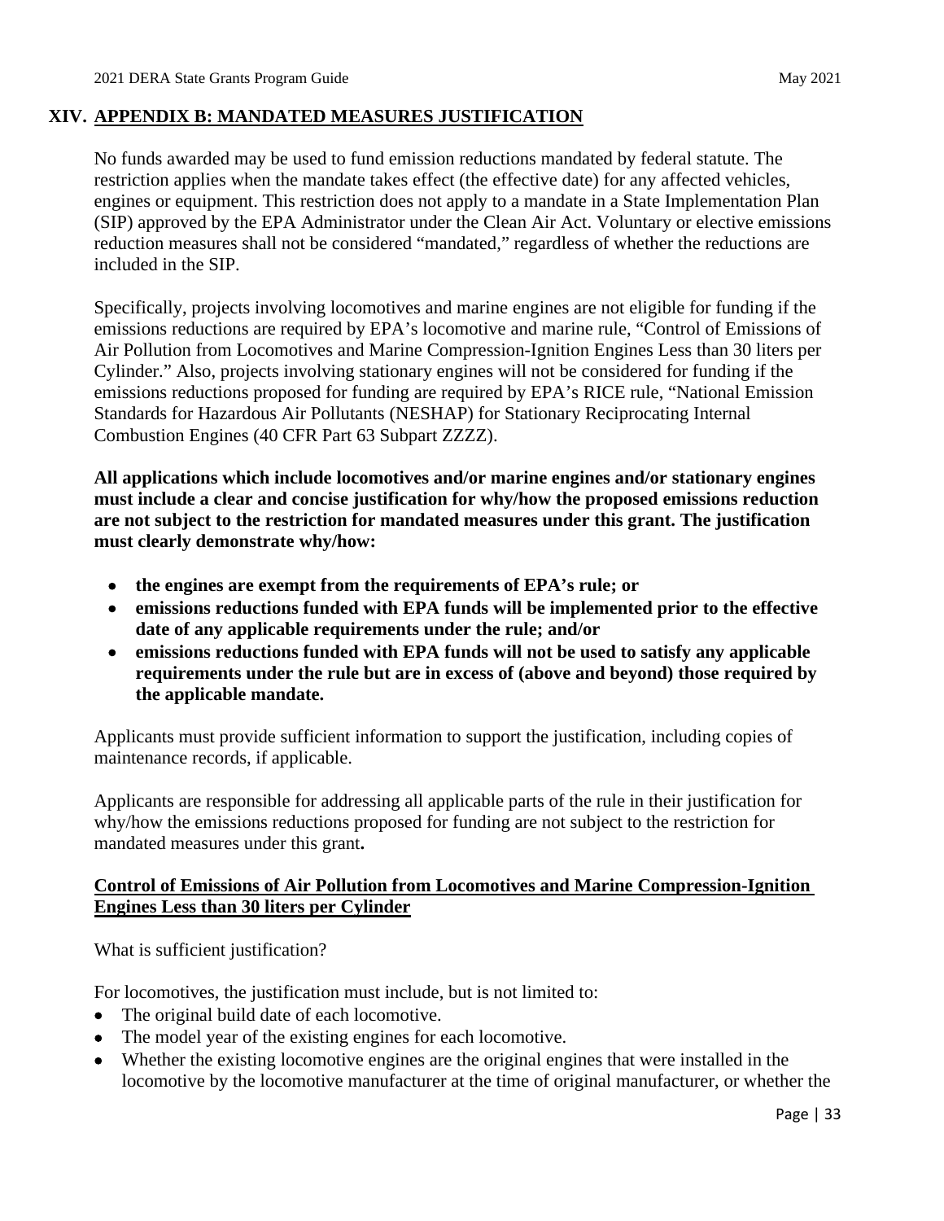## XIV. APPENDIX B: MANDATED MEASURES JUSTIFICATION

No funds awarded may be used to fund emission reductions mandated by federal statute. The restriction applies when the mandate takes effect (the effective date) for any affected vehicles, engines or equipment. This restriction does not apply to a mandate in a State Implementation Plan (SIP) approved by the EPA Administrator under the Clean Air Act. Voluntary or elective emissions reduction measures shall not be considered "mandated," regardless of whether the reductions are included in the SIP.

Specifically, projects involving locomotives and marine engines are not eligible for funding if the emissions reductions are required by EPA's locomotive and marine rule, "Control of Emissions of Air Pollution from Locomotives and Marine Compression-Ignition Engines Less than 30 liters per Cylinder." Also, projects involving stationary engines will not be considered for funding if the emissions reductions proposed for funding are required by EPA's RICE rule, "National Emission Standards for Hazardous Air Pollutants (NESHAP) for Stationary Reciprocating Internal Combustion Engines (40 CFR Part 63 Subpart ZZZZ).

**All applications which include locomotives and/or marine engines and/or stationary engines must include a clear and concise justification for why/how the proposed emissions reduction are not subject to the restriction for mandated measures under this grant. The justification must clearly demonstrate why/how:**

- **the engines are exempt from the requirements of EPA's rule; or**
- **emissions reductions funded with EPA funds will be implemented prior to the effective date of any applicable requirements under the rule; and/or**
- **emissions reductions funded with EPA funds will not be used to satisfy any applicable requirements under the rule but are in excess of (above and beyond) those required by the applicable mandate.**

Applicants must provide sufficient information to support the justification, including copies of maintenance records, if applicable.

Applicants are responsible for addressing all applicable parts of the rule in their justification for why/how the emissions reductions proposed for funding are not subject to the restriction for mandated measures under this grant**.**

### Control of Emissions of Air Pollution from Locomotives and Marine Compression-Ignition Engines Less than 30 liters per Cylinder

What is sufficient justification?

For locomotives, the justification must include, but is not limited to:

- The original build date of each locomotive.
- The model year of the existing engines for each locomotive.
- Whether the existing locomotive engines are the original engines that were installed in the locomotive by the locomotive manufacturer at the time of original manufacturer, or whether the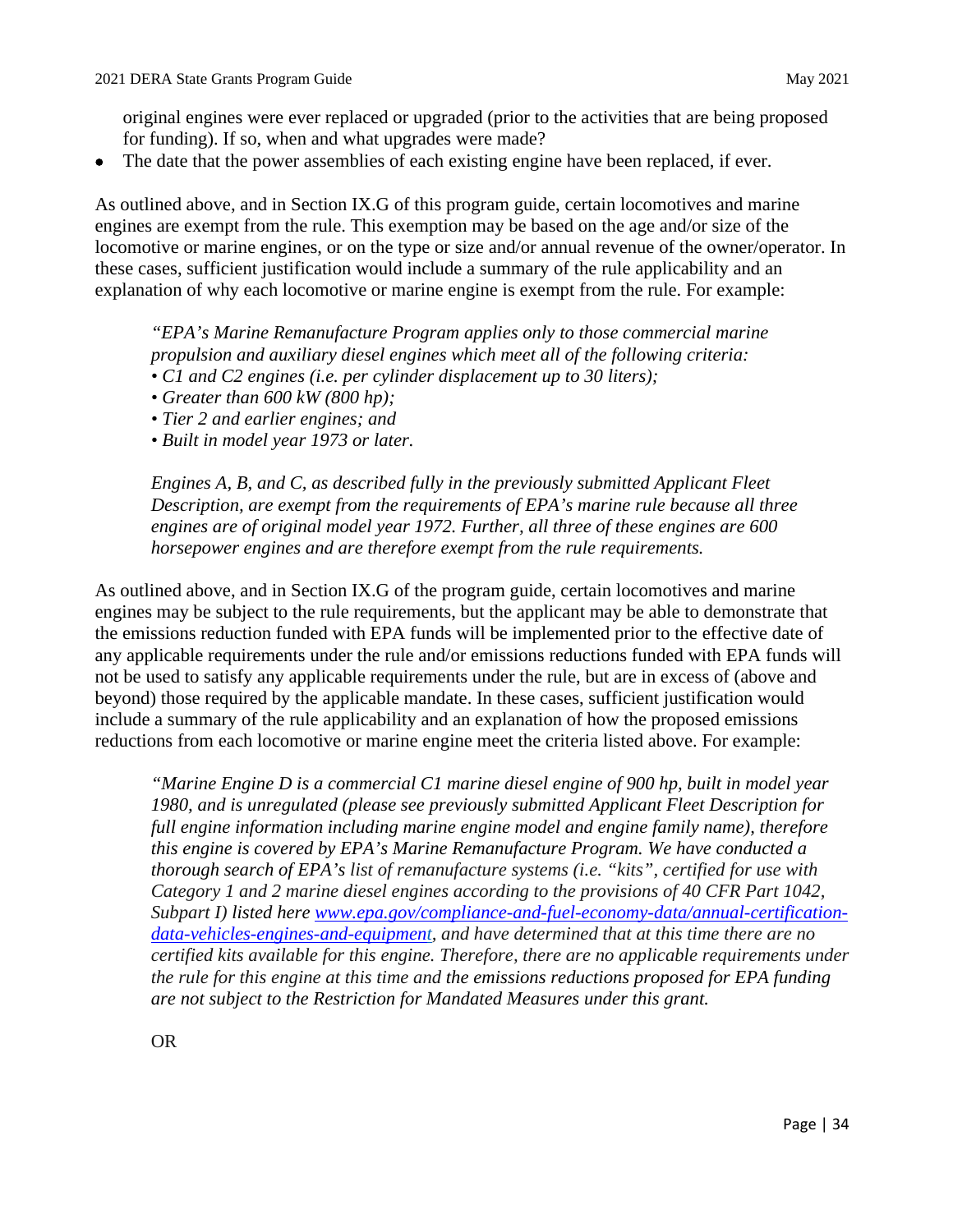original engines were ever replaced or upgraded (prior to the activities that are being proposed for funding). If so, when and what upgrades were made?

- The date that the power assemblies of each existing engine have been replaced, if ever.

As outlined above, and in Section IX.G of this program guide, certain locomotives and marine engines are exempt from the rule. This exemption may be based on the age and/or size of the locomotive or marine engines, or on the type or size and/or annual revenue of the owner/operator. In these cases, sufficient justification would include a summary of the rule applicability and an explanation of why each locomotive or marine engine is exempt from the rule. For example:

> *"EPA's Marine Remanufacture Program applies only to those commercial marine propulsion and auxiliary diesel engines which meet all of the following criteria:*
> *• C1 and C2 engines (i.e. per cylinder displacement up to 30 liters);*
> *• Greater than 600 kW (800 hp);*
> *• Tier 2 and earlier engines; and*
> *• Built in model year 1973 or later.*
>
> *Engines A, B, and C, as described fully in the previously submitted Applicant Fleet Description, are exempt from the requirements of EPA's marine rule because all three engines are of original model year 1972. Further, all three of these engines are 600 horsepower engines and are therefore exempt from the rule requirements.*

As outlined above, and in Section IX.G of the program guide, certain locomotives and marine engines may be subject to the rule requirements, but the applicant may be able to demonstrate that the emissions reduction funded with EPA funds will be implemented prior to the effective date of any applicable requirements under the rule and/or emissions reductions funded with EPA funds will not be used to satisfy any applicable requirements under the rule, but are in excess of (above and beyond) those required by the applicable mandate. In these cases, sufficient justification would include a summary of the rule applicability and an explanation of how the proposed emissions reductions from each locomotive or marine engine meet the criteria listed above. For example:

> *"Marine Engine D is a commercial C1 marine diesel engine of 900 hp, built in model year 1980, and is unregulated (please see previously submitted Applicant Fleet Description for full engine information including marine engine model and engine family name), therefore this engine is covered by EPA's Marine Remanufacture Program. We have conducted a thorough search of EPA's list of remanufacture systems (i.e. "kits", certified for use with Category 1 and 2 marine diesel engines according to the provisions of 40 CFR Part 1042, Subpart I) listed here [www.epa.gov/compliance-and-fuel-economy-data/annual-certification-data-vehicles-engines-and-equipment](www.epa.gov/compliance-and-fuel-economy-data/annual-certification-data-vehicles-engines-and-equipment), and have determined that at this time there are no certified kits available for this engine. Therefore, there are no applicable requirements under the rule for this engine at this time and the emissions reductions proposed for EPA funding are not subject to the Restriction for Mandated Measures under this grant.*
>
> OR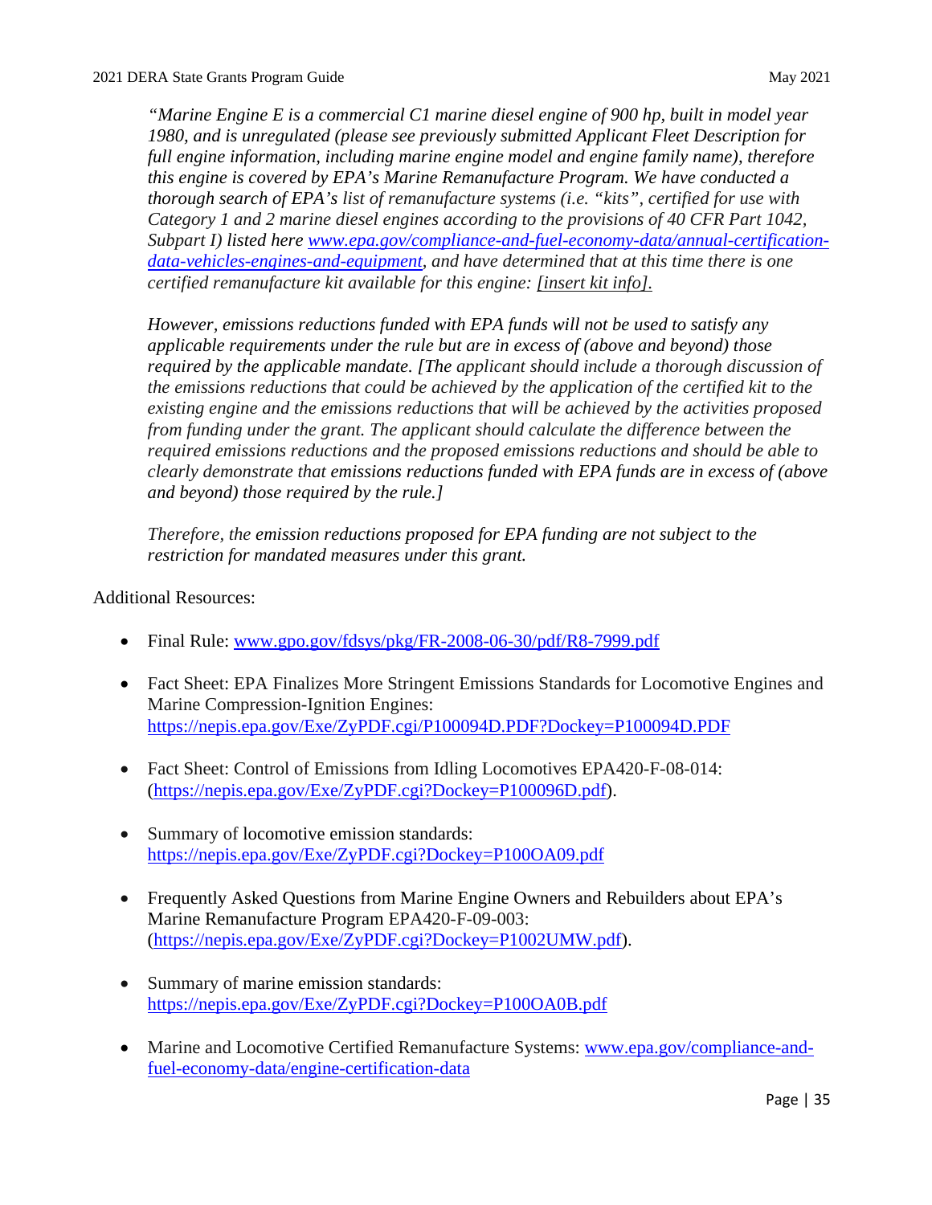*"Marine Engine E is a commercial C1 marine diesel engine of 900 hp, built in model year 1980, and is unregulated (please see previously submitted Applicant Fleet Description for full engine information, including marine engine model and engine family name), therefore this engine is covered by EPA's Marine Remanufacture Program. We have conducted a thorough search of EPA's list of remanufacture systems (i.e. "kits", certified for use with Category 1 and 2 marine diesel engines according to the provisions of 40 CFR Part 1042, Subpart I) listed here [www.epa.gov/compliance-and-fuel-economy-data/annual-certification-data-vehicles-engines-and-equipment](www.epa.gov/compliance-and-fuel-economy-data/annual-certification-data-vehicles-engines-and-equipment), and have determined that at this time there is one certified remanufacture kit available for this engine: [insert kit info].*

*However, emissions reductions funded with EPA funds will not be used to satisfy any applicable requirements under the rule but are in excess of (above and beyond) those required by the applicable mandate. [The applicant should include a thorough discussion of the emissions reductions that could be achieved by the application of the certified kit to the existing engine and the emissions reductions that will be achieved by the activities proposed from funding under the grant. The applicant should calculate the difference between the required emissions reductions and the proposed emissions reductions and should be able to clearly demonstrate that emissions reductions funded with EPA funds are in excess of (above and beyond) those required by the rule.]*

*Therefore, the emission reductions proposed for EPA funding are not subject to the restriction for mandated measures under this grant.*

Additional Resources:

- Final Rule: [www.gpo.gov/fdsys/pkg/FR-2008-06-30/pdf/R8-7999.pdf](www.gpo.gov/fdsys/pkg/FR-2008-06-30/pdf/R8-7999.pdf)
- Fact Sheet: EPA Finalizes More Stringent Emissions Standards for Locomotive Engines and Marine Compression-Ignition Engines: [https://nepis.epa.gov/Exe/ZyPDF.cgi/P100094D.PDF?Dockey=P100094D.PDF](https://nepis.epa.gov/Exe/ZyPDF.cgi/P100094D.PDF?Dockey=P100094D.PDF)
- Fact Sheet: Control of Emissions from Idling Locomotives EPA420-F-08-014: ([https://nepis.epa.gov/Exe/ZyPDF.cgi?Dockey=P100096D.pdf](https://nepis.epa.gov/Exe/ZyPDF.cgi?Dockey=P100096D.pdf)).
- Summary of locomotive emission standards: [https://nepis.epa.gov/Exe/ZyPDF.cgi?Dockey=P100OA09.pdf](https://nepis.epa.gov/Exe/ZyPDF.cgi?Dockey=P100OA09.pdf)
- Frequently Asked Questions from Marine Engine Owners and Rebuilders about EPA's Marine Remanufacture Program EPA420-F-09-003: ([https://nepis.epa.gov/Exe/ZyPDF.cgi?Dockey=P1002UMW.pdf](https://nepis.epa.gov/Exe/ZyPDF.cgi?Dockey=P1002UMW.pdf)).
- Summary of marine emission standards: [https://nepis.epa.gov/Exe/ZyPDF.cgi?Dockey=P100OA0B.pdf](https://nepis.epa.gov/Exe/ZyPDF.cgi?Dockey=P100OA0B.pdf)
- Marine and Locomotive Certified Remanufacture Systems: [www.epa.gov/compliance-and-fuel-economy-data/engine-certification-data](www.epa.gov/compliance-and-fuel-economy-data/engine-certification-data)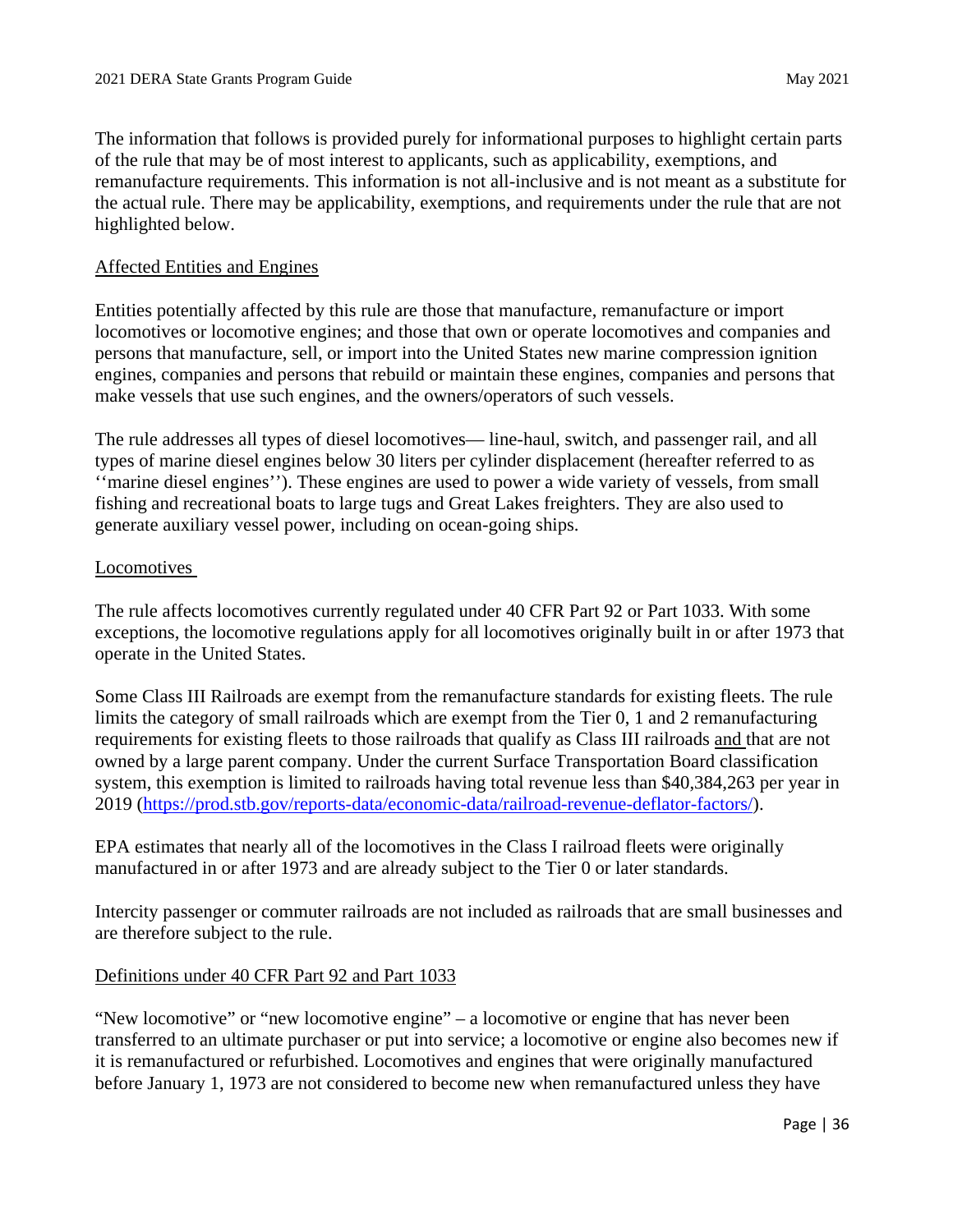The information that follows is provided purely for informational purposes to highlight certain parts of the rule that may be of most interest to applicants, such as applicability, exemptions, and remanufacture requirements. This information is not all-inclusive and is not meant as a substitute for the actual rule. There may be applicability, exemptions, and requirements under the rule that are not highlighted below.

Affected Entities and Engines

Entities potentially affected by this rule are those that manufacture, remanufacture or import locomotives or locomotive engines; and those that own or operate locomotives and companies and persons that manufacture, sell, or import into the United States new marine compression ignition engines, companies and persons that rebuild or maintain these engines, companies and persons that make vessels that use such engines, and the owners/operators of such vessels.

The rule addresses all types of diesel locomotives— line-haul, switch, and passenger rail, and all types of marine diesel engines below 30 liters per cylinder displacement (hereafter referred to as ''marine diesel engines''). These engines are used to power a wide variety of vessels, from small fishing and recreational boats to large tugs and Great Lakes freighters. They are also used to generate auxiliary vessel power, including on ocean-going ships.

Locomotives

The rule affects locomotives currently regulated under 40 CFR Part 92 or Part 1033. With some exceptions, the locomotive regulations apply for all locomotives originally built in or after 1973 that operate in the United States.

Some Class III Railroads are exempt from the remanufacture standards for existing fleets. The rule limits the category of small railroads which are exempt from the Tier 0, 1 and 2 remanufacturing requirements for existing fleets to those railroads that qualify as Class III railroads and that are not owned by a large parent company. Under the current Surface Transportation Board classification system, this exemption is limited to railroads having total revenue less than $40,384,263 per year in 2019 (https://prod.stb.gov/reports-data/economic-data/railroad-revenue-deflator-factors/).

EPA estimates that nearly all of the locomotives in the Class I railroad fleets were originally manufactured in or after 1973 and are already subject to the Tier 0 or later standards.

Intercity passenger or commuter railroads are not included as railroads that are small businesses and are therefore subject to the rule.

Definitions under 40 CFR Part 92 and Part 1033

"New locomotive" or "new locomotive engine" – a locomotive or engine that has never been transferred to an ultimate purchaser or put into service; a locomotive or engine also becomes new if it is remanufactured or refurbished. Locomotives and engines that were originally manufactured before January 1, 1973 are not considered to become new when remanufactured unless they have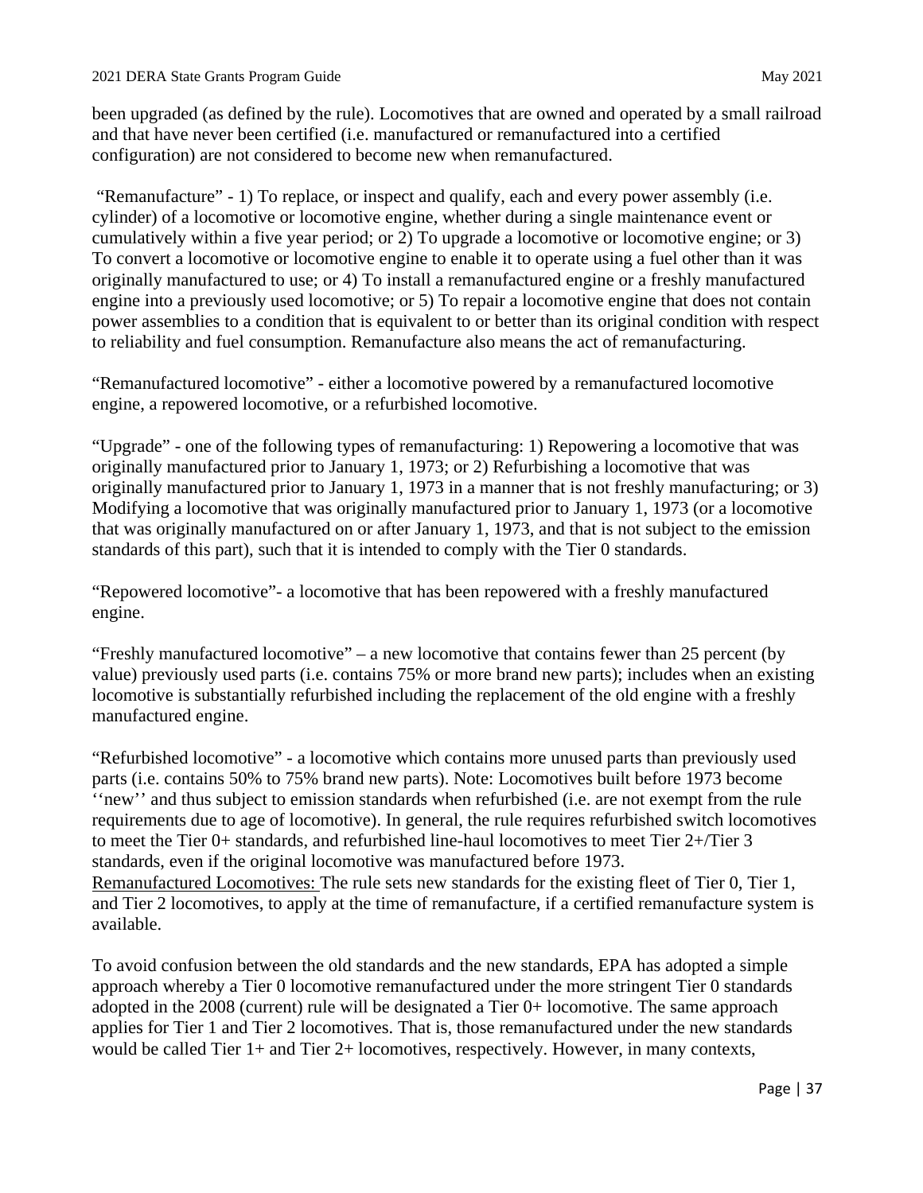been upgraded (as defined by the rule). Locomotives that are owned and operated by a small railroad and that have never been certified (i.e. manufactured or remanufactured into a certified configuration) are not considered to become new when remanufactured.

"Remanufacture" - 1) To replace, or inspect and qualify, each and every power assembly (i.e. cylinder) of a locomotive or locomotive engine, whether during a single maintenance event or cumulatively within a five year period; or 2) To upgrade a locomotive or locomotive engine; or 3) To convert a locomotive or locomotive engine to enable it to operate using a fuel other than it was originally manufactured to use; or 4) To install a remanufactured engine or a freshly manufactured engine into a previously used locomotive; or 5) To repair a locomotive engine that does not contain power assemblies to a condition that is equivalent to or better than its original condition with respect to reliability and fuel consumption. Remanufacture also means the act of remanufacturing.

"Remanufactured locomotive" - either a locomotive powered by a remanufactured locomotive engine, a repowered locomotive, or a refurbished locomotive.

"Upgrade" - one of the following types of remanufacturing: 1) Repowering a locomotive that was originally manufactured prior to January 1, 1973; or 2) Refurbishing a locomotive that was originally manufactured prior to January 1, 1973 in a manner that is not freshly manufacturing; or 3) Modifying a locomotive that was originally manufactured prior to January 1, 1973 (or a locomotive that was originally manufactured on or after January 1, 1973, and that is not subject to the emission standards of this part), such that it is intended to comply with the Tier 0 standards.

"Repowered locomotive"- a locomotive that has been repowered with a freshly manufactured engine.

"Freshly manufactured locomotive" – a new locomotive that contains fewer than 25 percent (by value) previously used parts (i.e. contains 75% or more brand new parts); includes when an existing locomotive is substantially refurbished including the replacement of the old engine with a freshly manufactured engine.

"Refurbished locomotive" - a locomotive which contains more unused parts than previously used parts (i.e. contains 50% to 75% brand new parts). Note: Locomotives built before 1973 become ''new'' and thus subject to emission standards when refurbished (i.e. are not exempt from the rule requirements due to age of locomotive). In general, the rule requires refurbished switch locomotives to meet the Tier 0+ standards, and refurbished line-haul locomotives to meet Tier 2+/Tier 3 standards, even if the original locomotive was manufactured before 1973.

Remanufactured Locomotives: The rule sets new standards for the existing fleet of Tier 0, Tier 1, and Tier 2 locomotives, to apply at the time of remanufacture, if a certified remanufacture system is available.

To avoid confusion between the old standards and the new standards, EPA has adopted a simple approach whereby a Tier 0 locomotive remanufactured under the more stringent Tier 0 standards adopted in the 2008 (current) rule will be designated a Tier 0+ locomotive. The same approach applies for Tier 1 and Tier 2 locomotives. That is, those remanufactured under the new standards would be called Tier 1+ and Tier 2+ locomotives, respectively. However, in many contexts,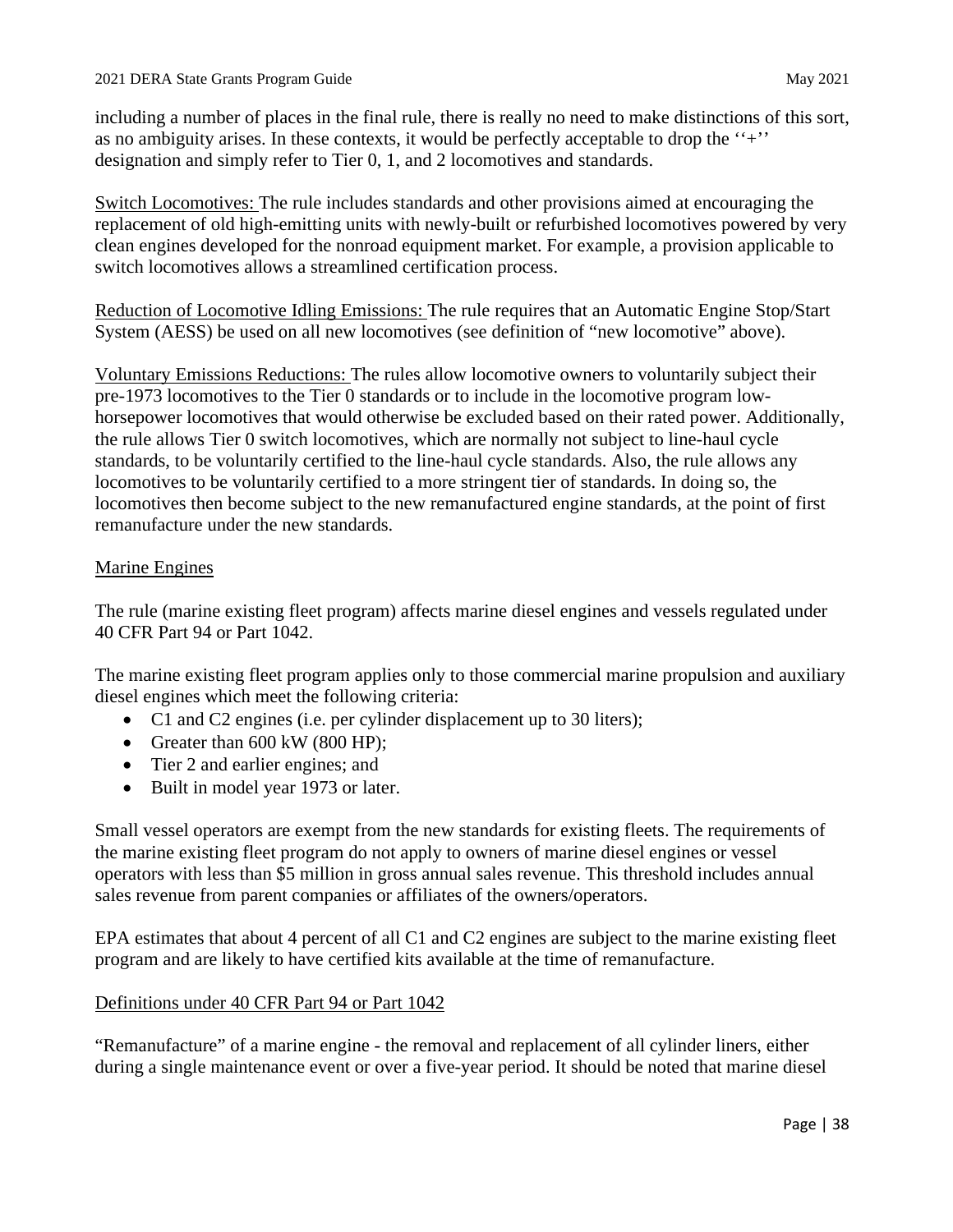including a number of places in the final rule, there is really no need to make distinctions of this sort, as no ambiguity arises. In these contexts, it would be perfectly acceptable to drop the ''+'' designation and simply refer to Tier 0, 1, and 2 locomotives and standards.

Switch Locomotives: The rule includes standards and other provisions aimed at encouraging the replacement of old high-emitting units with newly-built or refurbished locomotives powered by very clean engines developed for the nonroad equipment market. For example, a provision applicable to switch locomotives allows a streamlined certification process.

Reduction of Locomotive Idling Emissions: The rule requires that an Automatic Engine Stop/Start System (AESS) be used on all new locomotives (see definition of "new locomotive" above).

Voluntary Emissions Reductions: The rules allow locomotive owners to voluntarily subject their pre-1973 locomotives to the Tier 0 standards or to include in the locomotive program low-horsepower locomotives that would otherwise be excluded based on their rated power. Additionally, the rule allows Tier 0 switch locomotives, which are normally not subject to line-haul cycle standards, to be voluntarily certified to the line-haul cycle standards. Also, the rule allows any locomotives to be voluntarily certified to a more stringent tier of standards. In doing so, the locomotives then become subject to the new remanufactured engine standards, at the point of first remanufacture under the new standards.

Marine Engines

The rule (marine existing fleet program) affects marine diesel engines and vessels regulated under 40 CFR Part 94 or Part 1042.

The marine existing fleet program applies only to those commercial marine propulsion and auxiliary diesel engines which meet the following criteria:

- C1 and C2 engines (i.e. per cylinder displacement up to 30 liters);
- Greater than 600 kW (800 HP);
- Tier 2 and earlier engines; and
- Built in model year 1973 or later.

Small vessel operators are exempt from the new standards for existing fleets. The requirements of the marine existing fleet program do not apply to owners of marine diesel engines or vessel operators with less than $5 million in gross annual sales revenue. This threshold includes annual sales revenue from parent companies or affiliates of the owners/operators.

EPA estimates that about 4 percent of all C1 and C2 engines are subject to the marine existing fleet program and are likely to have certified kits available at the time of remanufacture.

Definitions under 40 CFR Part 94 or Part 1042

"Remanufacture" of a marine engine - the removal and replacement of all cylinder liners, either during a single maintenance event or over a five-year period. It should be noted that marine diesel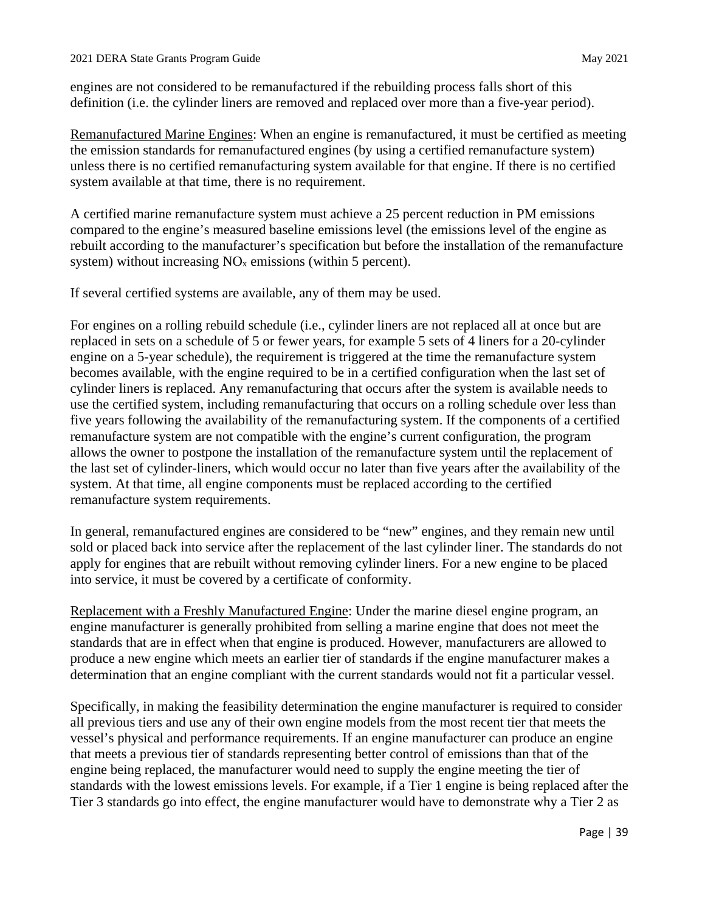engines are not considered to be remanufactured if the rebuilding process falls short of this definition (i.e. the cylinder liners are removed and replaced over more than a five-year period).

<u>Remanufactured Marine Engines</u>: When an engine is remanufactured, it must be certified as meeting the emission standards for remanufactured engines (by using a certified remanufacture system) unless there is no certified remanufacturing system available for that engine. If there is no certified system available at that time, there is no requirement.

A certified marine remanufacture system must achieve a 25 percent reduction in PM emissions compared to the engine's measured baseline emissions level (the emissions level of the engine as rebuilt according to the manufacturer's specification but before the installation of the remanufacture system) without increasing $NO_x$ emissions (within 5 percent).

If several certified systems are available, any of them may be used.

For engines on a rolling rebuild schedule (i.e., cylinder liners are not replaced all at once but are replaced in sets on a schedule of 5 or fewer years, for example 5 sets of 4 liners for a 20-cylinder engine on a 5-year schedule), the requirement is triggered at the time the remanufacture system becomes available, with the engine required to be in a certified configuration when the last set of cylinder liners is replaced. Any remanufacturing that occurs after the system is available needs to use the certified system, including remanufacturing that occurs on a rolling schedule over less than five years following the availability of the remanufacturing system. If the components of a certified remanufacture system are not compatible with the engine's current configuration, the program allows the owner to postpone the installation of the remanufacture system until the replacement of the last set of cylinder-liners, which would occur no later than five years after the availability of the system. At that time, all engine components must be replaced according to the certified remanufacture system requirements.

In general, remanufactured engines are considered to be "new" engines, and they remain new until sold or placed back into service after the replacement of the last cylinder liner. The standards do not apply for engines that are rebuilt without removing cylinder liners. For a new engine to be placed into service, it must be covered by a certificate of conformity.

<u>Replacement with a Freshly Manufactured Engine</u>: Under the marine diesel engine program, an engine manufacturer is generally prohibited from selling a marine engine that does not meet the standards that are in effect when that engine is produced. However, manufacturers are allowed to produce a new engine which meets an earlier tier of standards if the engine manufacturer makes a determination that an engine compliant with the current standards would not fit a particular vessel.

Specifically, in making the feasibility determination the engine manufacturer is required to consider all previous tiers and use any of their own engine models from the most recent tier that meets the vessel's physical and performance requirements. If an engine manufacturer can produce an engine that meets a previous tier of standards representing better control of emissions than that of the engine being replaced, the manufacturer would need to supply the engine meeting the tier of standards with the lowest emissions levels. For example, if a Tier 1 engine is being replaced after the Tier 3 standards go into effect, the engine manufacturer would have to demonstrate why a Tier 2 as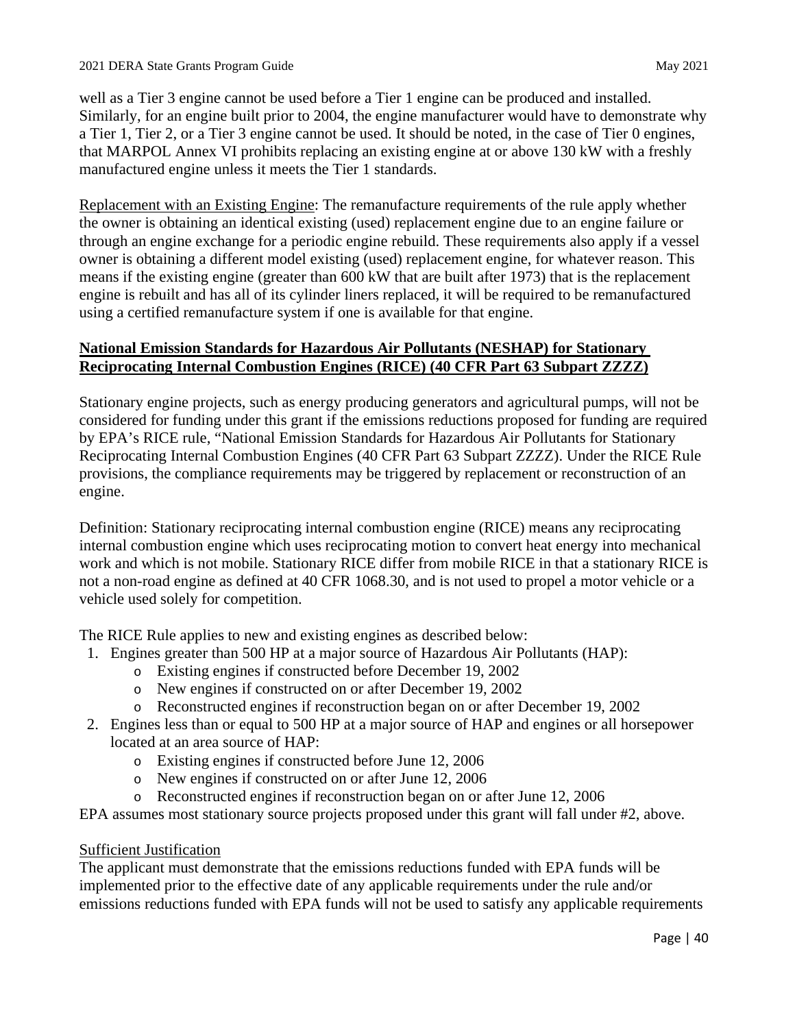well as a Tier 3 engine cannot be used before a Tier 1 engine can be produced and installed. Similarly, for an engine built prior to 2004, the engine manufacturer would have to demonstrate why a Tier 1, Tier 2, or a Tier 3 engine cannot be used. It should be noted, in the case of Tier 0 engines, that MARPOL Annex VI prohibits replacing an existing engine at or above 130 kW with a freshly manufactured engine unless it meets the Tier 1 standards.

Replacement with an Existing Engine: The remanufacture requirements of the rule apply whether the owner is obtaining an identical existing (used) replacement engine due to an engine failure or through an engine exchange for a periodic engine rebuild. These requirements also apply if a vessel owner is obtaining a different model existing (used) replacement engine, for whatever reason. This means if the existing engine (greater than 600 kW that are built after 1973) that is the replacement engine is rebuilt and has all of its cylinder liners replaced, it will be required to be remanufactured using a certified remanufacture system if one is available for that engine.

**National Emission Standards for Hazardous Air Pollutants (NESHAP) for Stationary Reciprocating Internal Combustion Engines (RICE) (40 CFR Part 63 Subpart ZZZZ)**

Stationary engine projects, such as energy producing generators and agricultural pumps, will not be considered for funding under this grant if the emissions reductions proposed for funding are required by EPA's RICE rule, "National Emission Standards for Hazardous Air Pollutants for Stationary Reciprocating Internal Combustion Engines (40 CFR Part 63 Subpart ZZZZ). Under the RICE Rule provisions, the compliance requirements may be triggered by replacement or reconstruction of an engine.

Definition: Stationary reciprocating internal combustion engine (RICE) means any reciprocating internal combustion engine which uses reciprocating motion to convert heat energy into mechanical work and which is not mobile. Stationary RICE differ from mobile RICE in that a stationary RICE is not a non-road engine as defined at 40 CFR 1068.30, and is not used to propel a motor vehicle or a vehicle used solely for competition.

The RICE Rule applies to new and existing engines as described below:

1. Engines greater than 500 HP at a major source of Hazardous Air Pollutants (HAP):
   - Existing engines if constructed before December 19, 2002
   - New engines if constructed on or after December 19, 2002
   - Reconstructed engines if reconstruction began on or after December 19, 2002
2. Engines less than or equal to 500 HP at a major source of HAP and engines or all horsepower located at an area source of HAP:
   - Existing engines if constructed before June 12, 2006
   - New engines if constructed on or after June 12, 2006
   - Reconstructed engines if reconstruction began on or after June 12, 2006

EPA assumes most stationary source projects proposed under this grant will fall under #2, above.

Sufficient Justification

The applicant must demonstrate that the emissions reductions funded with EPA funds will be implemented prior to the effective date of any applicable requirements under the rule and/or emissions reductions funded with EPA funds will not be used to satisfy any applicable requirements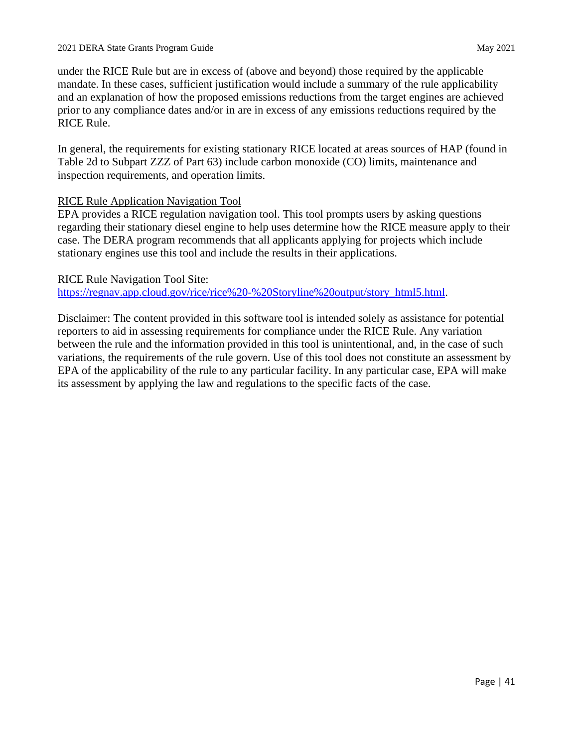under the RICE Rule but are in excess of (above and beyond) those required by the applicable mandate. In these cases, sufficient justification would include a summary of the rule applicability and an explanation of how the proposed emissions reductions from the target engines are achieved prior to any compliance dates and/or in are in excess of any emissions reductions required by the RICE Rule.

In general, the requirements for existing stationary RICE located at areas sources of HAP (found in Table 2d to Subpart ZZZ of Part 63) include carbon monoxide (CO) limits, maintenance and inspection requirements, and operation limits.

RICE Rule Application Navigation Tool

EPA provides a RICE regulation navigation tool. This tool prompts users by asking questions regarding their stationary diesel engine to help uses determine how the RICE measure apply to their case. The DERA program recommends that all applicants applying for projects which include stationary engines use this tool and include the results in their applications.

RICE Rule Navigation Tool Site:
https://regnav.app.cloud.gov/rice/rice%20-%20Storyline%20output/story_html5.html.

Disclaimer: The content provided in this software tool is intended solely as assistance for potential reporters to aid in assessing requirements for compliance under the RICE Rule. Any variation between the rule and the information provided in this tool is unintentional, and, in the case of such variations, the requirements of the rule govern. Use of this tool does not constitute an assessment by EPA of the applicability of the rule to any particular facility. In any particular case, EPA will make its assessment by applying the law and regulations to the specific facts of the case.